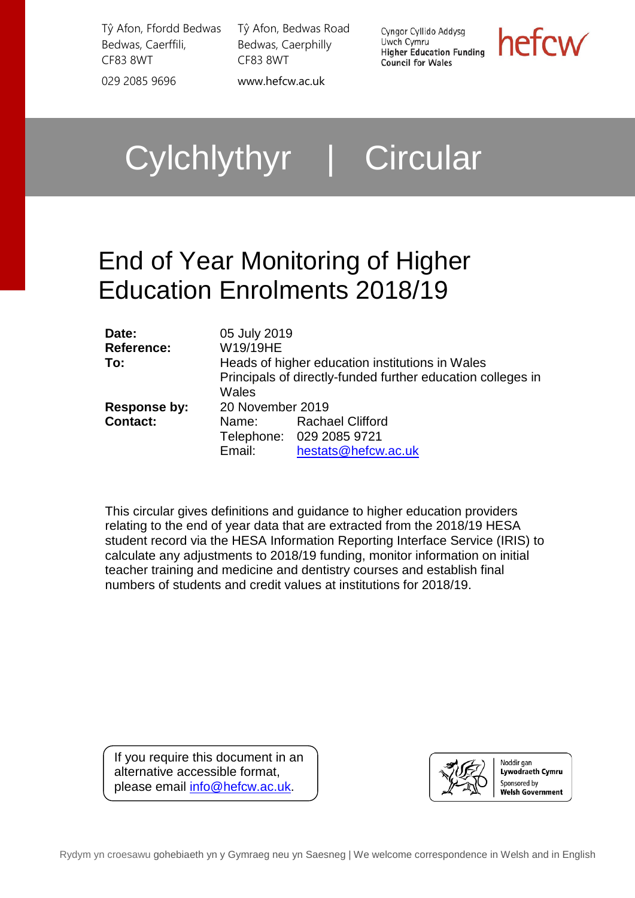Tŷ Afon, Ffordd Bedwas
Bedwas, Caerffili,
CF83 8WT

029 2085 9696

Tŷ Afon, Bedwas Road
Bedwas, Caerphilly
CF83 8WT

www.hefcw.ac.uk

Cyngor Cyllido Addysg Uwch Cymru
Higher Education Funding Council for Wales

hefcw

# Cylchlythyr | Circular

# End of Year Monitoring of Higher Education Enrolments 2018/19

| | | |
|---|---|---|
| **Date:** | 05 July 2019 | |
| **Reference:** | W19/19HE | |
| **To:** | Heads of higher education institutions in Wales<br>Principals of directly-funded further education colleges in Wales | |
| **Response by:** | 20 November 2019 | |
| **Contact:** | Name: | Rachael Clifford |
| | Telephone: | 029 2085 9721 |
| | Email: | hestats@hefcw.ac.uk |

This circular gives definitions and guidance to higher education providers relating to the end of year data that are extracted from the 2018/19 HESA student record via the HESA Information Reporting Interface Service (IRIS) to calculate any adjustments to 2018/19 funding, monitor information on initial teacher training and medicine and dentistry courses and establish final numbers of students and credit values at institutions for 2018/19.

If you require this document in an alternative accessible format, please email info@hefcw.ac.uk.

Noddir gan Lywodraeth Cymru
Sponsored by Welsh Government

Rydym yn croesawu gohebiaeth yn y Gymraeg neu yn Saesneg | We welcome correspondence in Welsh and in English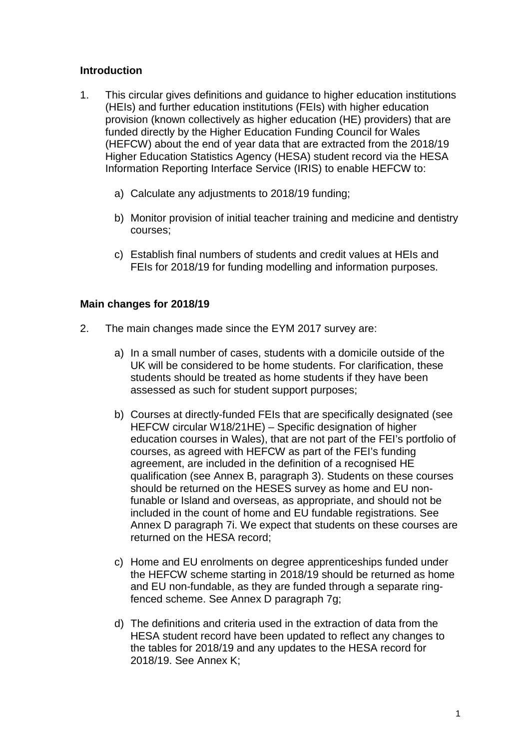## Introduction

1. This circular gives definitions and guidance to higher education institutions (HEIs) and further education institutions (FEIs) with higher education provision (known collectively as higher education (HE) providers) that are funded directly by the Higher Education Funding Council for Wales (HEFCW) about the end of year data that are extracted from the 2018/19 Higher Education Statistics Agency (HESA) student record via the HESA Information Reporting Interface Service (IRIS) to enable HEFCW to:

   a) Calculate any adjustments to 2018/19 funding;

   b) Monitor provision of initial teacher training and medicine and dentistry courses;

   c) Establish final numbers of students and credit values at HEIs and FEIs for 2018/19 for funding modelling and information purposes.

## Main changes for 2018/19

2. The main changes made since the EYM 2017 survey are:

   a) In a small number of cases, students with a domicile outside of the UK will be considered to be home students. For clarification, these students should be treated as home students if they have been assessed as such for student support purposes;

   b) Courses at directly-funded FEIs that are specifically designated (see HEFCW circular W18/21HE) – Specific designation of higher education courses in Wales), that are not part of the FEI's portfolio of courses, as agreed with HEFCW as part of the FEI's funding agreement, are included in the definition of a recognised HE qualification (see Annex B, paragraph 3). Students on these courses should be returned on the HESES survey as home and EU non-funable or Island and overseas, as appropriate, and should not be included in the count of home and EU fundable registrations. See Annex D paragraph 7i. We expect that students on these courses are returned on the HESA record;

   c) Home and EU enrolments on degree apprenticeships funded under the HEFCW scheme starting in 2018/19 should be returned as home and EU non-fundable, as they are funded through a separate ring-fenced scheme. See Annex D paragraph 7g;

   d) The definitions and criteria used in the extraction of data from the HESA student record have been updated to reflect any changes to the tables for 2018/19 and any updates to the HESA record for 2018/19. See Annex K;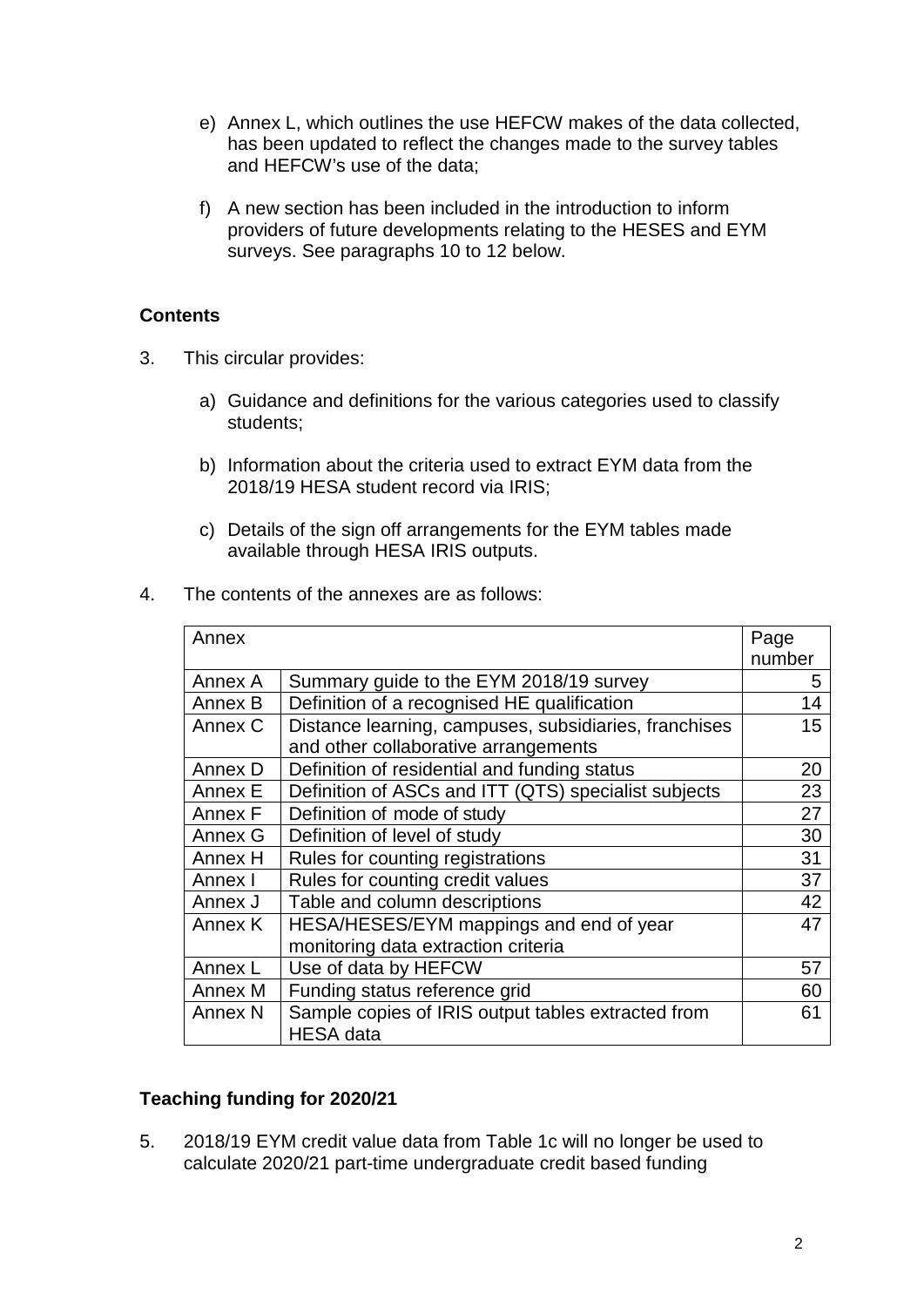e) Annex L, which outlines the use HEFCW makes of the data collected, has been updated to reflect the changes made to the survey tables and HEFCW's use of the data;

f) A new section has been included in the introduction to inform providers of future developments relating to the HESES and EYM surveys. See paragraphs 10 to 12 below.

## Contents

3. This circular provides:

   a) Guidance and definitions for the various categories used to classify students;

   b) Information about the criteria used to extract EYM data from the 2018/19 HESA student record via IRIS;

   c) Details of the sign off arrangements for the EYM tables made available through HESA IRIS outputs.

4. The contents of the annexes are as follows:

| Annex | | Page number |
|---|---|---|
| Annex A | Summary guide to the EYM 2018/19 survey | 5 |
| Annex B | Definition of a recognised HE qualification | 14 |
| Annex C | Distance learning, campuses, subsidiaries, franchises and other collaborative arrangements | 15 |
| Annex D | Definition of residential and funding status | 20 |
| Annex E | Definition of ASCs and ITT (QTS) specialist subjects | 23 |
| Annex F | Definition of mode of study | 27 |
| Annex G | Definition of level of study | 30 |
| Annex H | Rules for counting registrations | 31 |
| Annex I | Rules for counting credit values | 37 |
| Annex J | Table and column descriptions | 42 |
| Annex K | HESA/HESES/EYM mappings and end of year monitoring data extraction criteria | 47 |
| Annex L | Use of data by HEFCW | 57 |
| Annex M | Funding status reference grid | 60 |
| Annex N | Sample copies of IRIS output tables extracted from HESA data | 61 |

## Teaching funding for 2020/21

5. 2018/19 EYM credit value data from Table 1c will no longer be used to calculate 2020/21 part-time undergraduate credit based funding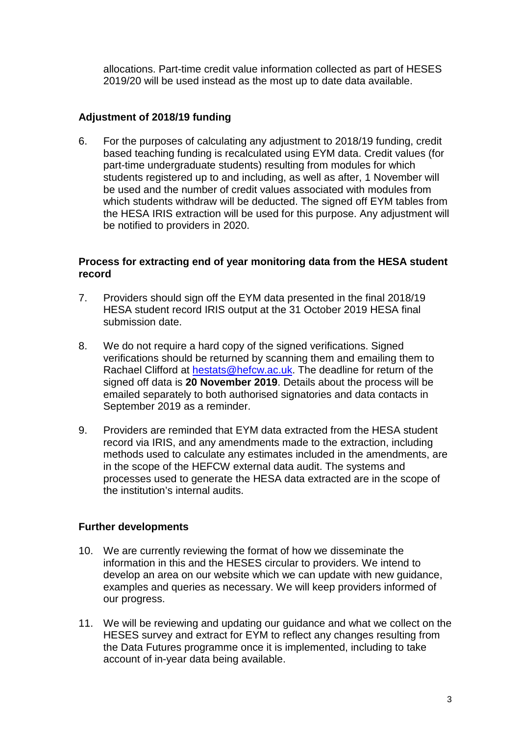allocations. Part-time credit value information collected as part of HESES 2019/20 will be used instead as the most up to date data available.

### Adjustment of 2018/19 funding

6. For the purposes of calculating any adjustment to 2018/19 funding, credit based teaching funding is recalculated using EYM data. Credit values (for part-time undergraduate students) resulting from modules for which students registered up to and including, as well as after, 1 November will be used and the number of credit values associated with modules from which students withdraw will be deducted. The signed off EYM tables from the HESA IRIS extraction will be used for this purpose. Any adjustment will be notified to providers in 2020.

### Process for extracting end of year monitoring data from the HESA student record

7. Providers should sign off the EYM data presented in the final 2018/19 HESA student record IRIS output at the 31 October 2019 HESA final submission date.

8. We do not require a hard copy of the signed verifications. Signed verifications should be returned by scanning them and emailing them to Rachael Clifford at hestats@hefcw.ac.uk. The deadline for return of the signed off data is **20 November 2019**. Details about the process will be emailed separately to both authorised signatories and data contacts in September 2019 as a reminder.

9. Providers are reminded that EYM data extracted from the HESA student record via IRIS, and any amendments made to the extraction, including methods used to calculate any estimates included in the amendments, are in the scope of the HEFCW external data audit. The systems and processes used to generate the HESA data extracted are in the scope of the institution's internal audits.

### Further developments

10. We are currently reviewing the format of how we disseminate the information in this and the HESES circular to providers. We intend to develop an area on our website which we can update with new guidance, examples and queries as necessary. We will keep providers informed of our progress.

11. We will be reviewing and updating our guidance and what we collect on the HESES survey and extract for EYM to reflect any changes resulting from the Data Futures programme once it is implemented, including to take account of in-year data being available.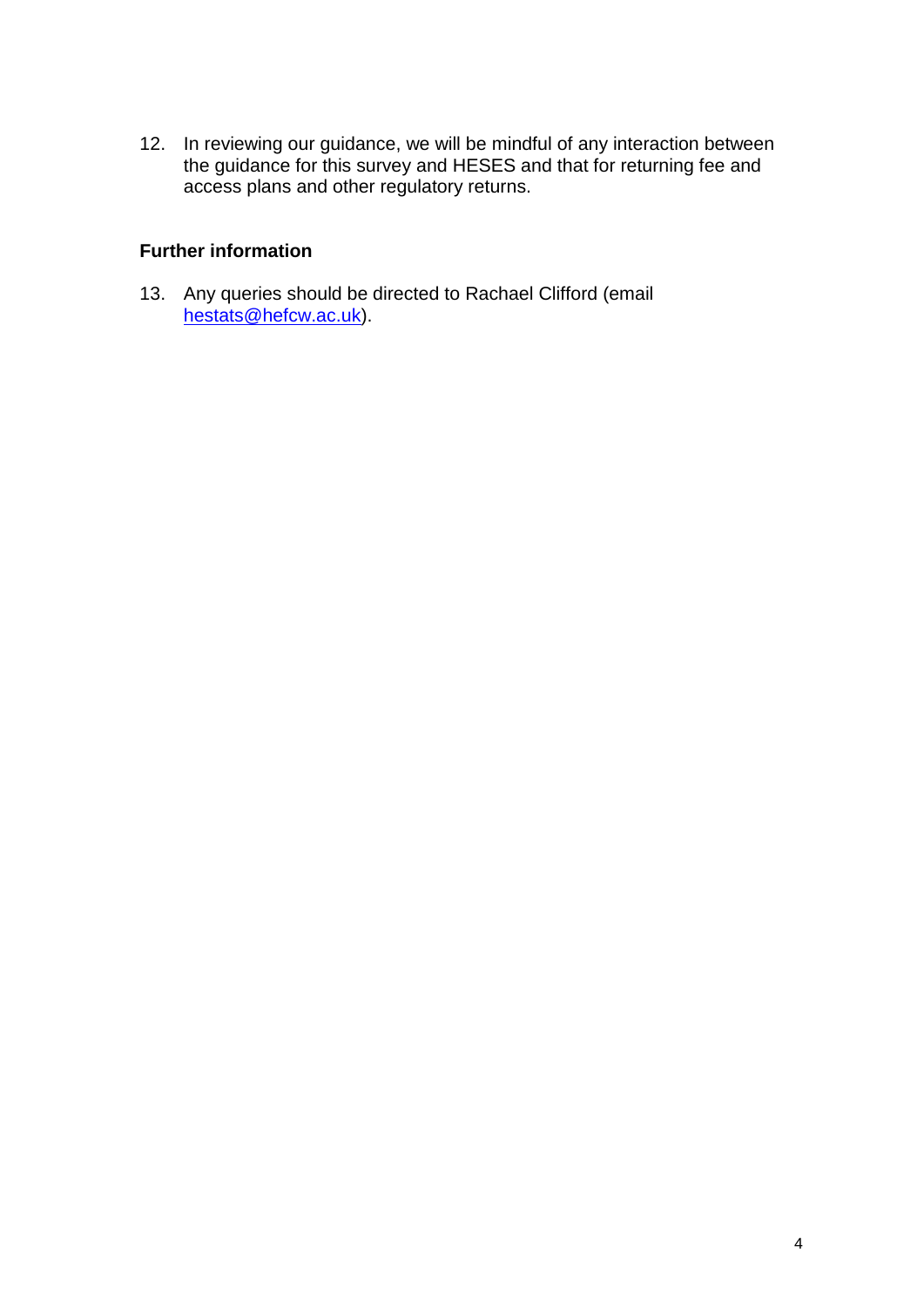12. In reviewing our guidance, we will be mindful of any interaction between the guidance for this survey and HESES and that for returning fee and access plans and other regulatory returns.

## Further information

13. Any queries should be directed to Rachael Clifford (email hestats@hefcw.ac.uk).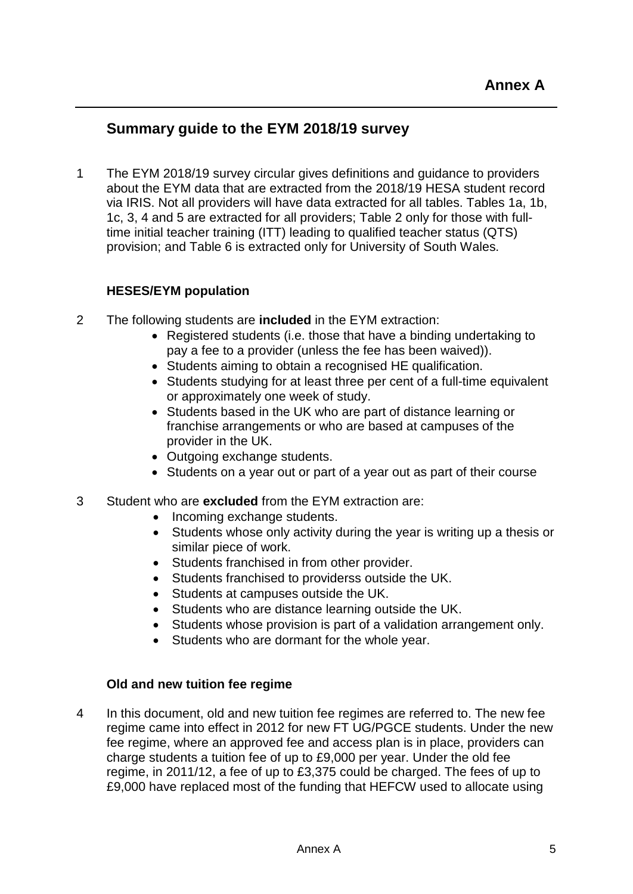# Annex A

## Summary guide to the EYM 2018/19 survey

1 The EYM 2018/19 survey circular gives definitions and guidance to providers about the EYM data that are extracted from the 2018/19 HESA student record via IRIS. Not all providers will have data extracted for all tables. Tables 1a, 1b, 1c, 3, 4 and 5 are extracted for all providers; Table 2 only for those with full-time initial teacher training (ITT) leading to qualified teacher status (QTS) provision; and Table 6 is extracted only for University of South Wales.

### HESES/EYM population

2 The following students are **included** in the EYM extraction:

- Registered students (i.e. those that have a binding undertaking to pay a fee to a provider (unless the fee has been waived)).
- Students aiming to obtain a recognised HE qualification.
- Students studying for at least three per cent of a full-time equivalent or approximately one week of study.
- Students based in the UK who are part of distance learning or franchise arrangements or who are based at campuses of the provider in the UK.
- Outgoing exchange students.
- Students on a year out or part of a year out as part of their course

3 Student who are **excluded** from the EYM extraction are:

- Incoming exchange students.
- Students whose only activity during the year is writing up a thesis or similar piece of work.
- Students franchised in from other provider.
- Students franchised to providerss outside the UK.
- Students at campuses outside the UK.
- Students who are distance learning outside the UK.
- Students whose provision is part of a validation arrangement only.
- Students who are dormant for the whole year.

### Old and new tuition fee regime

4 In this document, old and new tuition fee regimes are referred to. The new fee regime came into effect in 2012 for new FT UG/PGCE students. Under the new fee regime, where an approved fee and access plan is in place, providers can charge students a tuition fee of up to £9,000 per year. Under the old fee regime, in 2011/12, a fee of up to £3,375 could be charged. The fees of up to £9,000 have replaced most of the funding that HEFCW used to allocate using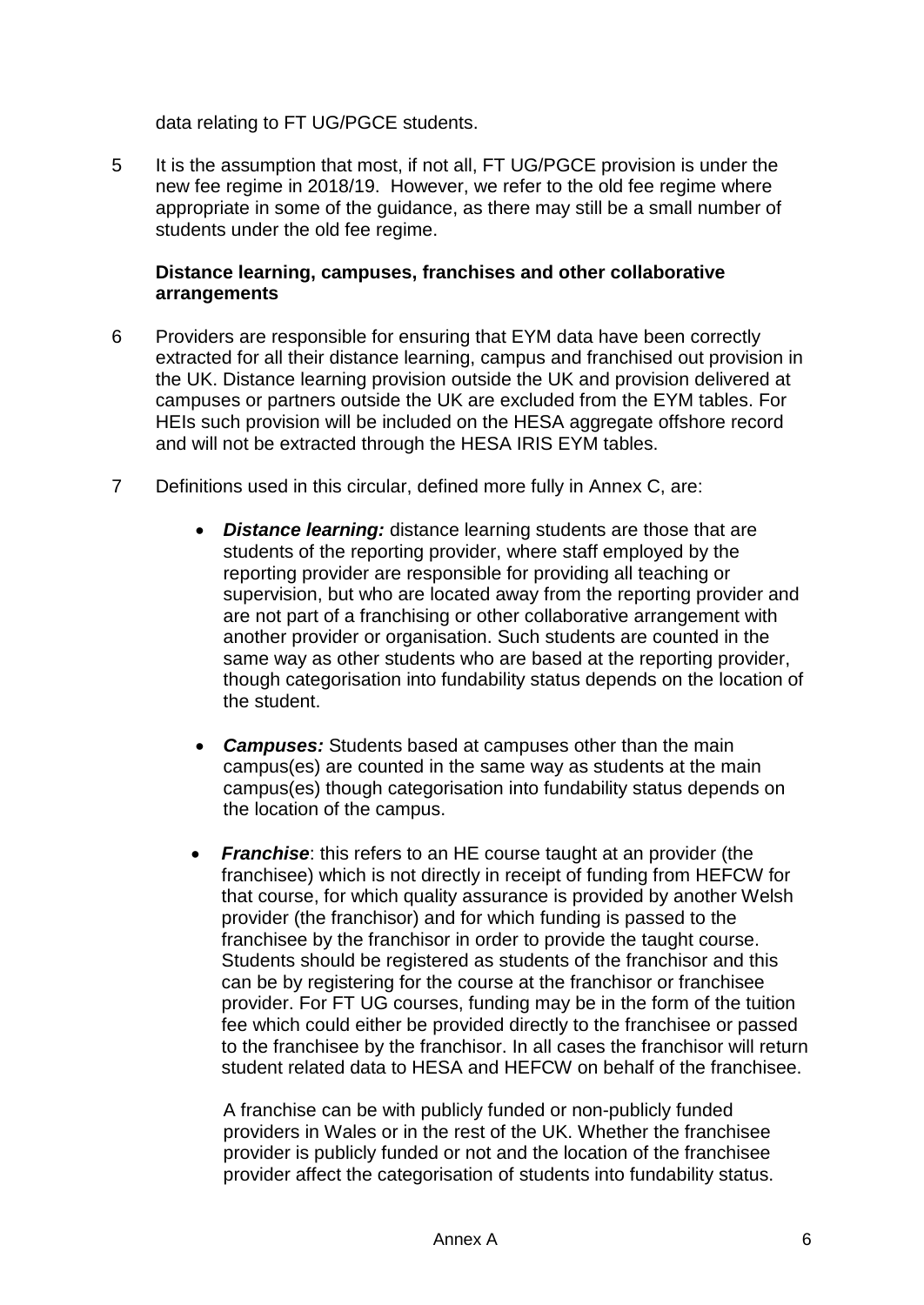data relating to FT UG/PGCE students.

5 It is the assumption that most, if not all, FT UG/PGCE provision is under the new fee regime in 2018/19. However, we refer to the old fee regime where appropriate in some of the guidance, as there may still be a small number of students under the old fee regime.

**Distance learning, campuses, franchises and other collaborative arrangements**

6 Providers are responsible for ensuring that EYM data have been correctly extracted for all their distance learning, campus and franchised out provision in the UK. Distance learning provision outside the UK and provision delivered at campuses or partners outside the UK are excluded from the EYM tables. For HEIs such provision will be included on the HESA aggregate offshore record and will not be extracted through the HESA IRIS EYM tables.

7 Definitions used in this circular, defined more fully in Annex C, are:

- ***Distance learning:*** distance learning students are those that are students of the reporting provider, where staff employed by the reporting provider are responsible for providing all teaching or supervision, but who are located away from the reporting provider and are not part of a franchising or other collaborative arrangement with another provider or organisation. Such students are counted in the same way as other students who are based at the reporting provider, though categorisation into fundability status depends on the location of the student.

- ***Campuses:*** Students based at campuses other than the main campus(es) are counted in the same way as students at the main campus(es) though categorisation into fundability status depends on the location of the campus.

- ***Franchise***: this refers to an HE course taught at an provider (the franchisee) which is not directly in receipt of funding from HEFCW for that course, for which quality assurance is provided by another Welsh provider (the franchisor) and for which funding is passed to the franchisee by the franchisor in order to provide the taught course. Students should be registered as students of the franchisor and this can be by registering for the course at the franchisor or franchisee provider. For FT UG courses, funding may be in the form of the tuition fee which could either be provided directly to the franchisee or passed to the franchisee by the franchisor. In all cases the franchisor will return student related data to HESA and HEFCW on behalf of the franchisee.

  A franchise can be with publicly funded or non-publicly funded providers in Wales or in the rest of the UK. Whether the franchisee provider is publicly funded or not and the location of the franchisee provider affect the categorisation of students into fundability status.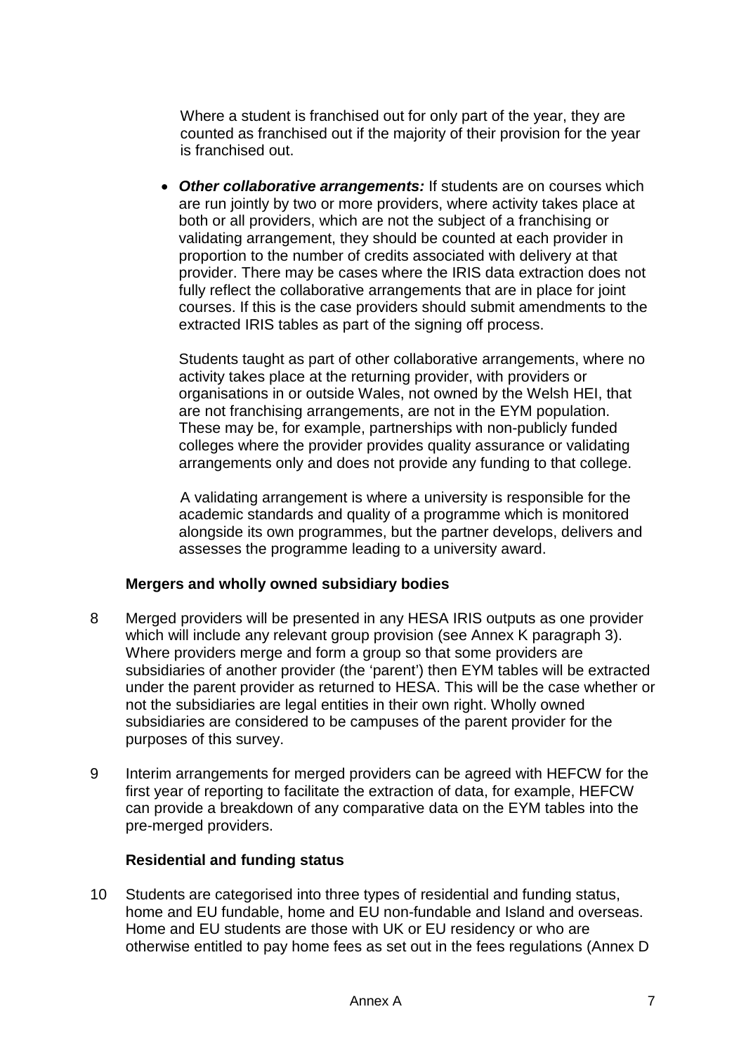Where a student is franchised out for only part of the year, they are counted as franchised out if the majority of their provision for the year is franchised out.

- ***Other collaborative arrangements:*** If students are on courses which are run jointly by two or more providers, where activity takes place at both or all providers, which are not the subject of a franchising or validating arrangement, they should be counted at each provider in proportion to the number of credits associated with delivery at that provider. There may be cases where the IRIS data extraction does not fully reflect the collaborative arrangements that are in place for joint courses. If this is the case providers should submit amendments to the extracted IRIS tables as part of the signing off process.

  Students taught as part of other collaborative arrangements, where no activity takes place at the returning provider, with providers or organisations in or outside Wales, not owned by the Welsh HEI, that are not franchising arrangements, are not in the EYM population. These may be, for example, partnerships with non-publicly funded colleges where the provider provides quality assurance or validating arrangements only and does not provide any funding to that college.

  A validating arrangement is where a university is responsible for the academic standards and quality of a programme which is monitored alongside its own programmes, but the partner develops, delivers and assesses the programme leading to a university award.

**Mergers and wholly owned subsidiary bodies**

8 Merged providers will be presented in any HESA IRIS outputs as one provider which will include any relevant group provision (see Annex K paragraph 3). Where providers merge and form a group so that some providers are subsidiaries of another provider (the 'parent') then EYM tables will be extracted under the parent provider as returned to HESA. This will be the case whether or not the subsidiaries are legal entities in their own right. Wholly owned subsidiaries are considered to be campuses of the parent provider for the purposes of this survey.

9 Interim arrangements for merged providers can be agreed with HEFCW for the first year of reporting to facilitate the extraction of data, for example, HEFCW can provide a breakdown of any comparative data on the EYM tables into the pre-merged providers.

**Residential and funding status**

10 Students are categorised into three types of residential and funding status, home and EU fundable, home and EU non-fundable and Island and overseas. Home and EU students are those with UK or EU residency or who are otherwise entitled to pay home fees as set out in the fees regulations (Annex D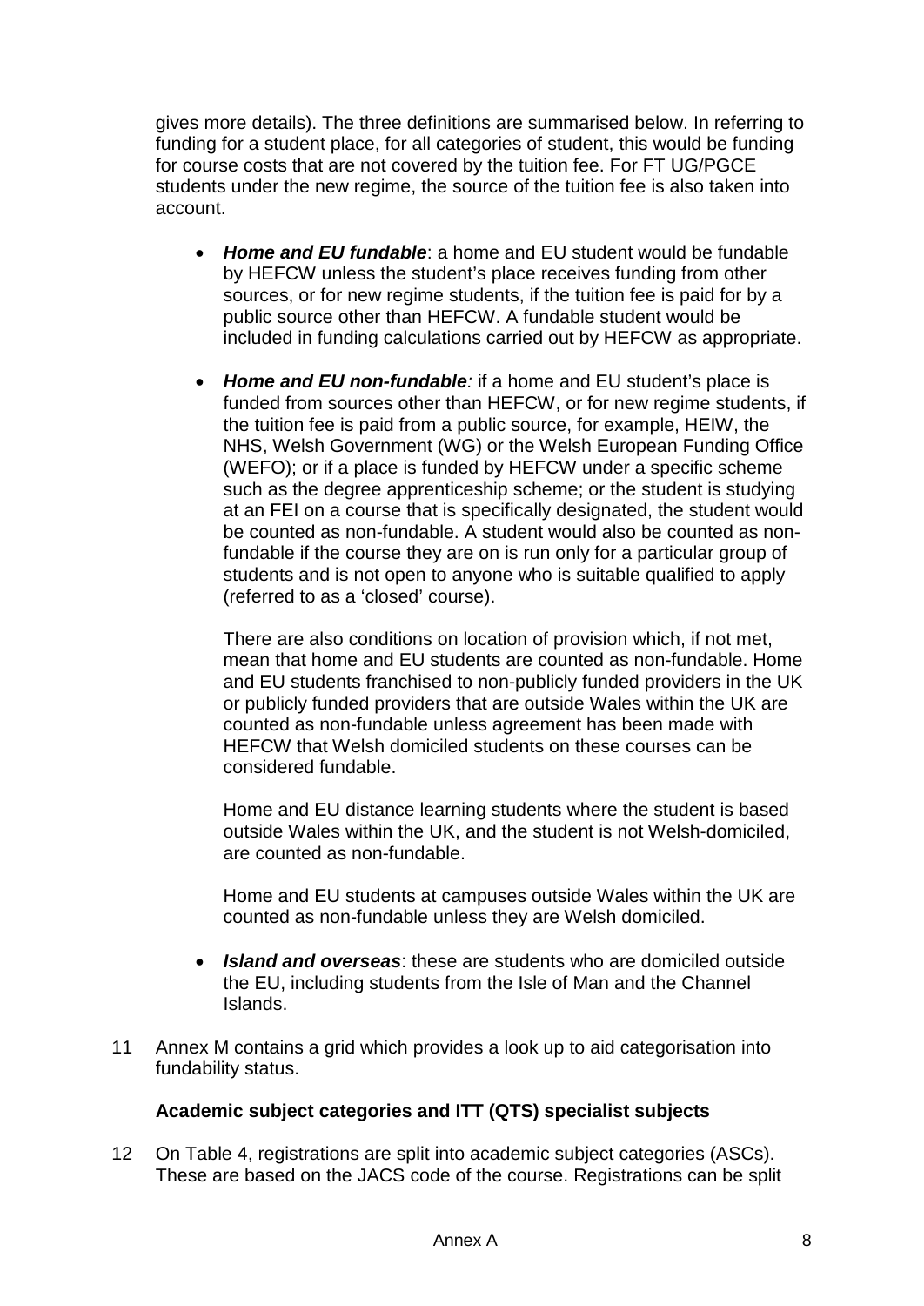gives more details). The three definitions are summarised below. In referring to funding for a student place, for all categories of student, this would be funding for course costs that are not covered by the tuition fee. For FT UG/PGCE students under the new regime, the source of the tuition fee is also taken into account.

- ***Home and EU fundable***: a home and EU student would be fundable by HEFCW unless the student's place receives funding from other sources, or for new regime students, if the tuition fee is paid for by a public source other than HEFCW. A fundable student would be included in funding calculations carried out by HEFCW as appropriate.

- ***Home and EU non-fundable****:* if a home and EU student's place is funded from sources other than HEFCW, or for new regime students, if the tuition fee is paid from a public source, for example, HEIW, the NHS, Welsh Government (WG) or the Welsh European Funding Office (WEFO); or if a place is funded by HEFCW under a specific scheme such as the degree apprenticeship scheme; or the student is studying at an FEI on a course that is specifically designated, the student would be counted as non-fundable. A student would also be counted as non-fundable if the course they are on is run only for a particular group of students and is not open to anyone who is suitable qualified to apply (referred to as a 'closed' course).

  There are also conditions on location of provision which, if not met, mean that home and EU students are counted as non-fundable. Home and EU students franchised to non-publicly funded providers in the UK or publicly funded providers that are outside Wales within the UK are counted as non-fundable unless agreement has been made with HEFCW that Welsh domiciled students on these courses can be considered fundable.

  Home and EU distance learning students where the student is based outside Wales within the UK, and the student is not Welsh-domiciled, are counted as non-fundable.

  Home and EU students at campuses outside Wales within the UK are counted as non-fundable unless they are Welsh domiciled.

- ***Island and overseas***: these are students who are domiciled outside the EU, including students from the Isle of Man and the Channel Islands.

11 Annex M contains a grid which provides a look up to aid categorisation into fundability status.

### Academic subject categories and ITT (QTS) specialist subjects

12 On Table 4, registrations are split into academic subject categories (ASCs). These are based on the JACS code of the course. Registrations can be split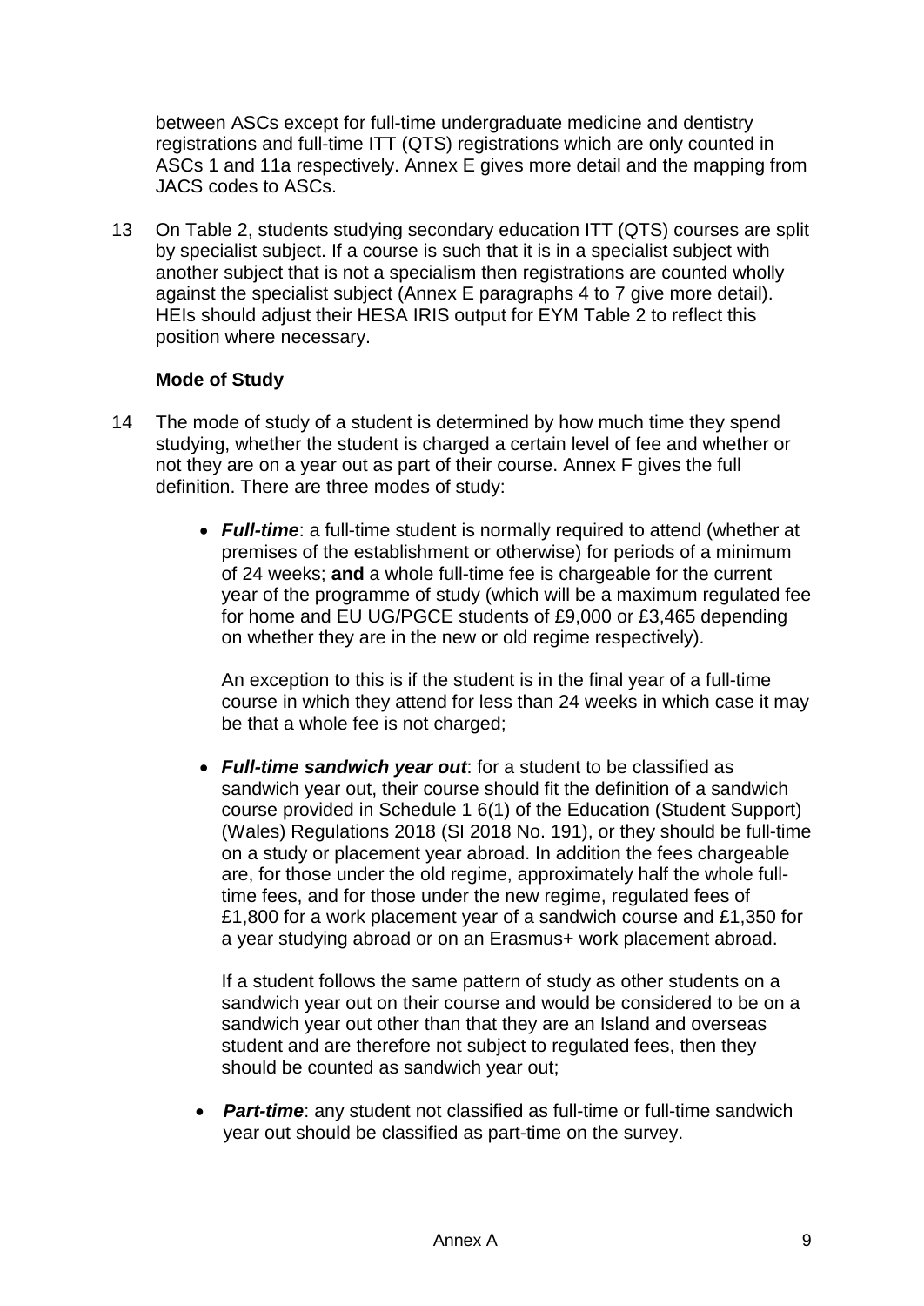between ASCs except for full-time undergraduate medicine and dentistry registrations and full-time ITT (QTS) registrations which are only counted in ASCs 1 and 11a respectively. Annex E gives more detail and the mapping from JACS codes to ASCs.

13 On Table 2, students studying secondary education ITT (QTS) courses are split by specialist subject. If a course is such that it is in a specialist subject with another subject that is not a specialism then registrations are counted wholly against the specialist subject (Annex E paragraphs 4 to 7 give more detail). HEIs should adjust their HESA IRIS output for EYM Table 2 to reflect this position where necessary.

### Mode of Study

14 The mode of study of a student is determined by how much time they spend studying, whether the student is charged a certain level of fee and whether or not they are on a year out as part of their course. Annex F gives the full definition. There are three modes of study:

- ***Full-time***: a full-time student is normally required to attend (whether at premises of the establishment or otherwise) for periods of a minimum of 24 weeks; **and** a whole full-time fee is chargeable for the current year of the programme of study (which will be a maximum regulated fee for home and EU UG/PGCE students of £9,000 or £3,465 depending on whether they are in the new or old regime respectively).

  An exception to this is if the student is in the final year of a full-time course in which they attend for less than 24 weeks in which case it may be that a whole fee is not charged;

- ***Full-time sandwich year out***: for a student to be classified as sandwich year out, their course should fit the definition of a sandwich course provided in Schedule 1 6(1) of the Education (Student Support) (Wales) Regulations 2018 (SI 2018 No. 191), or they should be full-time on a study or placement year abroad. In addition the fees chargeable are, for those under the old regime, approximately half the whole full-time fees, and for those under the new regime, regulated fees of £1,800 for a work placement year of a sandwich course and £1,350 for a year studying abroad or on an Erasmus+ work placement abroad.

  If a student follows the same pattern of study as other students on a sandwich year out on their course and would be considered to be on a sandwich year out other than that they are an Island and overseas student and are therefore not subject to regulated fees, then they should be counted as sandwich year out;

- ***Part-time***: any student not classified as full-time or full-time sandwich year out should be classified as part-time on the survey.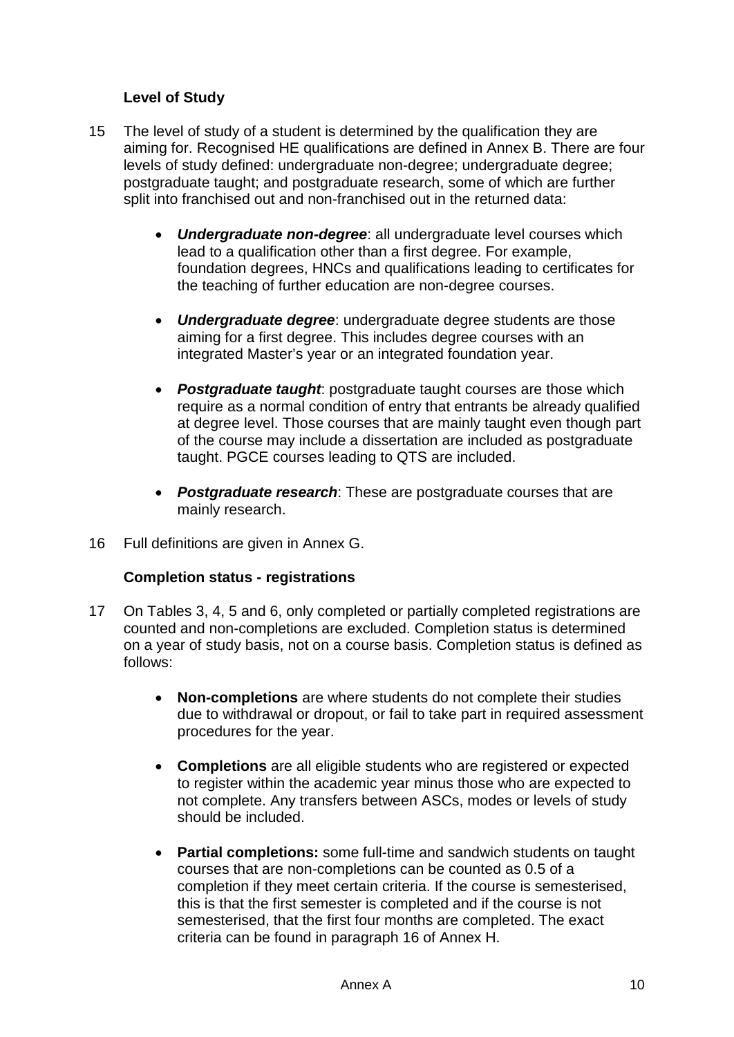### Level of Study

15 The level of study of a student is determined by the qualification they are aiming for. Recognised HE qualifications are defined in Annex B. There are four levels of study defined: undergraduate non-degree; undergraduate degree; postgraduate taught; and postgraduate research, some of which are further split into franchised out and non-franchised out in the returned data:

- ***Undergraduate non-degree***: all undergraduate level courses which lead to a qualification other than a first degree. For example, foundation degrees, HNCs and qualifications leading to certificates for the teaching of further education are non-degree courses.

- ***Undergraduate degree***: undergraduate degree students are those aiming for a first degree. This includes degree courses with an integrated Master's year or an integrated foundation year.

- ***Postgraduate taught***: postgraduate taught courses are those which require as a normal condition of entry that entrants be already qualified at degree level. Those courses that are mainly taught even though part of the course may include a dissertation are included as postgraduate taught. PGCE courses leading to QTS are included.

- ***Postgraduate research***: These are postgraduate courses that are mainly research.

16 Full definitions are given in Annex G.

### Completion status - registrations

17 On Tables 3, 4, 5 and 6, only completed or partially completed registrations are counted and non-completions are excluded. Completion status is determined on a year of study basis, not on a course basis. Completion status is defined as follows:

- **Non-completions** are where students do not complete their studies due to withdrawal or dropout, or fail to take part in required assessment procedures for the year.

- **Completions** are all eligible students who are registered or expected to register within the academic year minus those who are expected to not complete. Any transfers between ASCs, modes or levels of study should be included.

- **Partial completions:** some full-time and sandwich students on taught courses that are non-completions can be counted as 0.5 of a completion if they meet certain criteria. If the course is semesterised, this is that the first semester is completed and if the course is not semesterised, that the first four months are completed. The exact criteria can be found in paragraph 16 of Annex H.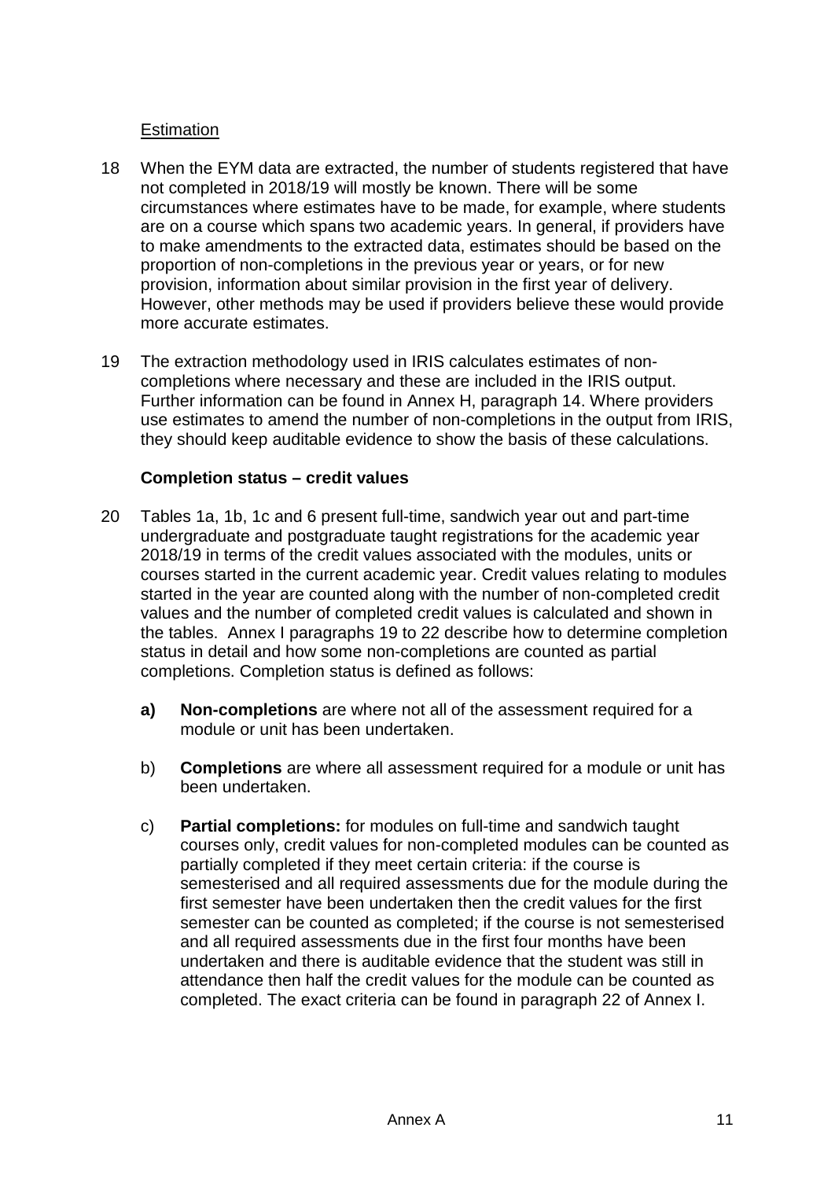Estimation

18 When the EYM data are extracted, the number of students registered that have not completed in 2018/19 will mostly be known. There will be some circumstances where estimates have to be made, for example, where students are on a course which spans two academic years. In general, if providers have to make amendments to the extracted data, estimates should be based on the proportion of non-completions in the previous year or years, or for new provision, information about similar provision in the first year of delivery. However, other methods may be used if providers believe these would provide more accurate estimates.

19 The extraction methodology used in IRIS calculates estimates of non-completions where necessary and these are included in the IRIS output. Further information can be found in Annex H, paragraph 14. Where providers use estimates to amend the number of non-completions in the output from IRIS, they should keep auditable evidence to show the basis of these calculations.

**Completion status – credit values**

20 Tables 1a, 1b, 1c and 6 present full-time, sandwich year out and part-time undergraduate and postgraduate taught registrations for the academic year 2018/19 in terms of the credit values associated with the modules, units or courses started in the current academic year. Credit values relating to modules started in the year are counted along with the number of non-completed credit values and the number of completed credit values is calculated and shown in the tables. Annex I paragraphs 19 to 22 describe how to determine completion status in detail and how some non-completions are counted as partial completions. Completion status is defined as follows:

- **a) Non-completions** are where not all of the assessment required for a module or unit has been undertaken.

- b) **Completions** are where all assessment required for a module or unit has been undertaken.

- c) **Partial completions:** for modules on full-time and sandwich taught courses only, credit values for non-completed modules can be counted as partially completed if they meet certain criteria: if the course is semesterised and all required assessments due for the module during the first semester have been undertaken then the credit values for the first semester can be counted as completed; if the course is not semesterised and all required assessments due in the first four months have been undertaken and there is auditable evidence that the student was still in attendance then half the credit values for the module can be counted as completed. The exact criteria can be found in paragraph 22 of Annex I.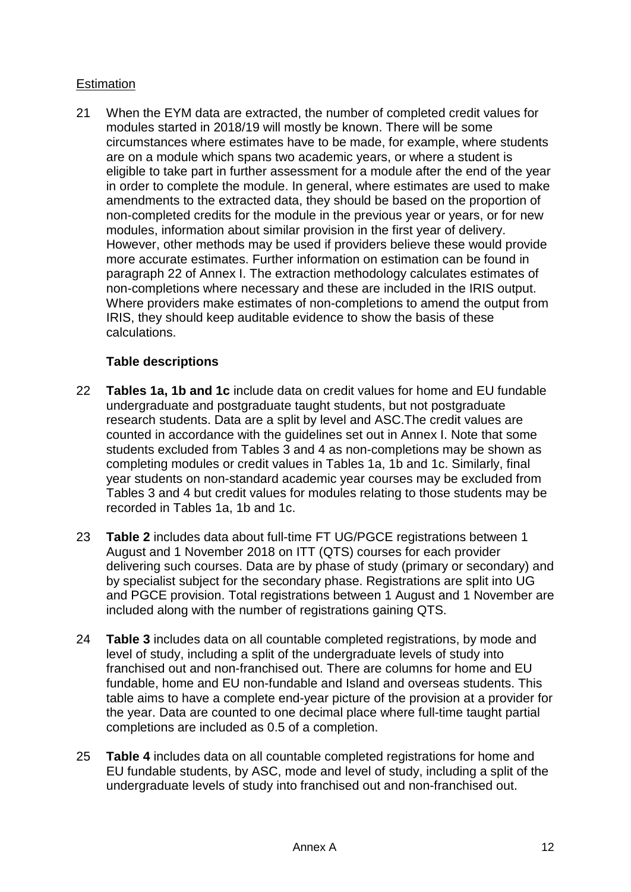<u>Estimation</u>

21 When the EYM data are extracted, the number of completed credit values for modules started in 2018/19 will mostly be known. There will be some circumstances where estimates have to be made, for example, where students are on a module which spans two academic years, or where a student is eligible to take part in further assessment for a module after the end of the year in order to complete the module. In general, where estimates are used to make amendments to the extracted data, they should be based on the proportion of non-completed credits for the module in the previous year or years, or for new modules, information about similar provision in the first year of delivery. However, other methods may be used if providers believe these would provide more accurate estimates. Further information on estimation can be found in paragraph 22 of Annex I. The extraction methodology calculates estimates of non-completions where necessary and these are included in the IRIS output. Where providers make estimates of non-completions to amend the output from IRIS, they should keep auditable evidence to show the basis of these calculations.

### Table descriptions

22 **Tables 1a, 1b and 1c** include data on credit values for home and EU fundable undergraduate and postgraduate taught students, but not postgraduate research students. Data are a split by level and ASC.The credit values are counted in accordance with the guidelines set out in Annex I. Note that some students excluded from Tables 3 and 4 as non-completions may be shown as completing modules or credit values in Tables 1a, 1b and 1c. Similarly, final year students on non-standard academic year courses may be excluded from Tables 3 and 4 but credit values for modules relating to those students may be recorded in Tables 1a, 1b and 1c.

23 **Table 2** includes data about full-time FT UG/PGCE registrations between 1 August and 1 November 2018 on ITT (QTS) courses for each provider delivering such courses. Data are by phase of study (primary or secondary) and by specialist subject for the secondary phase. Registrations are split into UG and PGCE provision. Total registrations between 1 August and 1 November are included along with the number of registrations gaining QTS.

24 **Table 3** includes data on all countable completed registrations, by mode and level of study, including a split of the undergraduate levels of study into franchised out and non-franchised out. There are columns for home and EU fundable, home and EU non-fundable and Island and overseas students. This table aims to have a complete end-year picture of the provision at a provider for the year. Data are counted to one decimal place where full-time taught partial completions are included as 0.5 of a completion.

25 **Table 4** includes data on all countable completed registrations for home and EU fundable students, by ASC, mode and level of study, including a split of the undergraduate levels of study into franchised out and non-franchised out.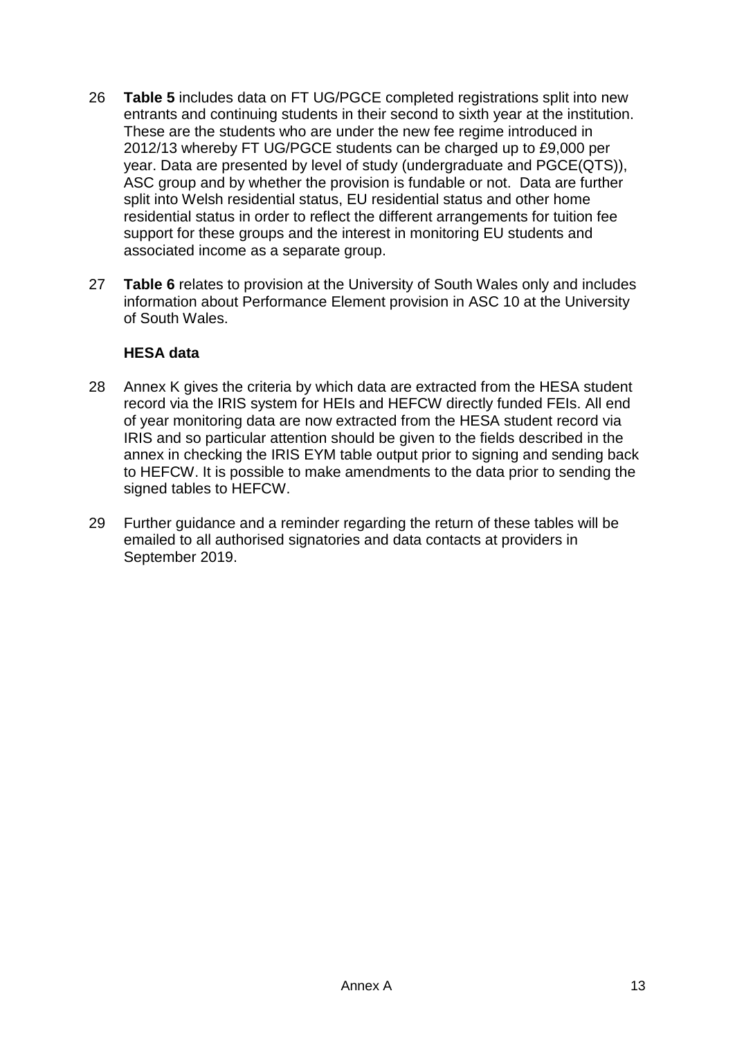26 **Table 5** includes data on FT UG/PGCE completed registrations split into new entrants and continuing students in their second to sixth year at the institution. These are the students who are under the new fee regime introduced in 2012/13 whereby FT UG/PGCE students can be charged up to £9,000 per year. Data are presented by level of study (undergraduate and PGCE(QTS)), ASC group and by whether the provision is fundable or not. Data are further split into Welsh residential status, EU residential status and other home residential status in order to reflect the different arrangements for tuition fee support for these groups and the interest in monitoring EU students and associated income as a separate group.

27 **Table 6** relates to provision at the University of South Wales only and includes information about Performance Element provision in ASC 10 at the University of South Wales.

### HESA data

28 Annex K gives the criteria by which data are extracted from the HESA student record via the IRIS system for HEIs and HEFCW directly funded FEIs. All end of year monitoring data are now extracted from the HESA student record via IRIS and so particular attention should be given to the fields described in the annex in checking the IRIS EYM table output prior to signing and sending back to HEFCW. It is possible to make amendments to the data prior to sending the signed tables to HEFCW.

29 Further guidance and a reminder regarding the return of these tables will be emailed to all authorised signatories and data contacts at providers in September 2019.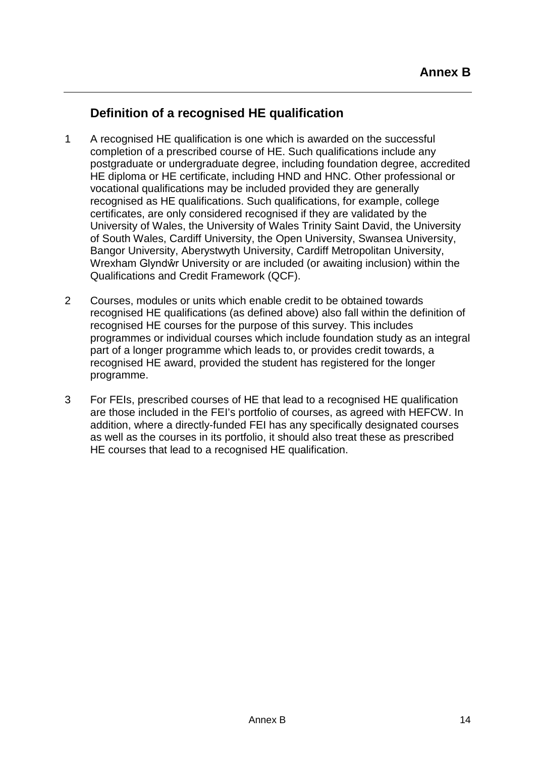# Annex B

## Definition of a recognised HE qualification

1. A recognised HE qualification is one which is awarded on the successful completion of a prescribed course of HE. Such qualifications include any postgraduate or undergraduate degree, including foundation degree, accredited HE diploma or HE certificate, including HND and HNC. Other professional or vocational qualifications may be included provided they are generally recognised as HE qualifications. Such qualifications, for example, college certificates, are only considered recognised if they are validated by the University of Wales, the University of Wales Trinity Saint David, the University of South Wales, Cardiff University, the Open University, Swansea University, Bangor University, Aberystwyth University, Cardiff Metropolitan University, Wrexham Glyndŵr University or are included (or awaiting inclusion) within the Qualifications and Credit Framework (QCF).

2. Courses, modules or units which enable credit to be obtained towards recognised HE qualifications (as defined above) also fall within the definition of recognised HE courses for the purpose of this survey. This includes programmes or individual courses which include foundation study as an integral part of a longer programme which leads to, or provides credit towards, a recognised HE award, provided the student has registered for the longer programme.

3. For FEIs, prescribed courses of HE that lead to a recognised HE qualification are those included in the FEI's portfolio of courses, as agreed with HEFCW. In addition, where a directly-funded FEI has any specifically designated courses as well as the courses in its portfolio, it should also treat these as prescribed HE courses that lead to a recognised HE qualification.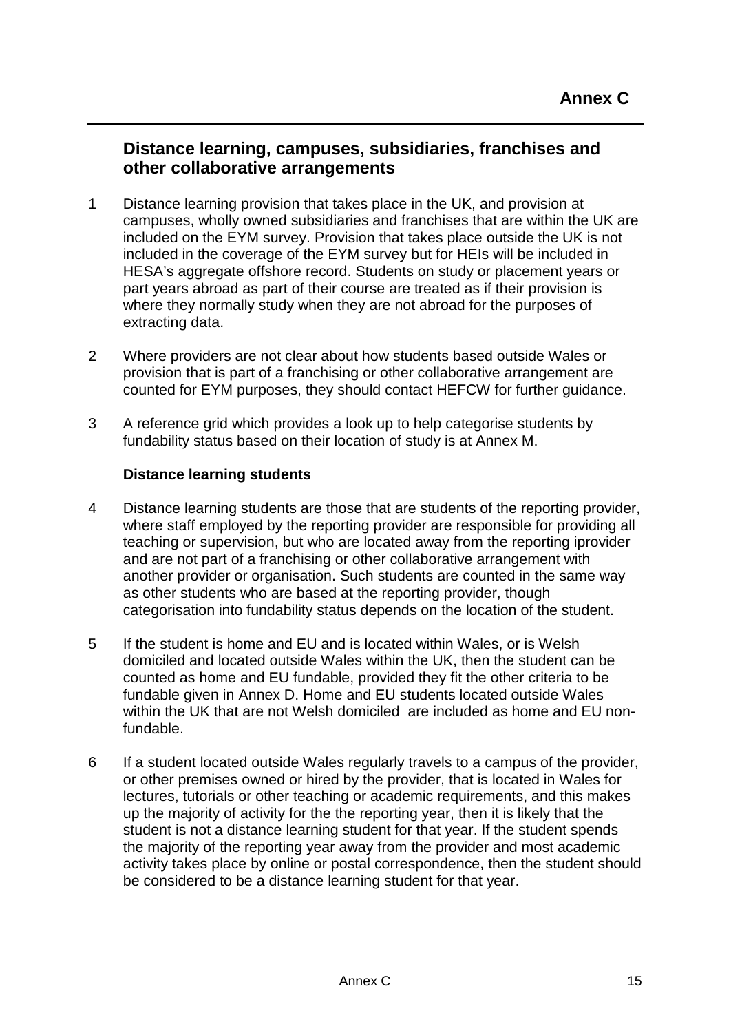# Annex C

## Distance learning, campuses, subsidiaries, franchises and other collaborative arrangements

1 Distance learning provision that takes place in the UK, and provision at campuses, wholly owned subsidiaries and franchises that are within the UK are included on the EYM survey. Provision that takes place outside the UK is not included in the coverage of the EYM survey but for HEIs will be included in HESA's aggregate offshore record. Students on study or placement years or part years abroad as part of their course are treated as if their provision is where they normally study when they are not abroad for the purposes of extracting data.

2 Where providers are not clear about how students based outside Wales or provision that is part of a franchising or other collaborative arrangement are counted for EYM purposes, they should contact HEFCW for further guidance.

3 A reference grid which provides a look up to help categorise students by fundability status based on their location of study is at Annex M.

### Distance learning students

4 Distance learning students are those that are students of the reporting provider, where staff employed by the reporting provider are responsible for providing all teaching or supervision, but who are located away from the reporting iprovider and are not part of a franchising or other collaborative arrangement with another provider or organisation. Such students are counted in the same way as other students who are based at the reporting provider, though categorisation into fundability status depends on the location of the student.

5 If the student is home and EU and is located within Wales, or is Welsh domiciled and located outside Wales within the UK, then the student can be counted as home and EU fundable, provided they fit the other criteria to be fundable given in Annex D. Home and EU students located outside Wales within the UK that are not Welsh domiciled are included as home and EU non-fundable.

6 If a student located outside Wales regularly travels to a campus of the provider, or other premises owned or hired by the provider, that is located in Wales for lectures, tutorials or other teaching or academic requirements, and this makes up the majority of activity for the the reporting year, then it is likely that the student is not a distance learning student for that year. If the student spends the majority of the reporting year away from the provider and most academic activity takes place by online or postal correspondence, then the student should be considered to be a distance learning student for that year.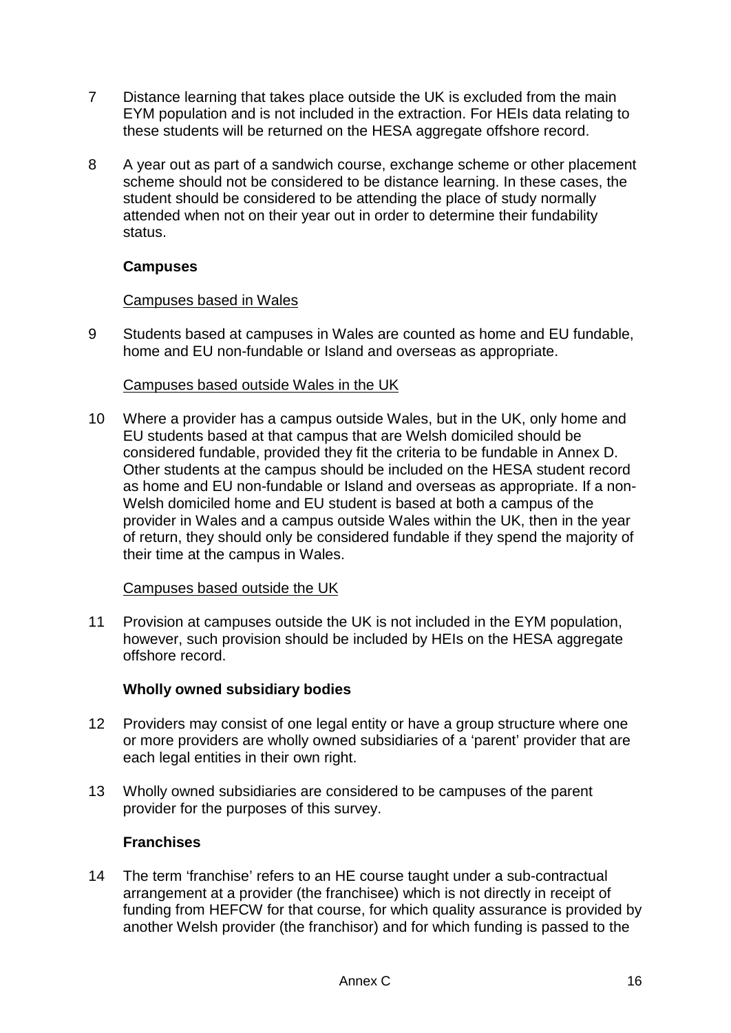7 Distance learning that takes place outside the UK is excluded from the main EYM population and is not included in the extraction. For HEIs data relating to these students will be returned on the HESA aggregate offshore record.

8 A year out as part of a sandwich course, exchange scheme or other placement scheme should not be considered to be distance learning. In these cases, the student should be considered to be attending the place of study normally attended when not on their year out in order to determine their fundability status.

**Campuses**

Campuses based in Wales

9 Students based at campuses in Wales are counted as home and EU fundable, home and EU non-fundable or Island and overseas as appropriate.

Campuses based outside Wales in the UK

10 Where a provider has a campus outside Wales, but in the UK, only home and EU students based at that campus that are Welsh domiciled should be considered fundable, provided they fit the criteria to be fundable in Annex D. Other students at the campus should be included on the HESA student record as home and EU non-fundable or Island and overseas as appropriate. If a non-Welsh domiciled home and EU student is based at both a campus of the provider in Wales and a campus outside Wales within the UK, then in the year of return, they should only be considered fundable if they spend the majority of their time at the campus in Wales.

Campuses based outside the UK

11 Provision at campuses outside the UK is not included in the EYM population, however, such provision should be included by HEIs on the HESA aggregate offshore record.

**Wholly owned subsidiary bodies**

12 Providers may consist of one legal entity or have a group structure where one or more providers are wholly owned subsidiaries of a 'parent' provider that are each legal entities in their own right.

13 Wholly owned subsidiaries are considered to be campuses of the parent provider for the purposes of this survey.

**Franchises**

14 The term 'franchise' refers to an HE course taught under a sub-contractual arrangement at a provider (the franchisee) which is not directly in receipt of funding from HEFCW for that course, for which quality assurance is provided by another Welsh provider (the franchisor) and for which funding is passed to the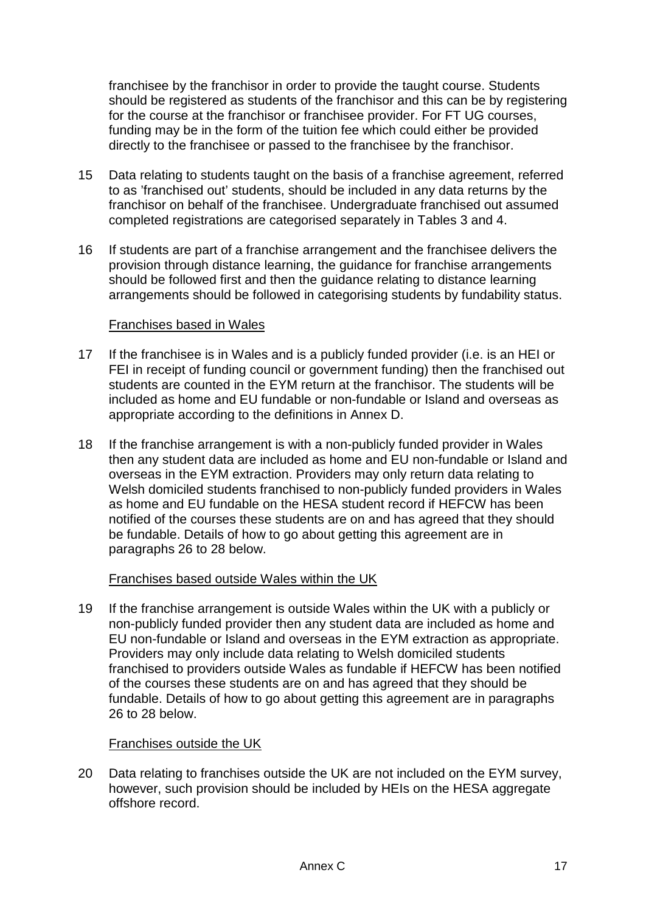franchisee by the franchisor in order to provide the taught course. Students should be registered as students of the franchisor and this can be by registering for the course at the franchisor or franchisee provider. For FT UG courses, funding may be in the form of the tuition fee which could either be provided directly to the franchisee or passed to the franchisee by the franchisor.

15 Data relating to students taught on the basis of a franchise agreement, referred to as 'franchised out' students, should be included in any data returns by the franchisor on behalf of the franchisee. Undergraduate franchised out assumed completed registrations are categorised separately in Tables 3 and 4.

16 If students are part of a franchise arrangement and the franchisee delivers the provision through distance learning, the guidance for franchise arrangements should be followed first and then the guidance relating to distance learning arrangements should be followed in categorising students by fundability status.

Franchises based in Wales

17 If the franchisee is in Wales and is a publicly funded provider (i.e. is an HEI or FEI in receipt of funding council or government funding) then the franchised out students are counted in the EYM return at the franchisor. The students will be included as home and EU fundable or non-fundable or Island and overseas as appropriate according to the definitions in Annex D.

18 If the franchise arrangement is with a non-publicly funded provider in Wales then any student data are included as home and EU non-fundable or Island and overseas in the EYM extraction. Providers may only return data relating to Welsh domiciled students franchised to non-publicly funded providers in Wales as home and EU fundable on the HESA student record if HEFCW has been notified of the courses these students are on and has agreed that they should be fundable. Details of how to go about getting this agreement are in paragraphs 26 to 28 below.

Franchises based outside Wales within the UK

19 If the franchise arrangement is outside Wales within the UK with a publicly or non-publicly funded provider then any student data are included as home and EU non-fundable or Island and overseas in the EYM extraction as appropriate. Providers may only include data relating to Welsh domiciled students franchised to providers outside Wales as fundable if HEFCW has been notified of the courses these students are on and has agreed that they should be fundable. Details of how to go about getting this agreement are in paragraphs 26 to 28 below.

Franchises outside the UK

20 Data relating to franchises outside the UK are not included on the EYM survey, however, such provision should be included by HEIs on the HESA aggregate offshore record.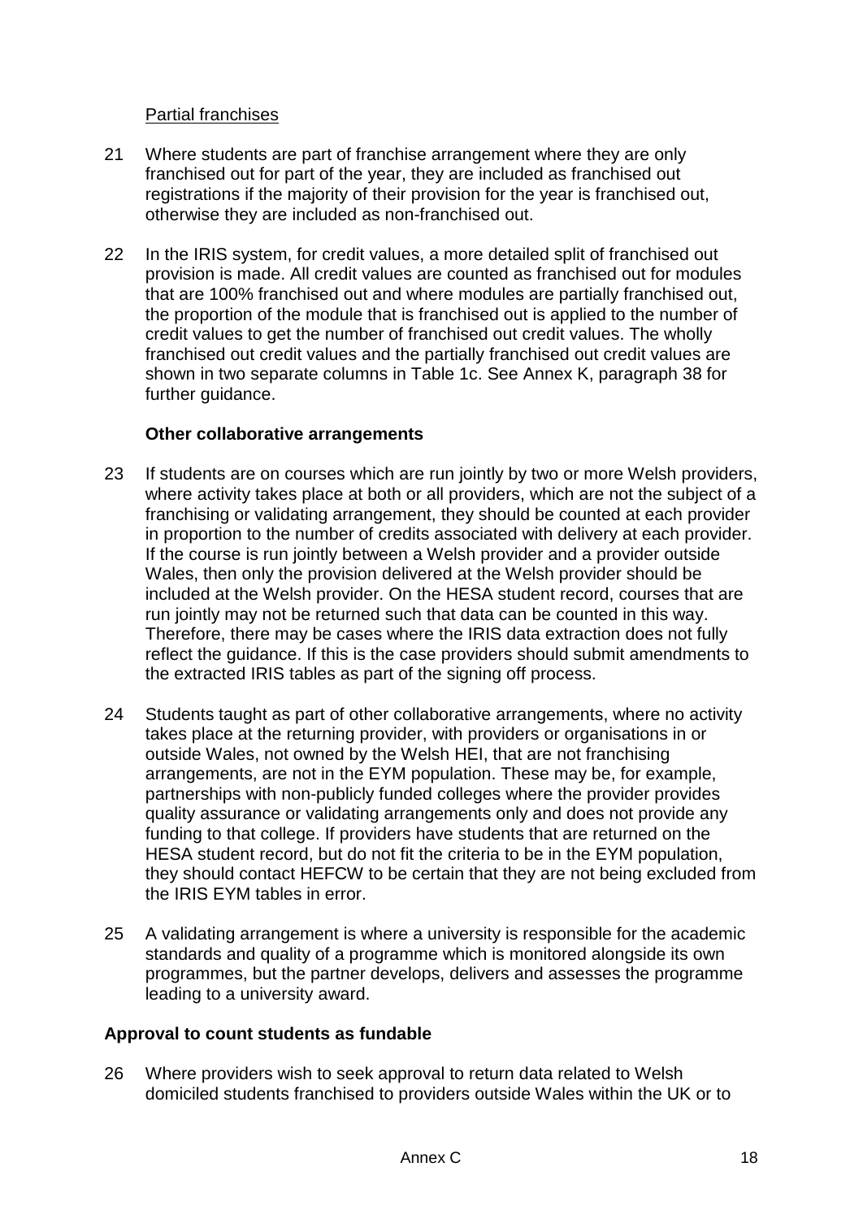Partial franchises

21 Where students are part of franchise arrangement where they are only franchised out for part of the year, they are included as franchised out registrations if the majority of their provision for the year is franchised out, otherwise they are included as non-franchised out.

22 In the IRIS system, for credit values, a more detailed split of franchised out provision is made. All credit values are counted as franchised out for modules that are 100% franchised out and where modules are partially franchised out, the proportion of the module that is franchised out is applied to the number of credit values to get the number of franchised out credit values. The wholly franchised out credit values and the partially franchised out credit values are shown in two separate columns in Table 1c. See Annex K, paragraph 38 for further guidance.

**Other collaborative arrangements**

23 If students are on courses which are run jointly by two or more Welsh providers, where activity takes place at both or all providers, which are not the subject of a franchising or validating arrangement, they should be counted at each provider in proportion to the number of credits associated with delivery at each provider. If the course is run jointly between a Welsh provider and a provider outside Wales, then only the provision delivered at the Welsh provider should be included at the Welsh provider. On the HESA student record, courses that are run jointly may not be returned such that data can be counted in this way. Therefore, there may be cases where the IRIS data extraction does not fully reflect the guidance. If this is the case providers should submit amendments to the extracted IRIS tables as part of the signing off process.

24 Students taught as part of other collaborative arrangements, where no activity takes place at the returning provider, with providers or organisations in or outside Wales, not owned by the Welsh HEI, that are not franchising arrangements, are not in the EYM population. These may be, for example, partnerships with non-publicly funded colleges where the provider provides quality assurance or validating arrangements only and does not provide any funding to that college. If providers have students that are returned on the HESA student record, but do not fit the criteria to be in the EYM population, they should contact HEFCW to be certain that they are not being excluded from the IRIS EYM tables in error.

25 A validating arrangement is where a university is responsible for the academic standards and quality of a programme which is monitored alongside its own programmes, but the partner develops, delivers and assesses the programme leading to a university award.

**Approval to count students as fundable**

26 Where providers wish to seek approval to return data related to Welsh domiciled students franchised to providers outside Wales within the UK or to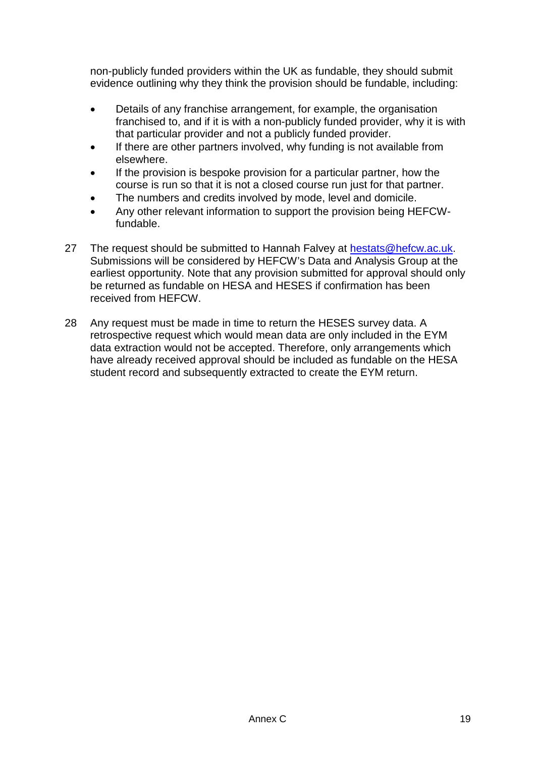non-publicly funded providers within the UK as fundable, they should submit evidence outlining why they think the provision should be fundable, including:

- Details of any franchise arrangement, for example, the organisation franchised to, and if it is with a non-publicly funded provider, why it is with that particular provider and not a publicly funded provider.
- If there are other partners involved, why funding is not available from elsewhere.
- If the provision is bespoke provision for a particular partner, how the course is run so that it is not a closed course run just for that partner.
- The numbers and credits involved by mode, level and domicile.
- Any other relevant information to support the provision being HEFCW-fundable.

27 The request should be submitted to Hannah Falvey at hestats@hefcw.ac.uk. Submissions will be considered by HEFCW's Data and Analysis Group at the earliest opportunity. Note that any provision submitted for approval should only be returned as fundable on HESA and HESES if confirmation has been received from HEFCW.

28 Any request must be made in time to return the HESES survey data. A retrospective request which would mean data are only included in the EYM data extraction would not be accepted. Therefore, only arrangements which have already received approval should be included as fundable on the HESA student record and subsequently extracted to create the EYM return.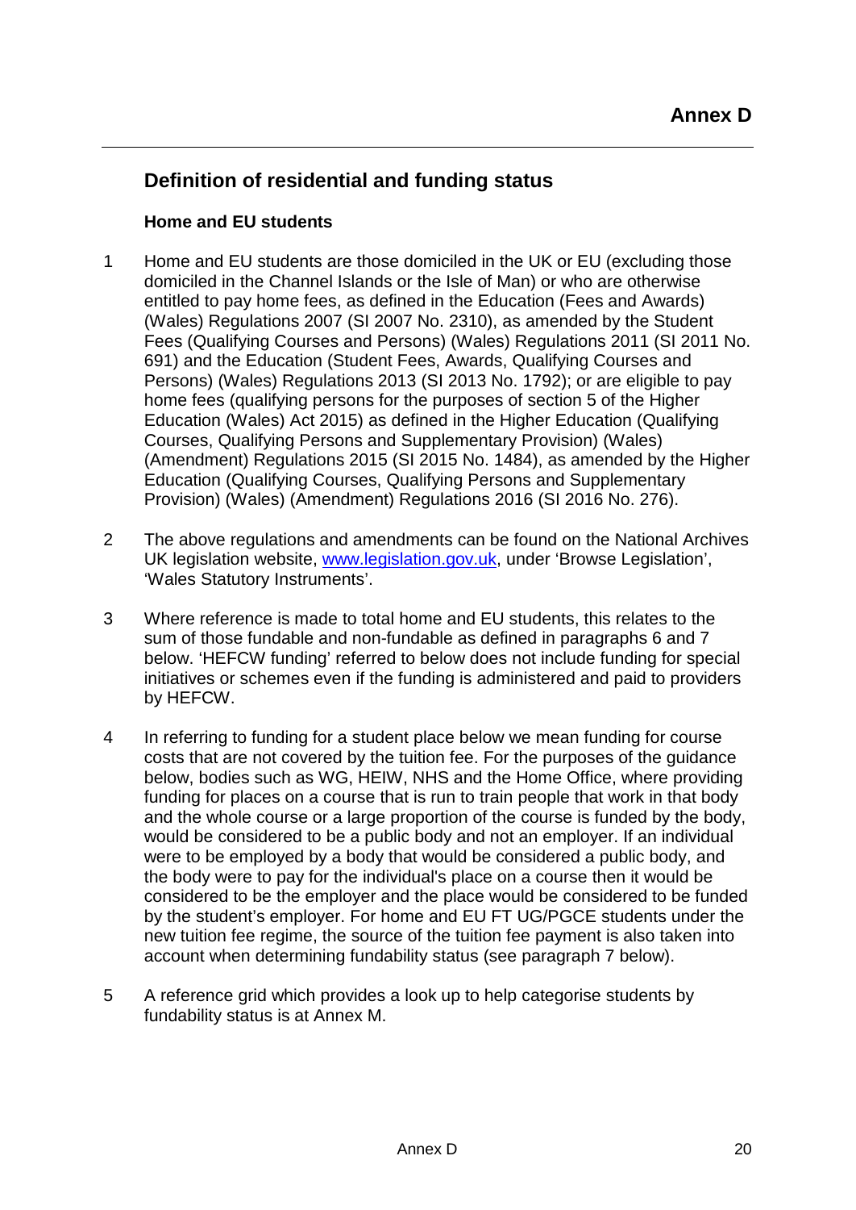# Annex D

## Definition of residential and funding status

### Home and EU students

1 Home and EU students are those domiciled in the UK or EU (excluding those domiciled in the Channel Islands or the Isle of Man) or who are otherwise entitled to pay home fees, as defined in the Education (Fees and Awards) (Wales) Regulations 2007 (SI 2007 No. 2310), as amended by the Student Fees (Qualifying Courses and Persons) (Wales) Regulations 2011 (SI 2011 No. 691) and the Education (Student Fees, Awards, Qualifying Courses and Persons) (Wales) Regulations 2013 (SI 2013 No. 1792); or are eligible to pay home fees (qualifying persons for the purposes of section 5 of the Higher Education (Wales) Act 2015) as defined in the Higher Education (Qualifying Courses, Qualifying Persons and Supplementary Provision) (Wales) (Amendment) Regulations 2015 (SI 2015 No. 1484), as amended by the Higher Education (Qualifying Courses, Qualifying Persons and Supplementary Provision) (Wales) (Amendment) Regulations 2016 (SI 2016 No. 276).

2 The above regulations and amendments can be found on the National Archives UK legislation website, [www.legislation.gov.uk](http://www.legislation.gov.uk), under 'Browse Legislation', 'Wales Statutory Instruments'.

3 Where reference is made to total home and EU students, this relates to the sum of those fundable and non-fundable as defined in paragraphs 6 and 7 below. 'HEFCW funding' referred to below does not include funding for special initiatives or schemes even if the funding is administered and paid to providers by HEFCW.

4 In referring to funding for a student place below we mean funding for course costs that are not covered by the tuition fee. For the purposes of the guidance below, bodies such as WG, HEIW, NHS and the Home Office, where providing funding for places on a course that is run to train people that work in that body and the whole course or a large proportion of the course is funded by the body, would be considered to be a public body and not an employer. If an individual were to be employed by a body that would be considered a public body, and the body were to pay for the individual's place on a course then it would be considered to be the employer and the place would be considered to be funded by the student's employer. For home and EU FT UG/PGCE students under the new tuition fee regime, the source of the tuition fee payment is also taken into account when determining fundability status (see paragraph 7 below).

5 A reference grid which provides a look up to help categorise students by fundability status is at Annex M.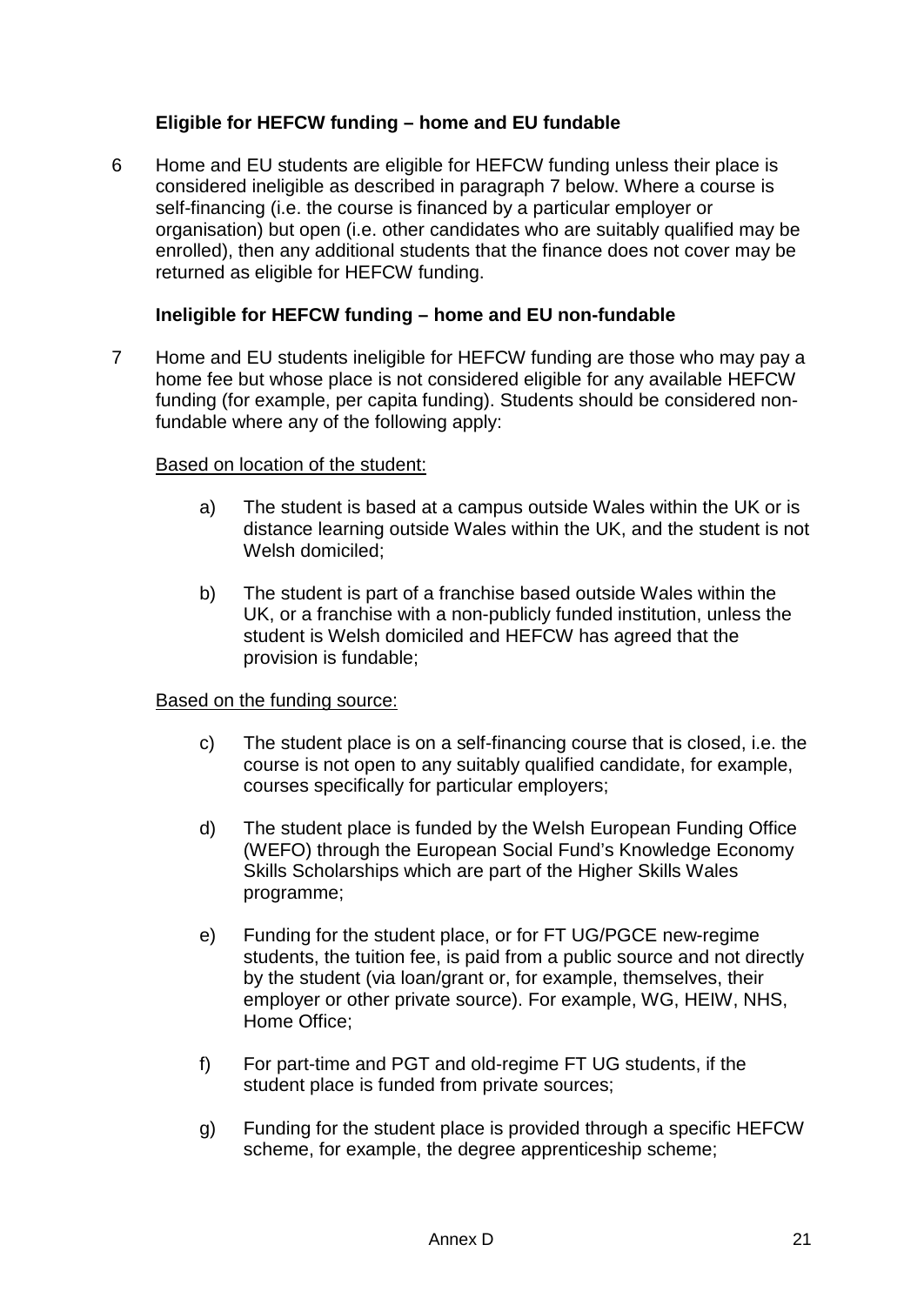### Eligible for HEFCW funding – home and EU fundable

6 Home and EU students are eligible for HEFCW funding unless their place is considered ineligible as described in paragraph 7 below. Where a course is self-financing (i.e. the course is financed by a particular employer or organisation) but open (i.e. other candidates who are suitably qualified may be enrolled), then any additional students that the finance does not cover may be returned as eligible for HEFCW funding.

### Ineligible for HEFCW funding – home and EU non-fundable

7 Home and EU students ineligible for HEFCW funding are those who may pay a home fee but whose place is not considered eligible for any available HEFCW funding (for example, per capita funding). Students should be considered non-fundable where any of the following apply:

Based on location of the student:

a) The student is based at a campus outside Wales within the UK or is distance learning outside Wales within the UK, and the student is not Welsh domiciled;

b) The student is part of a franchise based outside Wales within the UK, or a franchise with a non-publicly funded institution, unless the student is Welsh domiciled and HEFCW has agreed that the provision is fundable;

Based on the funding source:

c) The student place is on a self-financing course that is closed, i.e. the course is not open to any suitably qualified candidate, for example, courses specifically for particular employers;

d) The student place is funded by the Welsh European Funding Office (WEFO) through the European Social Fund's Knowledge Economy Skills Scholarships which are part of the Higher Skills Wales programme;

e) Funding for the student place, or for FT UG/PGCE new-regime students, the tuition fee, is paid from a public source and not directly by the student (via loan/grant or, for example, themselves, their employer or other private source). For example, WG, HEIW, NHS, Home Office;

f) For part-time and PGT and old-regime FT UG students, if the student place is funded from private sources;

g) Funding for the student place is provided through a specific HEFCW scheme, for example, the degree apprenticeship scheme;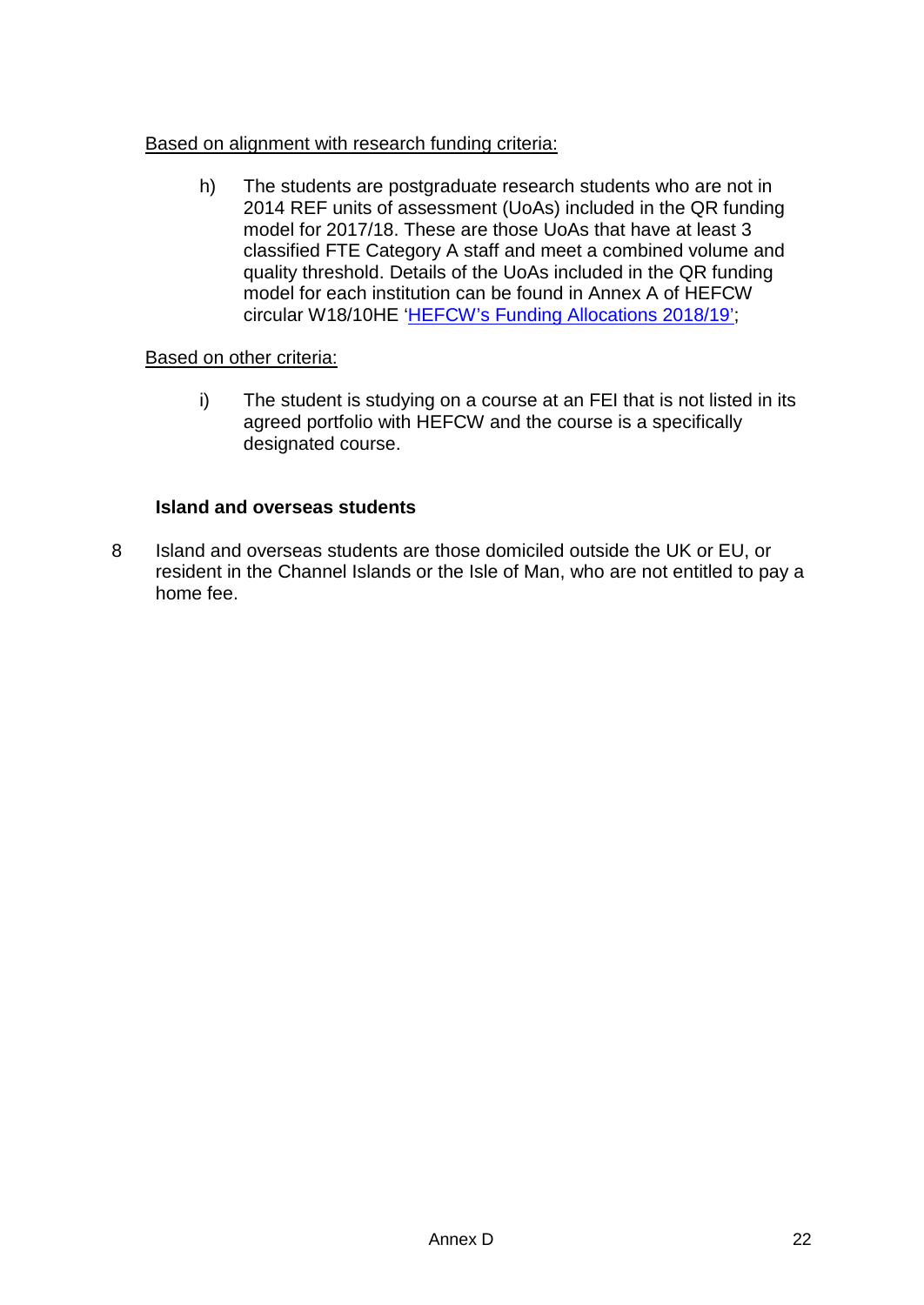Based on alignment with research funding criteria:

h) The students are postgraduate research students who are not in 2014 REF units of assessment (UoAs) included in the QR funding model for 2017/18. These are those UoAs that have at least 3 classified FTE Category A staff and meet a combined volume and quality threshold. Details of the UoAs included in the QR funding model for each institution can be found in Annex A of HEFCW circular W18/10HE '[HEFCW's Funding Allocations 2018/19](#)';

Based on other criteria:

i) The student is studying on a course at an FEI that is not listed in its agreed portfolio with HEFCW and the course is a specifically designated course.

**Island and overseas students**

8 Island and overseas students are those domiciled outside the UK or EU, or resident in the Channel Islands or the Isle of Man, who are not entitled to pay a home fee.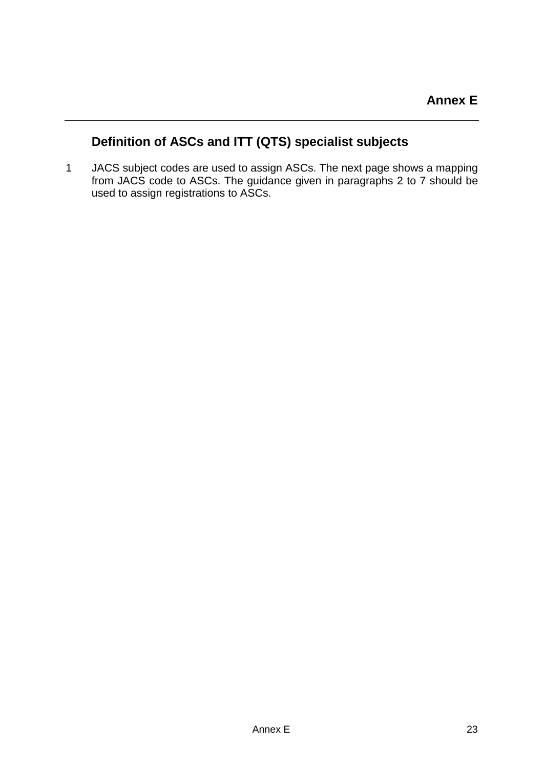# Annex E

## Definition of ASCs and ITT (QTS) specialist subjects

1 JACS subject codes are used to assign ASCs. The next page shows a mapping from JACS code to ASCs. The guidance given in paragraphs 2 to 7 should be used to assign registrations to ASCs.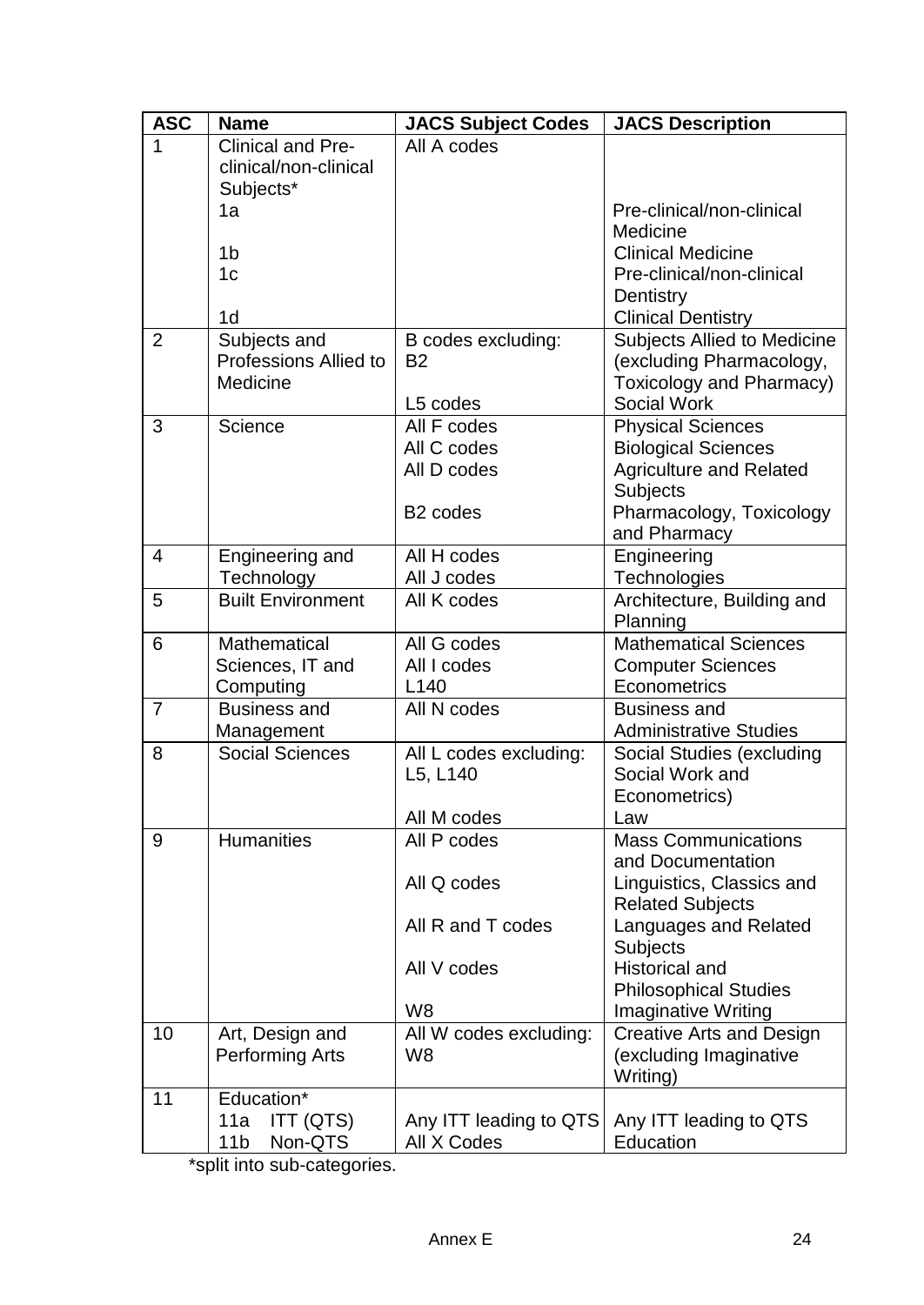| ASC | Name | JACS Subject Codes | JACS Description |
|---|---|---|---|
| 1 | Clinical and Pre-clinical/non-clinical Subjects* | All A codes | |
| | 1a | | Pre-clinical/non-clinical Medicine |
| | 1b | | Clinical Medicine |
| | 1c | | Pre-clinical/non-clinical Dentistry |
| | 1d | | Clinical Dentistry |
| 2 | Subjects and Professions Allied to Medicine | B codes excluding: B2 | Subjects Allied to Medicine (excluding Pharmacology, Toxicology and Pharmacy) |
| | | L5 codes | Social Work |
| 3 | Science | All F codes | Physical Sciences |
| | | All C codes | Biological Sciences |
| | | All D codes | Agriculture and Related Subjects |
| | | B2 codes | Pharmacology, Toxicology and Pharmacy |
| 4 | Engineering and Technology | All H codes | Engineering |
| | | All J codes | Technologies |
| 5 | Built Environment | All K codes | Architecture, Building and Planning |
| 6 | Mathematical Sciences, IT and Computing | All G codes | Mathematical Sciences |
| | | All I codes | Computer Sciences |
| | | L140 | Econometrics |
| 7 | Business and Management | All N codes | Business and Administrative Studies |
| 8 | Social Sciences | All L codes excluding: L5, L140 | Social Studies (excluding Social Work and Econometrics) |
| | | All M codes | Law |
| 9 | Humanities | All P codes | Mass Communications and Documentation |
| | | All Q codes | Linguistics, Classics and Related Subjects |
| | | All R and T codes | Languages and Related Subjects |
| | | All V codes | Historical and Philosophical Studies |
| | | W8 | Imaginative Writing |
| 10 | Art, Design and Performing Arts | All W codes excluding: W8 | Creative Arts and Design (excluding Imaginative Writing) |
| 11 | Education* | | |
| | 11a ITT (QTS) | Any ITT leading to QTS | Any ITT leading to QTS |
| | 11b Non-QTS | All X Codes | Education |

*split into sub-categories.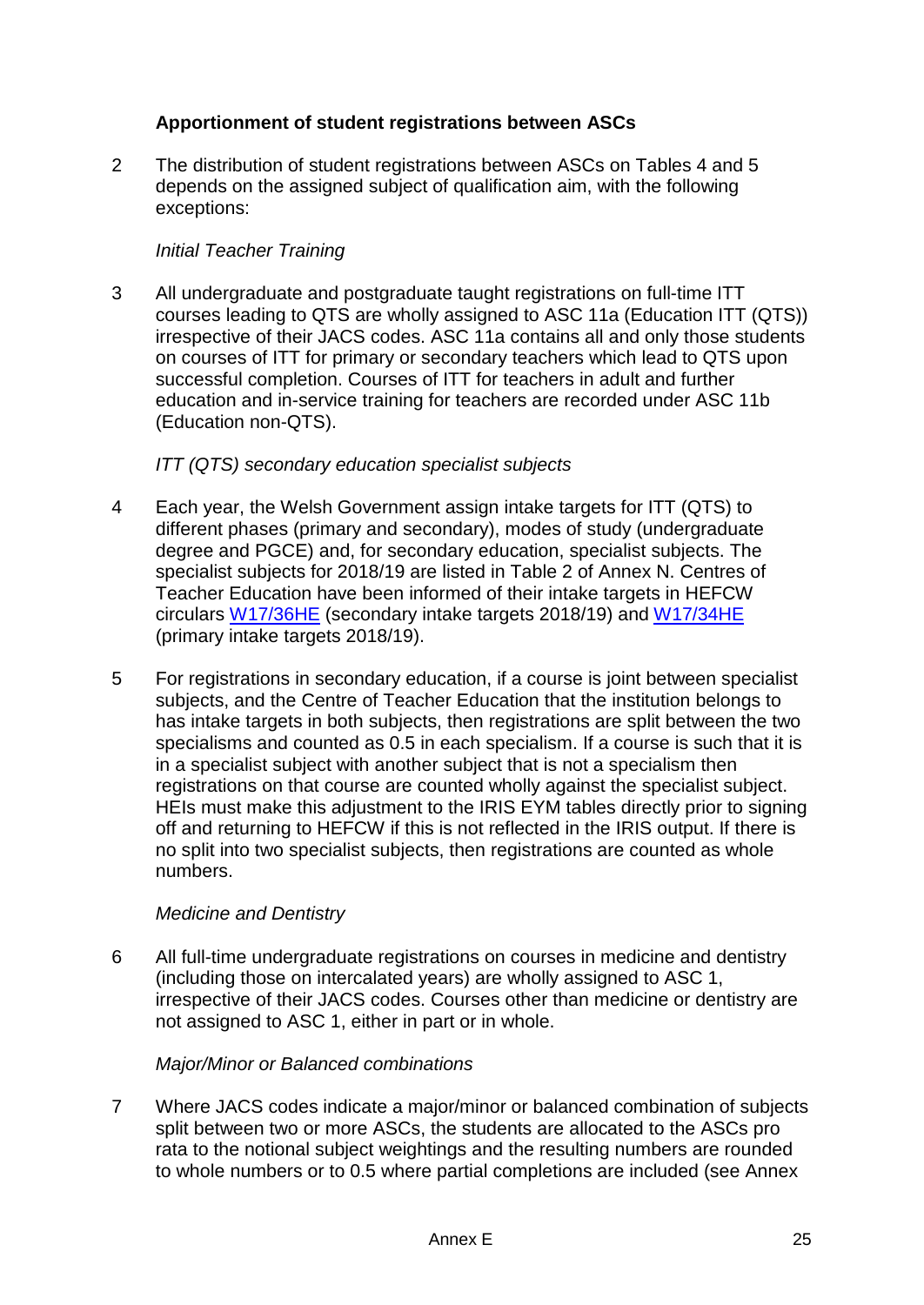## Apportionment of student registrations between ASCs

2 The distribution of student registrations between ASCs on Tables 4 and 5 depends on the assigned subject of qualification aim, with the following exceptions:

*Initial Teacher Training*

3 All undergraduate and postgraduate taught registrations on full-time ITT courses leading to QTS are wholly assigned to ASC 11a (Education ITT (QTS)) irrespective of their JACS codes. ASC 11a contains all and only those students on courses of ITT for primary or secondary teachers which lead to QTS upon successful completion. Courses of ITT for teachers in adult and further education and in-service training for teachers are recorded under ASC 11b (Education non-QTS).

*ITT (QTS) secondary education specialist subjects*

4 Each year, the Welsh Government assign intake targets for ITT (QTS) to different phases (primary and secondary), modes of study (undergraduate degree and PGCE) and, for secondary education, specialist subjects. The specialist subjects for 2018/19 are listed in Table 2 of Annex N. Centres of Teacher Education have been informed of their intake targets in HEFCW circulars W17/36HE (secondary intake targets 2018/19) and W17/34HE (primary intake targets 2018/19).

5 For registrations in secondary education, if a course is joint between specialist subjects, and the Centre of Teacher Education that the institution belongs to has intake targets in both subjects, then registrations are split between the two specialisms and counted as 0.5 in each specialism. If a course is such that it is in a specialist subject with another subject that is not a specialism then registrations on that course are counted wholly against the specialist subject. HEIs must make this adjustment to the IRIS EYM tables directly prior to signing off and returning to HEFCW if this is not reflected in the IRIS output. If there is no split into two specialist subjects, then registrations are counted as whole numbers.

*Medicine and Dentistry*

6 All full-time undergraduate registrations on courses in medicine and dentistry (including those on intercalated years) are wholly assigned to ASC 1, irrespective of their JACS codes. Courses other than medicine or dentistry are not assigned to ASC 1, either in part or in whole.

*Major/Minor or Balanced combinations*

7 Where JACS codes indicate a major/minor or balanced combination of subjects split between two or more ASCs, the students are allocated to the ASCs pro rata to the notional subject weightings and the resulting numbers are rounded to whole numbers or to 0.5 where partial completions are included (see Annex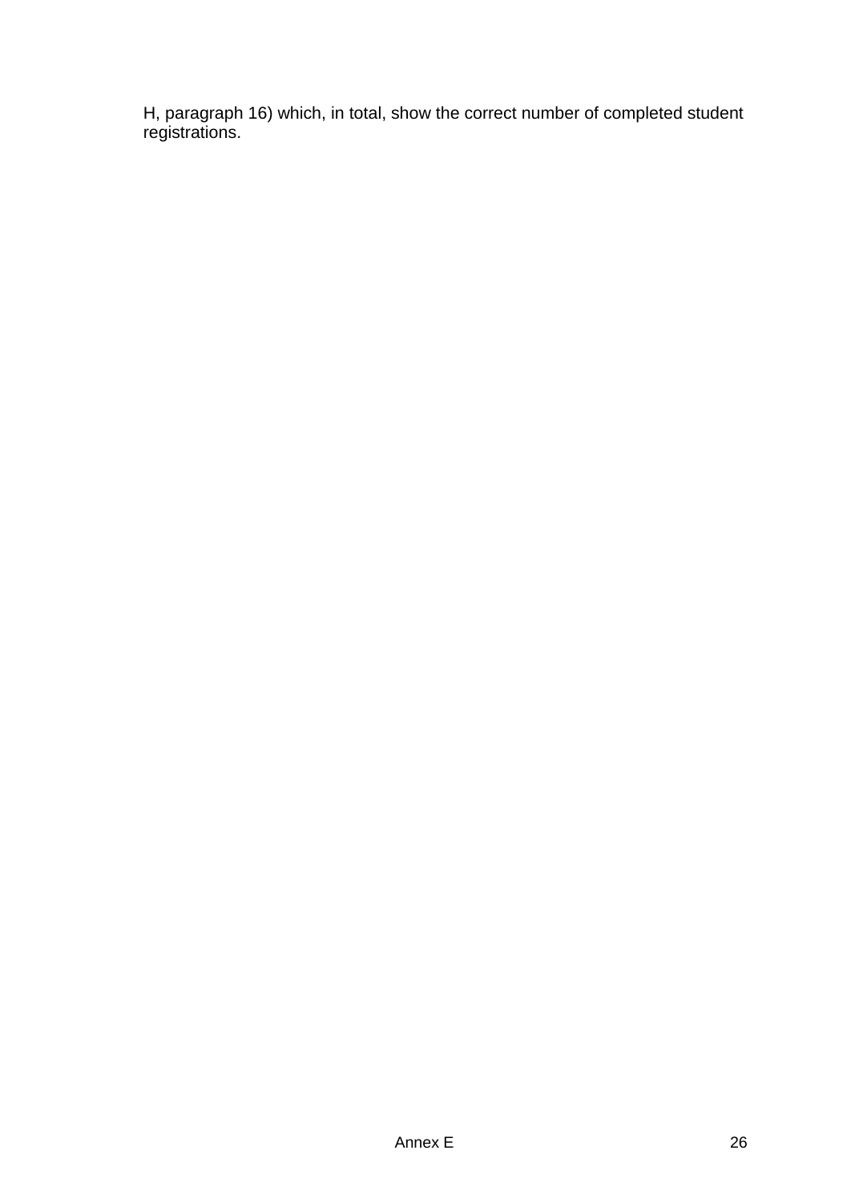H, paragraph 16) which, in total, show the correct number of completed student registrations.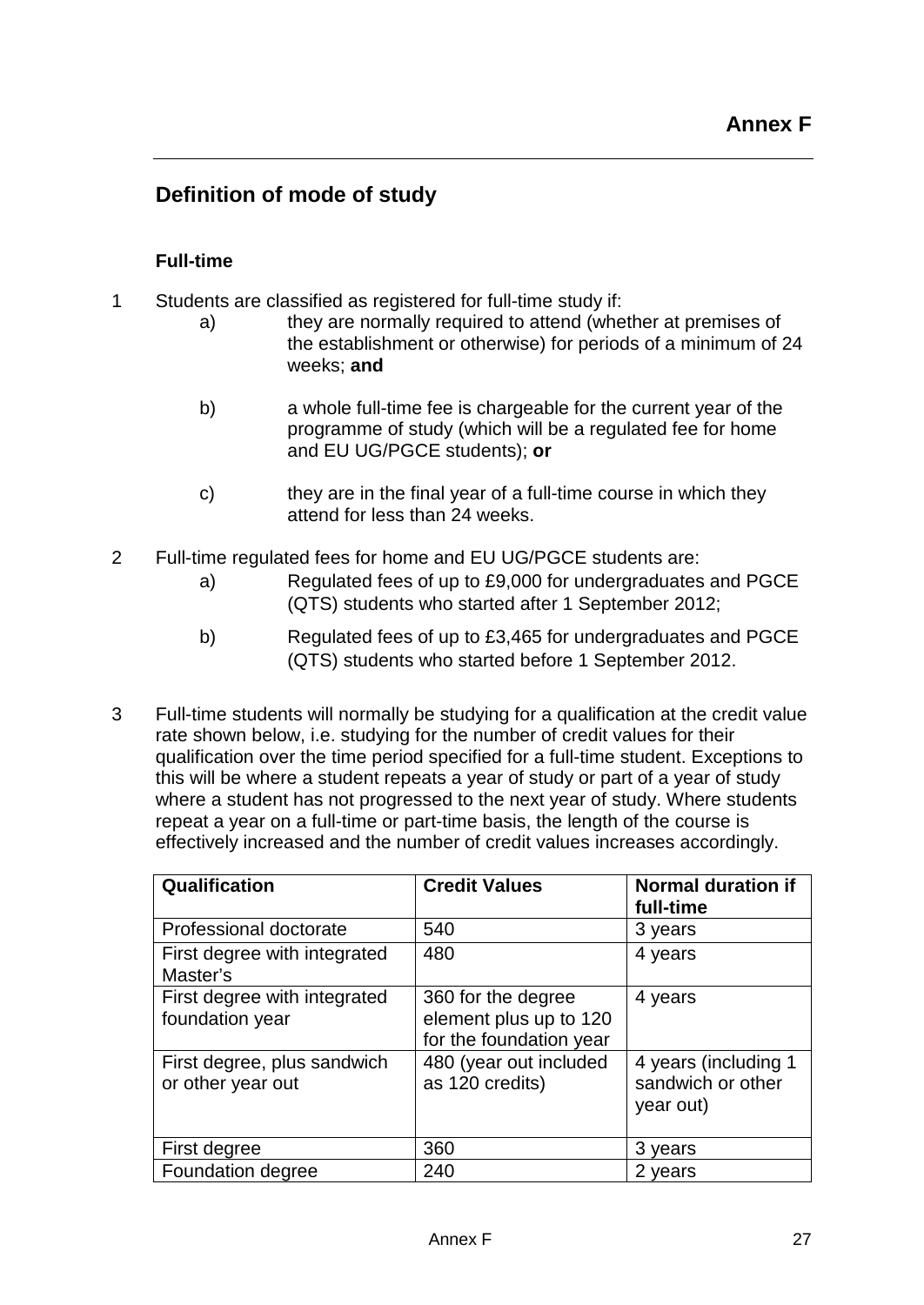# Annex F

## Definition of mode of study

### Full-time

1 Students are classified as registered for full-time study if:

a) they are normally required to attend (whether at premises of the establishment or otherwise) for periods of a minimum of 24 weeks; **and**

b) a whole full-time fee is chargeable for the current year of the programme of study (which will be a regulated fee for home and EU UG/PGCE students); **or**

c) they are in the final year of a full-time course in which they attend for less than 24 weeks.

2 Full-time regulated fees for home and EU UG/PGCE students are:

a) Regulated fees of up to £9,000 for undergraduates and PGCE (QTS) students who started after 1 September 2012;

b) Regulated fees of up to £3,465 for undergraduates and PGCE (QTS) students who started before 1 September 2012.

3 Full-time students will normally be studying for a qualification at the credit value rate shown below, i.e. studying for the number of credit values for their qualification over the time period specified for a full-time student. Exceptions to this will be where a student repeats a year of study or part of a year of study where a student has not progressed to the next year of study. Where students repeat a year on a full-time or part-time basis, the length of the course is effectively increased and the number of credit values increases accordingly.

| Qualification | Credit Values | Normal duration if full-time |
|---|---|---|
| Professional doctorate | 540 | 3 years |
| First degree with integrated Master's | 480 | 4 years |
| First degree with integrated foundation year | 360 for the degree element plus up to 120 for the foundation year | 4 years |
| First degree, plus sandwich or other year out | 480 (year out included as 120 credits) | 4 years (including 1 sandwich or other year out) |
| First degree | 360 | 3 years |
| Foundation degree | 240 | 2 years |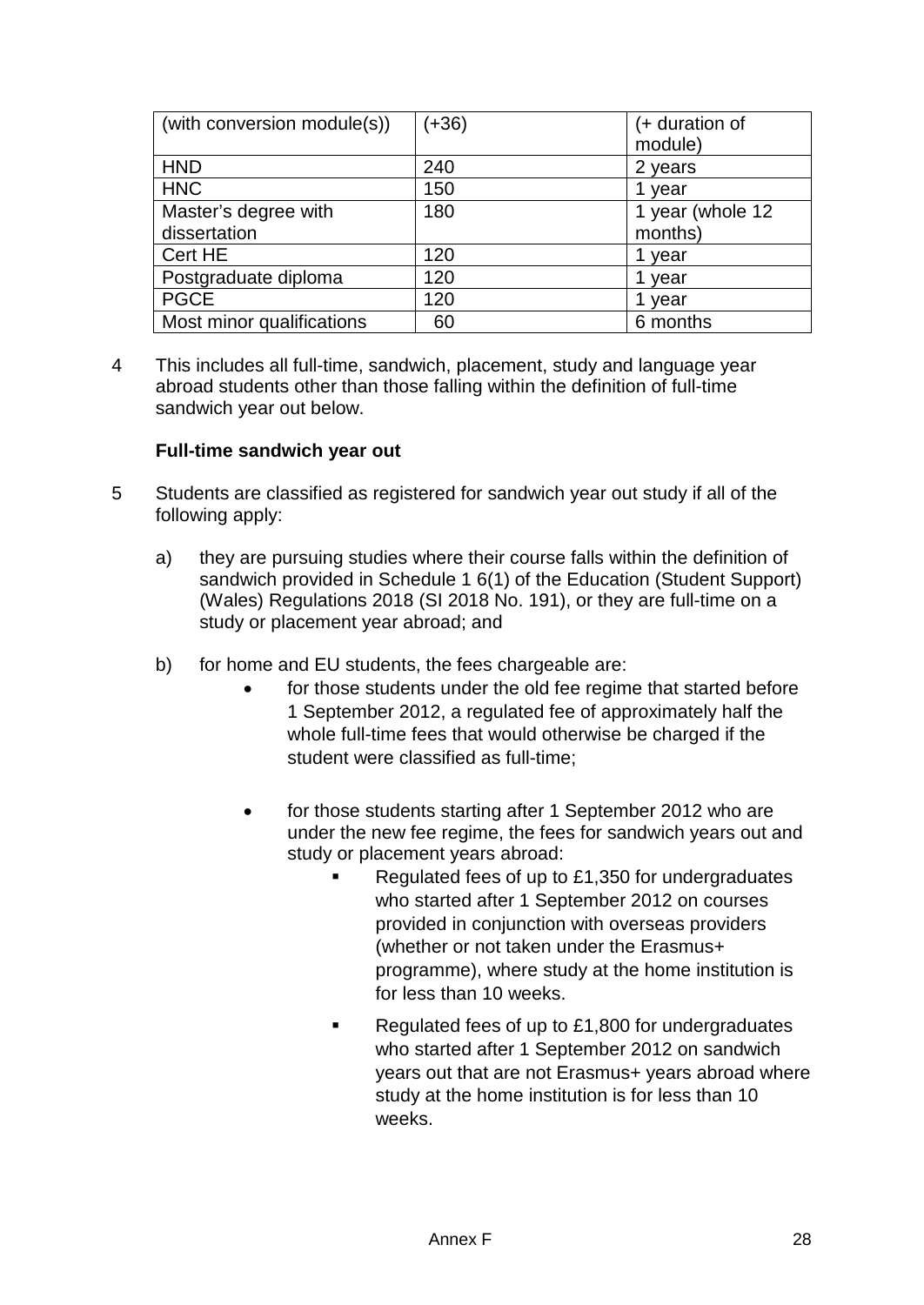| (with conversion module(s)) | (+36) | (+ duration of module) |
|---|---|---|
| HND | 240 | 2 years |
| HNC | 150 | 1 year |
| Master's degree with dissertation | 180 | 1 year (whole 12 months) |
| Cert HE | 120 | 1 year |
| Postgraduate diploma | 120 | 1 year |
| PGCE | 120 | 1 year |
| Most minor qualifications | 60 | 6 months |

4 This includes all full-time, sandwich, placement, study and language year abroad students other than those falling within the definition of full-time sandwich year out below.

**Full-time sandwich year out**

5 Students are classified as registered for sandwich year out study if all of the following apply:

a) they are pursuing studies where their course falls within the definition of sandwich provided in Schedule 1 6(1) of the Education (Student Support) (Wales) Regulations 2018 (SI 2018 No. 191), or they are full-time on a study or placement year abroad; and

b) for home and EU students, the fees chargeable are:

- for those students under the old fee regime that started before 1 September 2012, a regulated fee of approximately half the whole full-time fees that would otherwise be charged if the student were classified as full-time;

- for those students starting after 1 September 2012 who are under the new fee regime, the fees for sandwich years out and study or placement years abroad:
  - Regulated fees of up to £1,350 for undergraduates who started after 1 September 2012 on courses provided in conjunction with overseas providers (whether or not taken under the Erasmus+ programme), where study at the home institution is for less than 10 weeks.
  - Regulated fees of up to £1,800 for undergraduates who started after 1 September 2012 on sandwich years out that are not Erasmus+ years abroad where study at the home institution is for less than 10 weeks.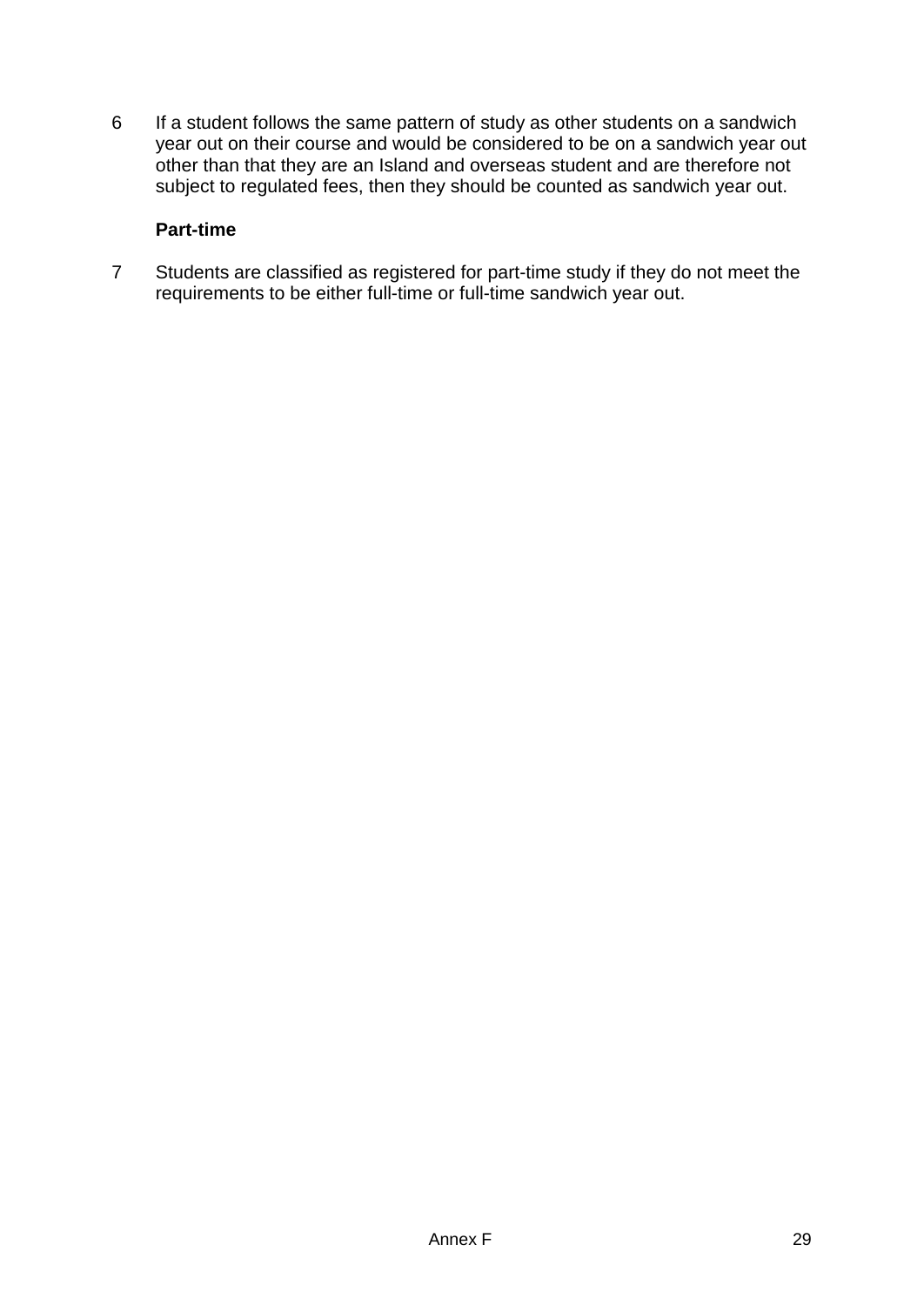6 If a student follows the same pattern of study as other students on a sandwich year out on their course and would be considered to be on a sandwich year out other than that they are an Island and overseas student and are therefore not subject to regulated fees, then they should be counted as sandwich year out.

**Part-time**

7 Students are classified as registered for part-time study if they do not meet the requirements to be either full-time or full-time sandwich year out.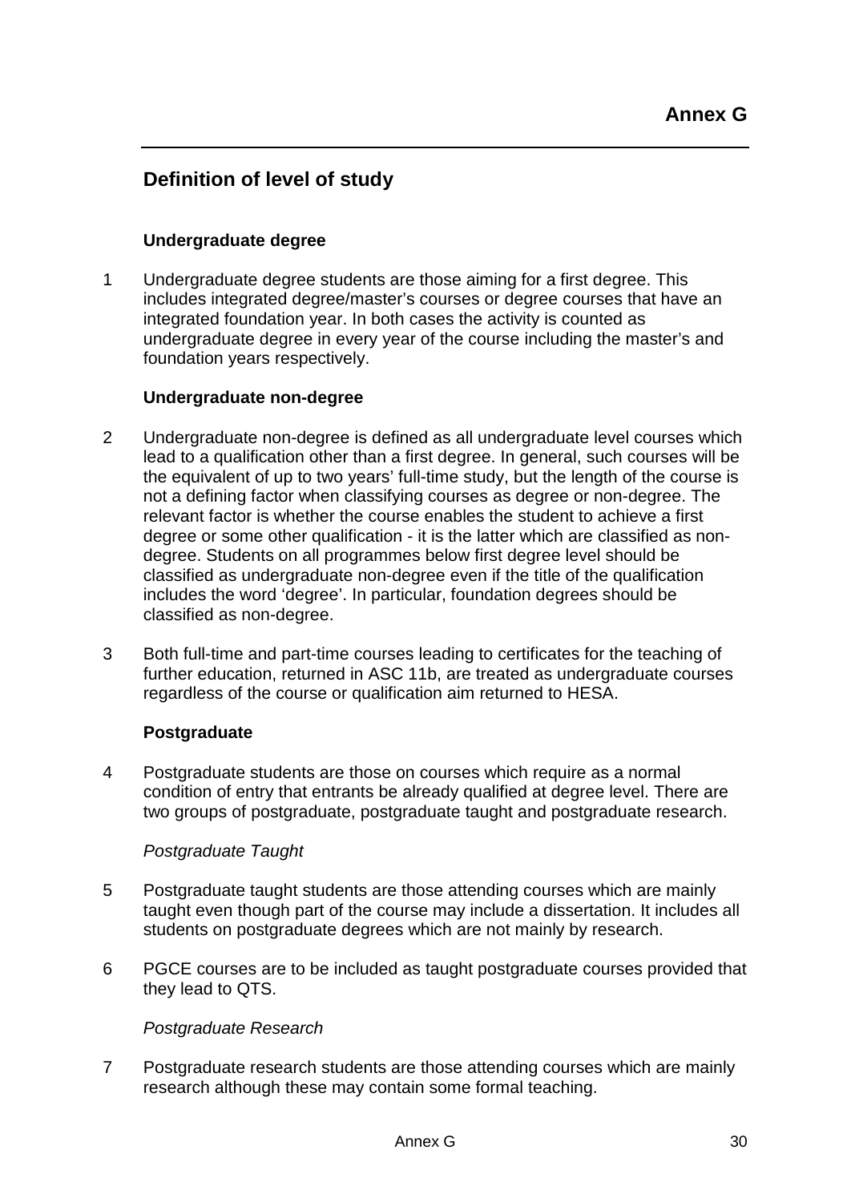# Annex G

## Definition of level of study

### Undergraduate degree

1 Undergraduate degree students are those aiming for a first degree. This includes integrated degree/master's courses or degree courses that have an integrated foundation year. In both cases the activity is counted as undergraduate degree in every year of the course including the master's and foundation years respectively.

### Undergraduate non-degree

2 Undergraduate non-degree is defined as all undergraduate level courses which lead to a qualification other than a first degree. In general, such courses will be the equivalent of up to two years' full-time study, but the length of the course is not a defining factor when classifying courses as degree or non-degree. The relevant factor is whether the course enables the student to achieve a first degree or some other qualification - it is the latter which are classified as non-degree. Students on all programmes below first degree level should be classified as undergraduate non-degree even if the title of the qualification includes the word 'degree'. In particular, foundation degrees should be classified as non-degree.

3 Both full-time and part-time courses leading to certificates for the teaching of further education, returned in ASC 11b, are treated as undergraduate courses regardless of the course or qualification aim returned to HESA.

### Postgraduate

4 Postgraduate students are those on courses which require as a normal condition of entry that entrants be already qualified at degree level. There are two groups of postgraduate, postgraduate taught and postgraduate research.

*Postgraduate Taught*

5 Postgraduate taught students are those attending courses which are mainly taught even though part of the course may include a dissertation. It includes all students on postgraduate degrees which are not mainly by research.

6 PGCE courses are to be included as taught postgraduate courses provided that they lead to QTS.

*Postgraduate Research*

7 Postgraduate research students are those attending courses which are mainly research although these may contain some formal teaching.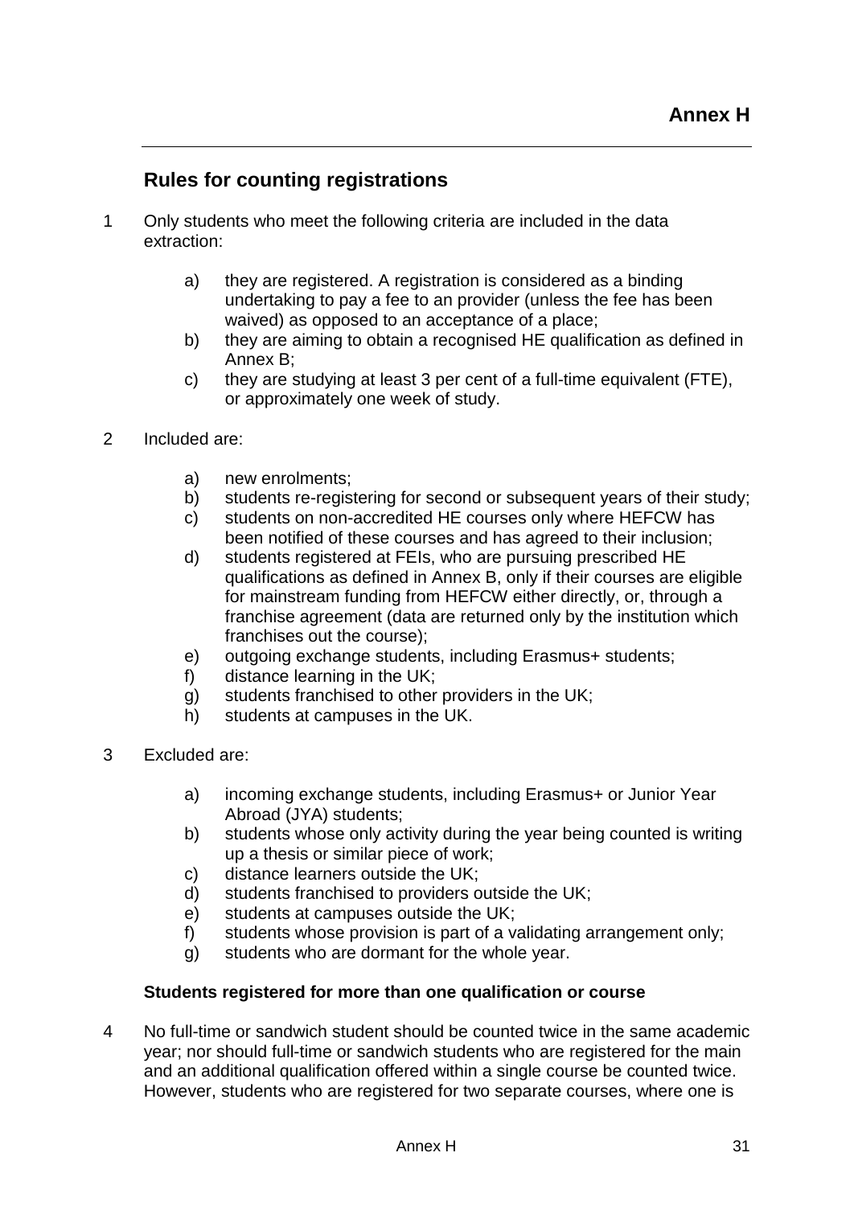# Annex H

## Rules for counting registrations

1 Only students who meet the following criteria are included in the data extraction:

   a) they are registered. A registration is considered as a binding undertaking to pay a fee to an provider (unless the fee has been waived) as opposed to an acceptance of a place;
   b) they are aiming to obtain a recognised HE qualification as defined in Annex B;
   c) they are studying at least 3 per cent of a full-time equivalent (FTE), or approximately one week of study.

2 Included are:

   a) new enrolments;
   b) students re-registering for second or subsequent years of their study;
   c) students on non-accredited HE courses only where HEFCW has been notified of these courses and has agreed to their inclusion;
   d) students registered at FEIs, who are pursuing prescribed HE qualifications as defined in Annex B, only if their courses are eligible for mainstream funding from HEFCW either directly, or, through a franchise agreement (data are returned only by the institution which franchises out the course);
   e) outgoing exchange students, including Erasmus+ students;
   f) distance learning in the UK;
   g) students franchised to other providers in the UK;
   h) students at campuses in the UK.

3 Excluded are:

   a) incoming exchange students, including Erasmus+ or Junior Year Abroad (JYA) students;
   b) students whose only activity during the year being counted is writing up a thesis or similar piece of work;
   c) distance learners outside the UK;
   d) students franchised to providers outside the UK;
   e) students at campuses outside the UK;
   f) students whose provision is part of a validating arrangement only;
   g) students who are dormant for the whole year.

### Students registered for more than one qualification or course

4 No full-time or sandwich student should be counted twice in the same academic year; nor should full-time or sandwich students who are registered for the main and an additional qualification offered within a single course be counted twice. However, students who are registered for two separate courses, where one is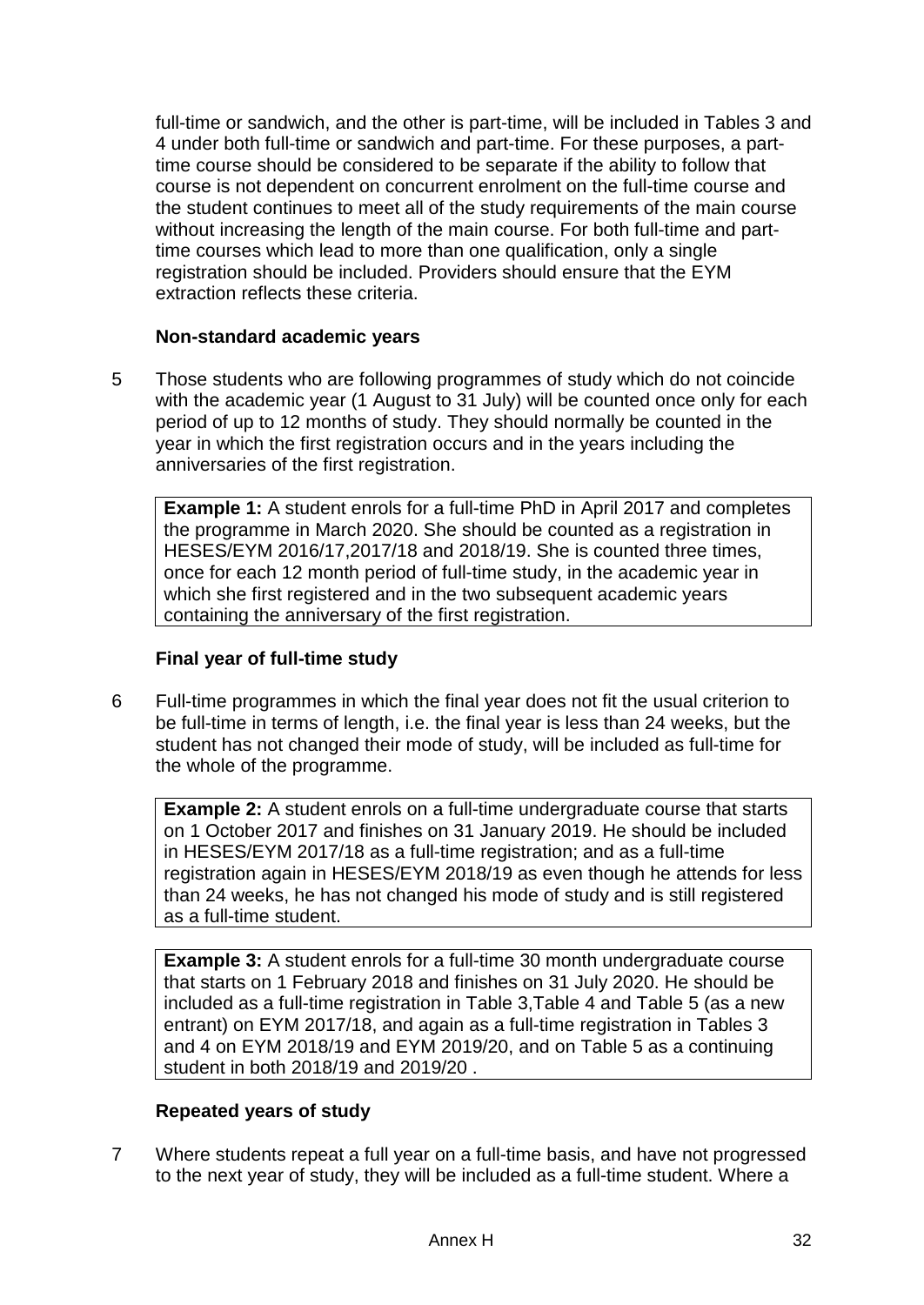full-time or sandwich, and the other is part-time, will be included in Tables 3 and 4 under both full-time or sandwich and part-time. For these purposes, a part-time course should be considered to be separate if the ability to follow that course is not dependent on concurrent enrolment on the full-time course and the student continues to meet all of the study requirements of the main course without increasing the length of the main course. For both full-time and part-time courses which lead to more than one qualification, only a single registration should be included. Providers should ensure that the EYM extraction reflects these criteria.

### Non-standard academic years

5 Those students who are following programmes of study which do not coincide with the academic year (1 August to 31 July) will be counted once only for each period of up to 12 months of study. They should normally be counted in the year in which the first registration occurs and in the years including the anniversaries of the first registration.

> **Example 1:** A student enrols for a full-time PhD in April 2017 and completes the programme in March 2020. She should be counted as a registration in HESES/EYM 2016/17,2017/18 and 2018/19. She is counted three times, once for each 12 month period of full-time study, in the academic year in which she first registered and in the two subsequent academic years containing the anniversary of the first registration.

### Final year of full-time study

6 Full-time programmes in which the final year does not fit the usual criterion to be full-time in terms of length, i.e. the final year is less than 24 weeks, but the student has not changed their mode of study, will be included as full-time for the whole of the programme.

> **Example 2:** A student enrols on a full-time undergraduate course that starts on 1 October 2017 and finishes on 31 January 2019. He should be included in HESES/EYM 2017/18 as a full-time registration; and as a full-time registration again in HESES/EYM 2018/19 as even though he attends for less than 24 weeks, he has not changed his mode of study and is still registered as a full-time student.

> **Example 3:** A student enrols for a full-time 30 month undergraduate course that starts on 1 February 2018 and finishes on 31 July 2020. He should be included as a full-time registration in Table 3,Table 4 and Table 5 (as a new entrant) on EYM 2017/18, and again as a full-time registration in Tables 3 and 4 on EYM 2018/19 and EYM 2019/20, and on Table 5 as a continuing student in both 2018/19 and 2019/20 .

### Repeated years of study

7 Where students repeat a full year on a full-time basis, and have not progressed to the next year of study, they will be included as a full-time student. Where a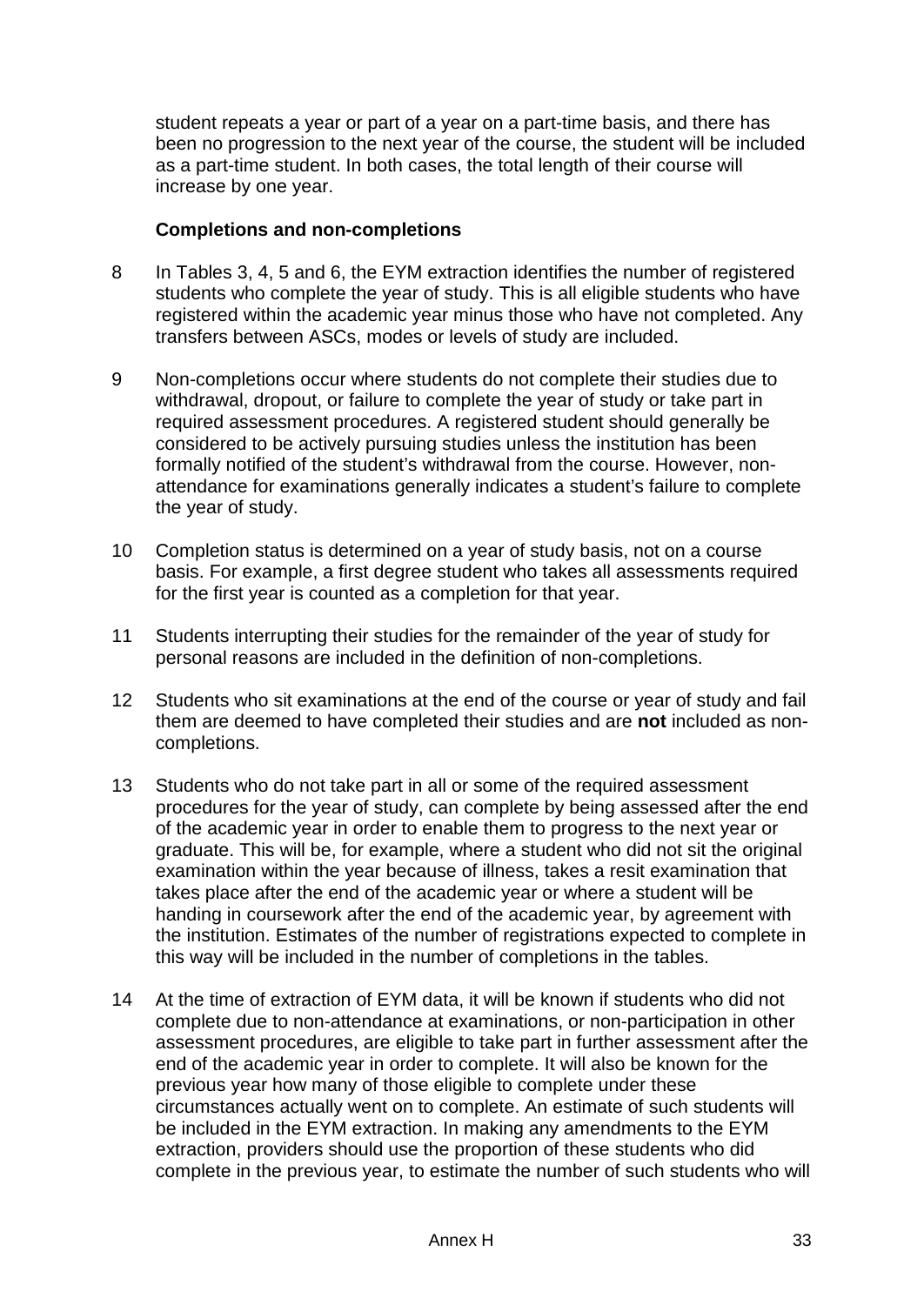student repeats a year or part of a year on a part-time basis, and there has been no progression to the next year of the course, the student will be included as a part-time student. In both cases, the total length of their course will increase by one year.

### Completions and non-completions

8 In Tables 3, 4, 5 and 6, the EYM extraction identifies the number of registered students who complete the year of study. This is all eligible students who have registered within the academic year minus those who have not completed. Any transfers between ASCs, modes or levels of study are included.

9 Non-completions occur where students do not complete their studies due to withdrawal, dropout, or failure to complete the year of study or take part in required assessment procedures. A registered student should generally be considered to be actively pursuing studies unless the institution has been formally notified of the student's withdrawal from the course. However, non-attendance for examinations generally indicates a student's failure to complete the year of study.

10 Completion status is determined on a year of study basis, not on a course basis. For example, a first degree student who takes all assessments required for the first year is counted as a completion for that year.

11 Students interrupting their studies for the remainder of the year of study for personal reasons are included in the definition of non-completions.

12 Students who sit examinations at the end of the course or year of study and fail them are deemed to have completed their studies and are **not** included as non-completions.

13 Students who do not take part in all or some of the required assessment procedures for the year of study, can complete by being assessed after the end of the academic year in order to enable them to progress to the next year or graduate. This will be, for example, where a student who did not sit the original examination within the year because of illness, takes a resit examination that takes place after the end of the academic year or where a student will be handing in coursework after the end of the academic year, by agreement with the institution. Estimates of the number of registrations expected to complete in this way will be included in the number of completions in the tables.

14 At the time of extraction of EYM data, it will be known if students who did not complete due to non-attendance at examinations, or non-participation in other assessment procedures, are eligible to take part in further assessment after the end of the academic year in order to complete. It will also be known for the previous year how many of those eligible to complete under these circumstances actually went on to complete. An estimate of such students will be included in the EYM extraction. In making any amendments to the EYM extraction, providers should use the proportion of these students who did complete in the previous year, to estimate the number of such students who will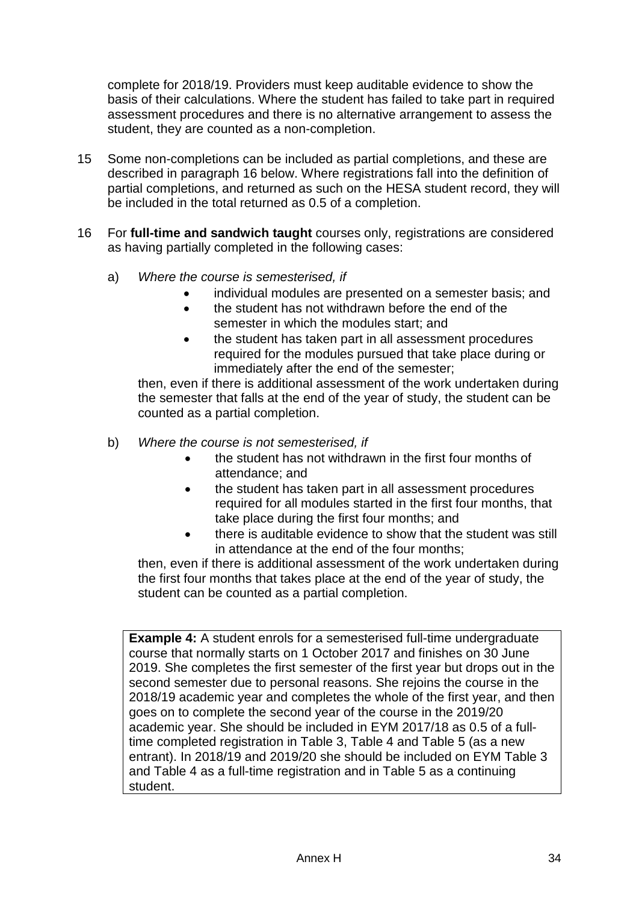complete for 2018/19. Providers must keep auditable evidence to show the basis of their calculations. Where the student has failed to take part in required assessment procedures and there is no alternative arrangement to assess the student, they are counted as a non-completion.

15 Some non-completions can be included as partial completions, and these are described in paragraph 16 below. Where registrations fall into the definition of partial completions, and returned as such on the HESA student record, they will be included in the total returned as 0.5 of a completion.

16 For **full-time and sandwich taught** courses only, registrations are considered as having partially completed in the following cases:

a) *Where the course is semesterised, if*

- individual modules are presented on a semester basis; and
- the student has not withdrawn before the end of the semester in which the modules start; and
- the student has taken part in all assessment procedures required for the modules pursued that take place during or immediately after the end of the semester;

then, even if there is additional assessment of the work undertaken during the semester that falls at the end of the year of study, the student can be counted as a partial completion.

b) *Where the course is not semesterised, if*

- the student has not withdrawn in the first four months of attendance; and
- the student has taken part in all assessment procedures required for all modules started in the first four months, that take place during the first four months; and
- there is auditable evidence to show that the student was still in attendance at the end of the four months;

then, even if there is additional assessment of the work undertaken during the first four months that takes place at the end of the year of study, the student can be counted as a partial completion.

**Example 4:** A student enrols for a semesterised full-time undergraduate course that normally starts on 1 October 2017 and finishes on 30 June 2019. She completes the first semester of the first year but drops out in the second semester due to personal reasons. She rejoins the course in the 2018/19 academic year and completes the whole of the first year, and then goes on to complete the second year of the course in the 2019/20 academic year. She should be included in EYM 2017/18 as 0.5 of a full-time completed registration in Table 3, Table 4 and Table 5 (as a new entrant). In 2018/19 and 2019/20 she should be included on EYM Table 3 and Table 4 as a full-time registration and in Table 5 as a continuing student.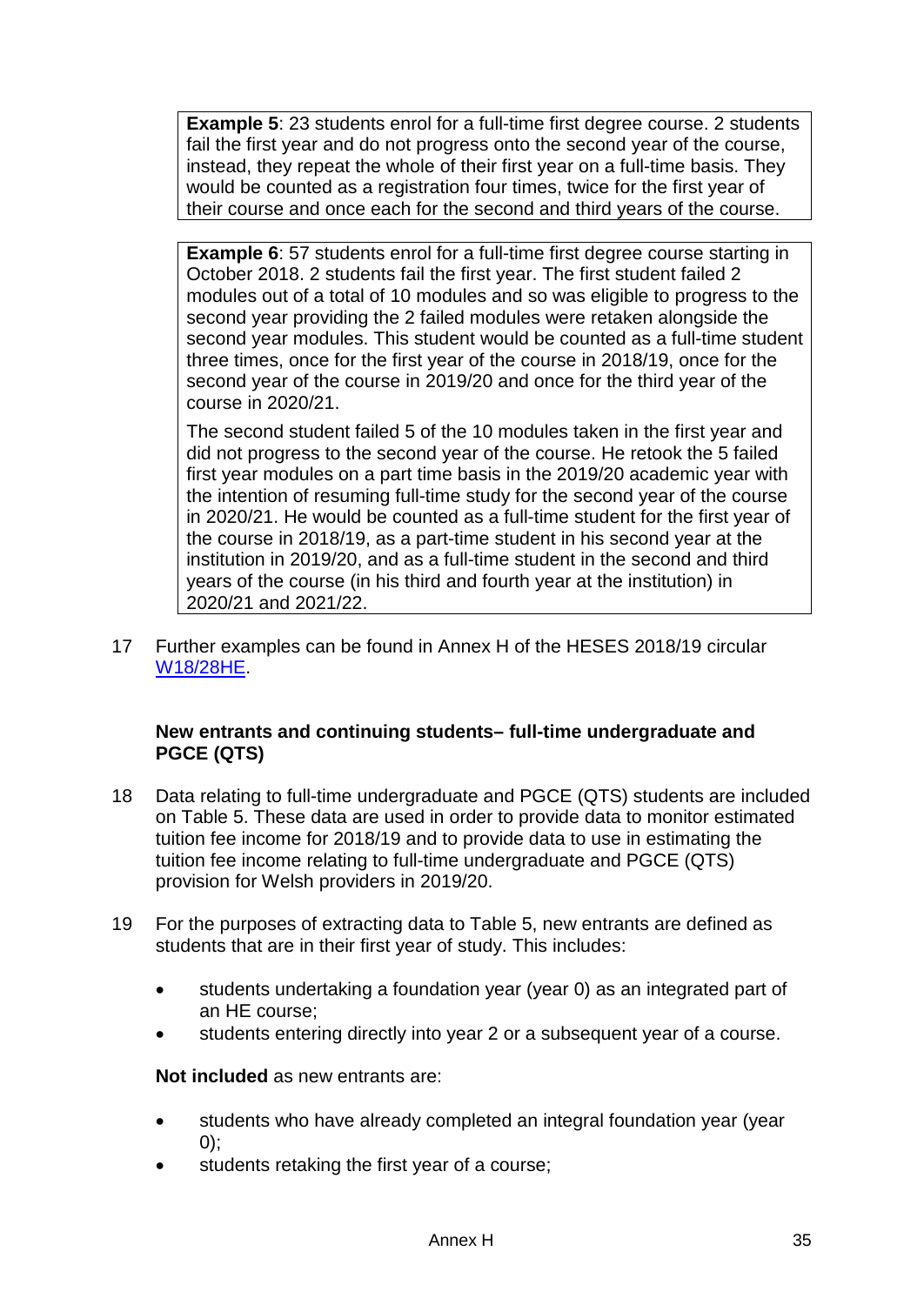**Example 5**: 23 students enrol for a full-time first degree course. 2 students fail the first year and do not progress onto the second year of the course, instead, they repeat the whole of their first year on a full-time basis. They would be counted as a registration four times, twice for the first year of their course and once each for the second and third years of the course.

**Example 6**: 57 students enrol for a full-time first degree course starting in October 2018. 2 students fail the first year. The first student failed 2 modules out of a total of 10 modules and so was eligible to progress to the second year providing the 2 failed modules were retaken alongside the second year modules. This student would be counted as a full-time student three times, once for the first year of the course in 2018/19, once for the second year of the course in 2019/20 and once for the third year of the course in 2020/21.

The second student failed 5 of the 10 modules taken in the first year and did not progress to the second year of the course. He retook the 5 failed first year modules on a part time basis in the 2019/20 academic year with the intention of resuming full-time study for the second year of the course in 2020/21. He would be counted as a full-time student for the first year of the course in 2018/19, as a part-time student in his second year at the institution in 2019/20, and as a full-time student in the second and third years of the course (in his third and fourth year at the institution) in 2020/21 and 2021/22.

17 Further examples can be found in Annex H of the HESES 2018/19 circular W18/28HE.

### New entrants and continuing students– full-time undergraduate and PGCE (QTS)

18 Data relating to full-time undergraduate and PGCE (QTS) students are included on Table 5. These data are used in order to provide data to monitor estimated tuition fee income for 2018/19 and to provide data to use in estimating the tuition fee income relating to full-time undergraduate and PGCE (QTS) provision for Welsh providers in 2019/20.

19 For the purposes of extracting data to Table 5, new entrants are defined as students that are in their first year of study. This includes:

- students undertaking a foundation year (year 0) as an integrated part of an HE course;
- students entering directly into year 2 or a subsequent year of a course.

**Not included** as new entrants are:

- students who have already completed an integral foundation year (year 0);
- students retaking the first year of a course;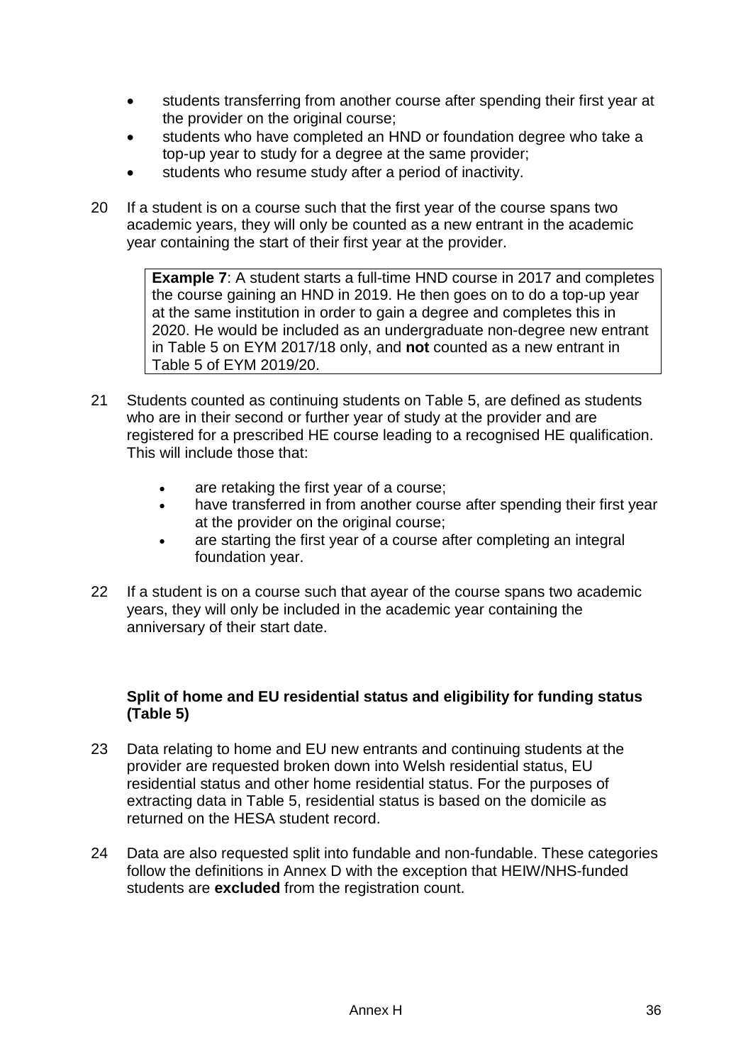- students transferring from another course after spending their first year at the provider on the original course;
- students who have completed an HND or foundation degree who take a top-up year to study for a degree at the same provider;
- students who resume study after a period of inactivity.

20 If a student is on a course such that the first year of the course spans two academic years, they will only be counted as a new entrant in the academic year containing the start of their first year at the provider.

> **Example 7**: A student starts a full-time HND course in 2017 and completes the course gaining an HND in 2019. He then goes on to do a top-up year at the same institution in order to gain a degree and completes this in 2020. He would be included as an undergraduate non-degree new entrant in Table 5 on EYM 2017/18 only, and **not** counted as a new entrant in Table 5 of EYM 2019/20.

21 Students counted as continuing students on Table 5, are defined as students who are in their second or further year of study at the provider and are registered for a prescribed HE course leading to a recognised HE qualification. This will include those that:

- are retaking the first year of a course;
- have transferred in from another course after spending their first year at the provider on the original course;
- are starting the first year of a course after completing an integral foundation year.

22 If a student is on a course such that ayear of the course spans two academic years, they will only be included in the academic year containing the anniversary of their start date.

**Split of home and EU residential status and eligibility for funding status (Table 5)**

23 Data relating to home and EU new entrants and continuing students at the provider are requested broken down into Welsh residential status, EU residential status and other home residential status. For the purposes of extracting data in Table 5, residential status is based on the domicile as returned on the HESA student record.

24 Data are also requested split into fundable and non-fundable. These categories follow the definitions in Annex D with the exception that HEIW/NHS-funded students are **excluded** from the registration count.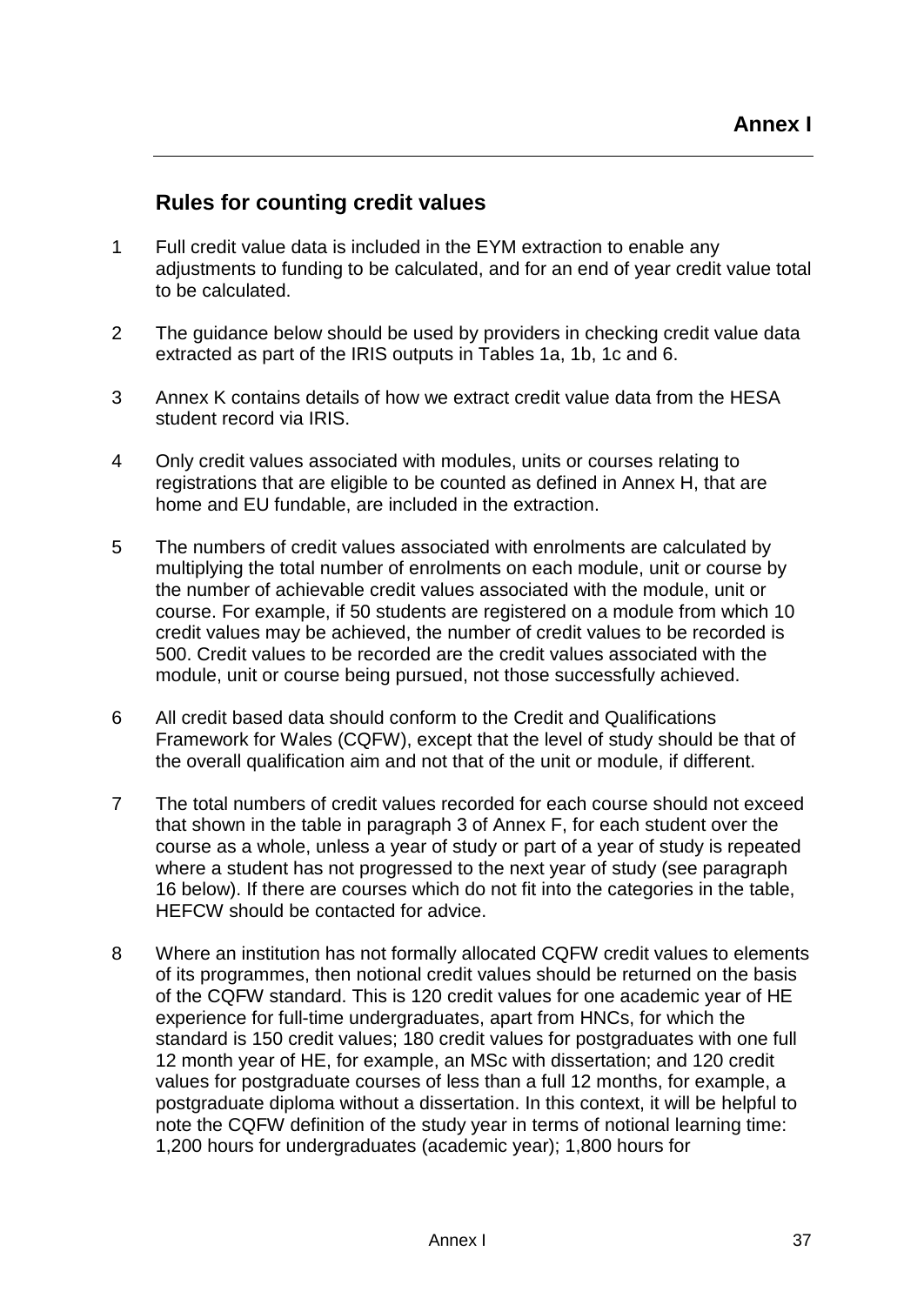# Annex I

## Rules for counting credit values

1. Full credit value data is included in the EYM extraction to enable any adjustments to funding to be calculated, and for an end of year credit value total to be calculated.

2. The guidance below should be used by providers in checking credit value data extracted as part of the IRIS outputs in Tables 1a, 1b, 1c and 6.

3. Annex K contains details of how we extract credit value data from the HESA student record via IRIS.

4. Only credit values associated with modules, units or courses relating to registrations that are eligible to be counted as defined in Annex H, that are home and EU fundable, are included in the extraction.

5. The numbers of credit values associated with enrolments are calculated by multiplying the total number of enrolments on each module, unit or course by the number of achievable credit values associated with the module, unit or course. For example, if 50 students are registered on a module from which 10 credit values may be achieved, the number of credit values to be recorded is 500. Credit values to be recorded are the credit values associated with the module, unit or course being pursued, not those successfully achieved.

6. All credit based data should conform to the Credit and Qualifications Framework for Wales (CQFW), except that the level of study should be that of the overall qualification aim and not that of the unit or module, if different.

7. The total numbers of credit values recorded for each course should not exceed that shown in the table in paragraph 3 of Annex F, for each student over the course as a whole, unless a year of study or part of a year of study is repeated where a student has not progressed to the next year of study (see paragraph 16 below). If there are courses which do not fit into the categories in the table, HEFCW should be contacted for advice.

8. Where an institution has not formally allocated CQFW credit values to elements of its programmes, then notional credit values should be returned on the basis of the CQFW standard. This is 120 credit values for one academic year of HE experience for full-time undergraduates, apart from HNCs, for which the standard is 150 credit values; 180 credit values for postgraduates with one full 12 month year of HE, for example, an MSc with dissertation; and 120 credit values for postgraduate courses of less than a full 12 months, for example, a postgraduate diploma without a dissertation. In this context, it will be helpful to note the CQFW definition of the study year in terms of notional learning time: 1,200 hours for undergraduates (academic year); 1,800 hours for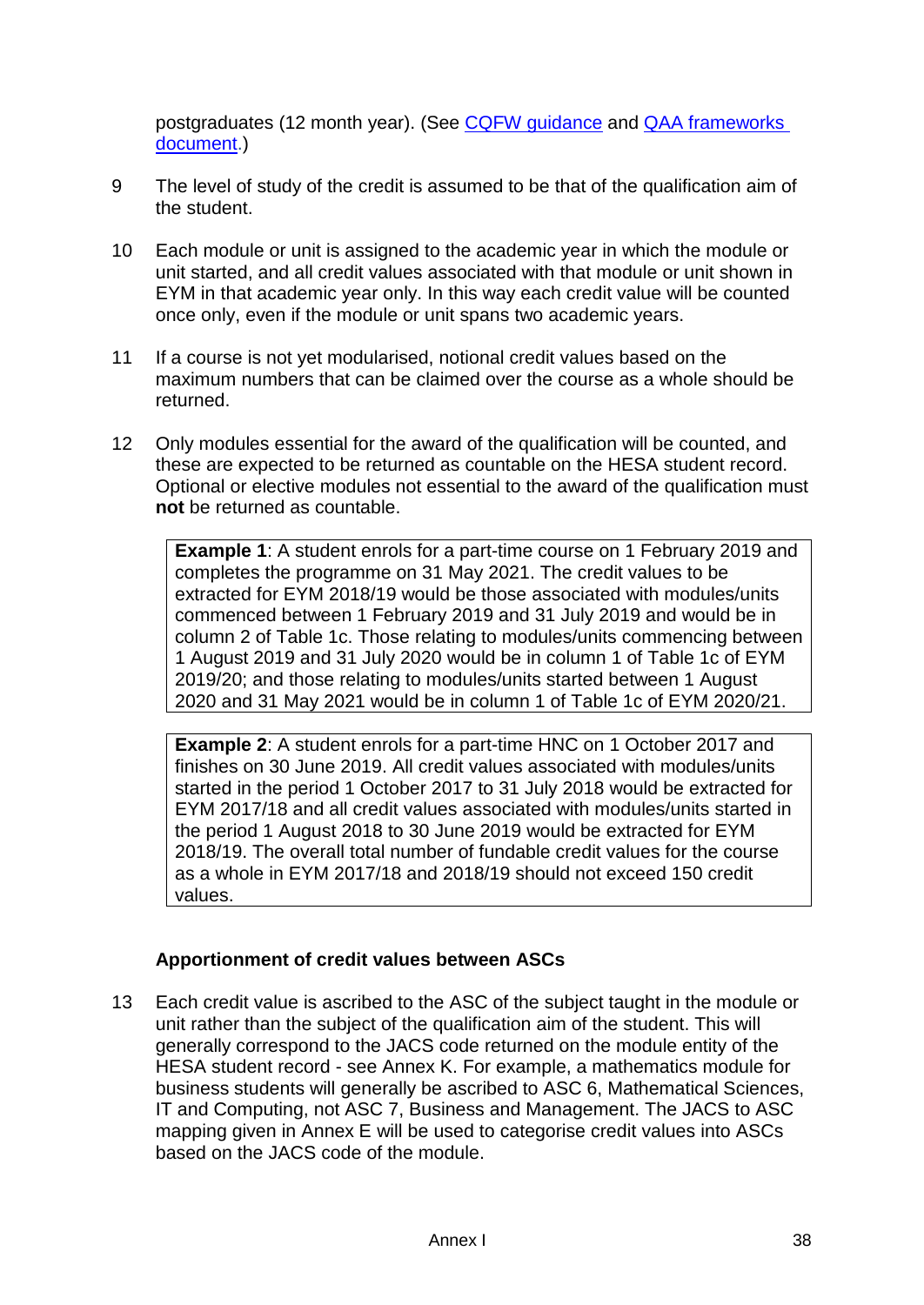postgraduates (12 month year). (See [CQFW guidance]() and [QAA frameworks document]().)

9 The level of study of the credit is assumed to be that of the qualification aim of the student.

10 Each module or unit is assigned to the academic year in which the module or unit started, and all credit values associated with that module or unit shown in EYM in that academic year only. In this way each credit value will be counted once only, even if the module or unit spans two academic years.

11 If a course is not yet modularised, notional credit values based on the maximum numbers that can be claimed over the course as a whole should be returned.

12 Only modules essential for the award of the qualification will be counted, and these are expected to be returned as countable on the HESA student record. Optional or elective modules not essential to the award of the qualification must **not** be returned as countable.

> **Example 1**: A student enrols for a part-time course on 1 February 2019 and completes the programme on 31 May 2021. The credit values to be extracted for EYM 2018/19 would be those associated with modules/units commenced between 1 February 2019 and 31 July 2019 and would be in column 2 of Table 1c. Those relating to modules/units commencing between 1 August 2019 and 31 July 2020 would be in column 1 of Table 1c of EYM 2019/20; and those relating to modules/units started between 1 August 2020 and 31 May 2021 would be in column 1 of Table 1c of EYM 2020/21.

> **Example 2**: A student enrols for a part-time HNC on 1 October 2017 and finishes on 30 June 2019. All credit values associated with modules/units started in the period 1 October 2017 to 31 July 2018 would be extracted for EYM 2017/18 and all credit values associated with modules/units started in the period 1 August 2018 to 30 June 2019 would be extracted for EYM 2018/19. The overall total number of fundable credit values for the course as a whole in EYM 2017/18 and 2018/19 should not exceed 150 credit values.

### Apportionment of credit values between ASCs

13 Each credit value is ascribed to the ASC of the subject taught in the module or unit rather than the subject of the qualification aim of the student. This will generally correspond to the JACS code returned on the module entity of the HESA student record - see Annex K. For example, a mathematics module for business students will generally be ascribed to ASC 6, Mathematical Sciences, IT and Computing, not ASC 7, Business and Management. The JACS to ASC mapping given in Annex E will be used to categorise credit values into ASCs based on the JACS code of the module.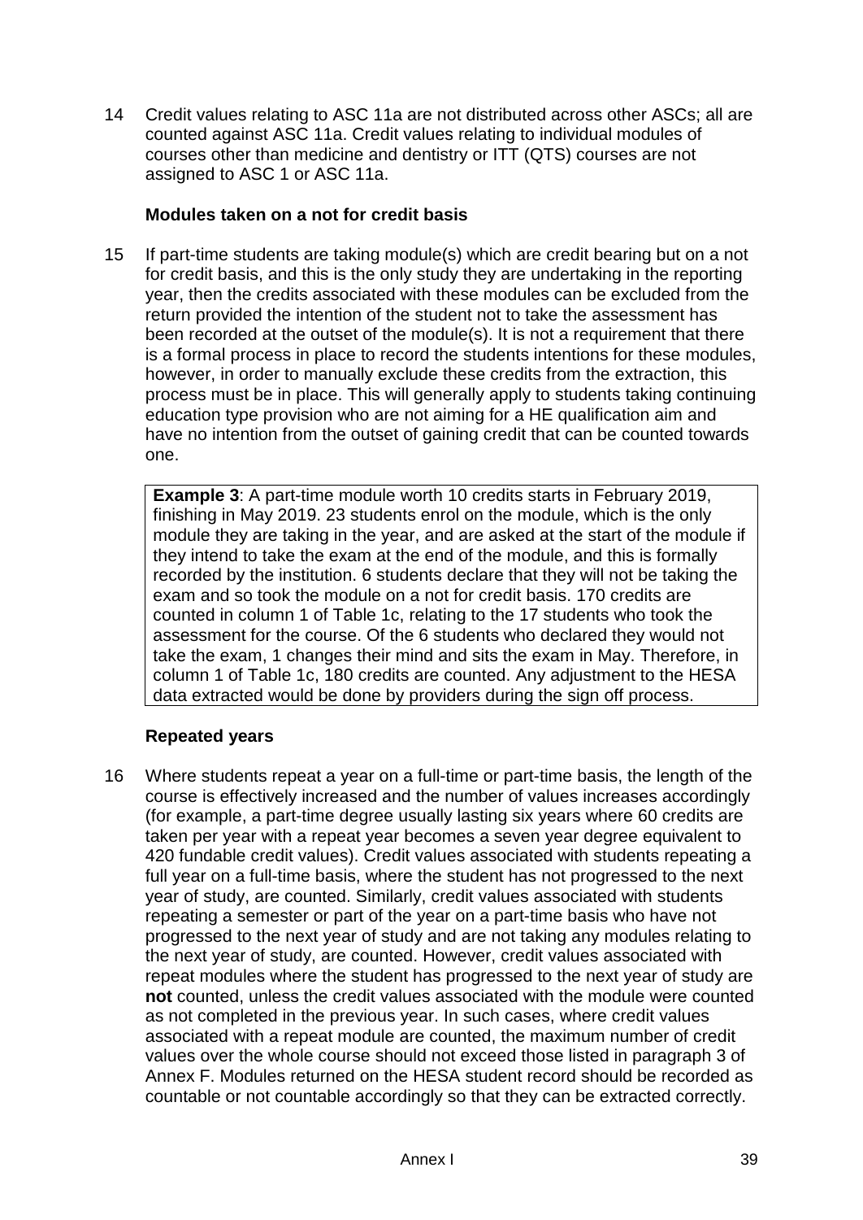14 Credit values relating to ASC 11a are not distributed across other ASCs; all are counted against ASC 11a. Credit values relating to individual modules of courses other than medicine and dentistry or ITT (QTS) courses are not assigned to ASC 1 or ASC 11a.

### Modules taken on a not for credit basis

15 If part-time students are taking module(s) which are credit bearing but on a not for credit basis, and this is the only study they are undertaking in the reporting year, then the credits associated with these modules can be excluded from the return provided the intention of the student not to take the assessment has been recorded at the outset of the module(s). It is not a requirement that there is a formal process in place to record the students intentions for these modules, however, in order to manually exclude these credits from the extraction, this process must be in place. This will generally apply to students taking continuing education type provision who are not aiming for a HE qualification aim and have no intention from the outset of gaining credit that can be counted towards one.

> **Example 3**: A part-time module worth 10 credits starts in February 2019, finishing in May 2019. 23 students enrol on the module, which is the only module they are taking in the year, and are asked at the start of the module if they intend to take the exam at the end of the module, and this is formally recorded by the institution. 6 students declare that they will not be taking the exam and so took the module on a not for credit basis. 170 credits are counted in column 1 of Table 1c, relating to the 17 students who took the assessment for the course. Of the 6 students who declared they would not take the exam, 1 changes their mind and sits the exam in May. Therefore, in column 1 of Table 1c, 180 credits are counted. Any adjustment to the HESA data extracted would be done by providers during the sign off process.

### Repeated years

16 Where students repeat a year on a full-time or part-time basis, the length of the course is effectively increased and the number of values increases accordingly (for example, a part-time degree usually lasting six years where 60 credits are taken per year with a repeat year becomes a seven year degree equivalent to 420 fundable credit values). Credit values associated with students repeating a full year on a full-time basis, where the student has not progressed to the next year of study, are counted. Similarly, credit values associated with students repeating a semester or part of the year on a part-time basis who have not progressed to the next year of study and are not taking any modules relating to the next year of study, are counted. However, credit values associated with repeat modules where the student has progressed to the next year of study are **not** counted, unless the credit values associated with the module were counted as not completed in the previous year. In such cases, where credit values associated with a repeat module are counted, the maximum number of credit values over the whole course should not exceed those listed in paragraph 3 of Annex F. Modules returned on the HESA student record should be recorded as countable or not countable accordingly so that they can be extracted correctly.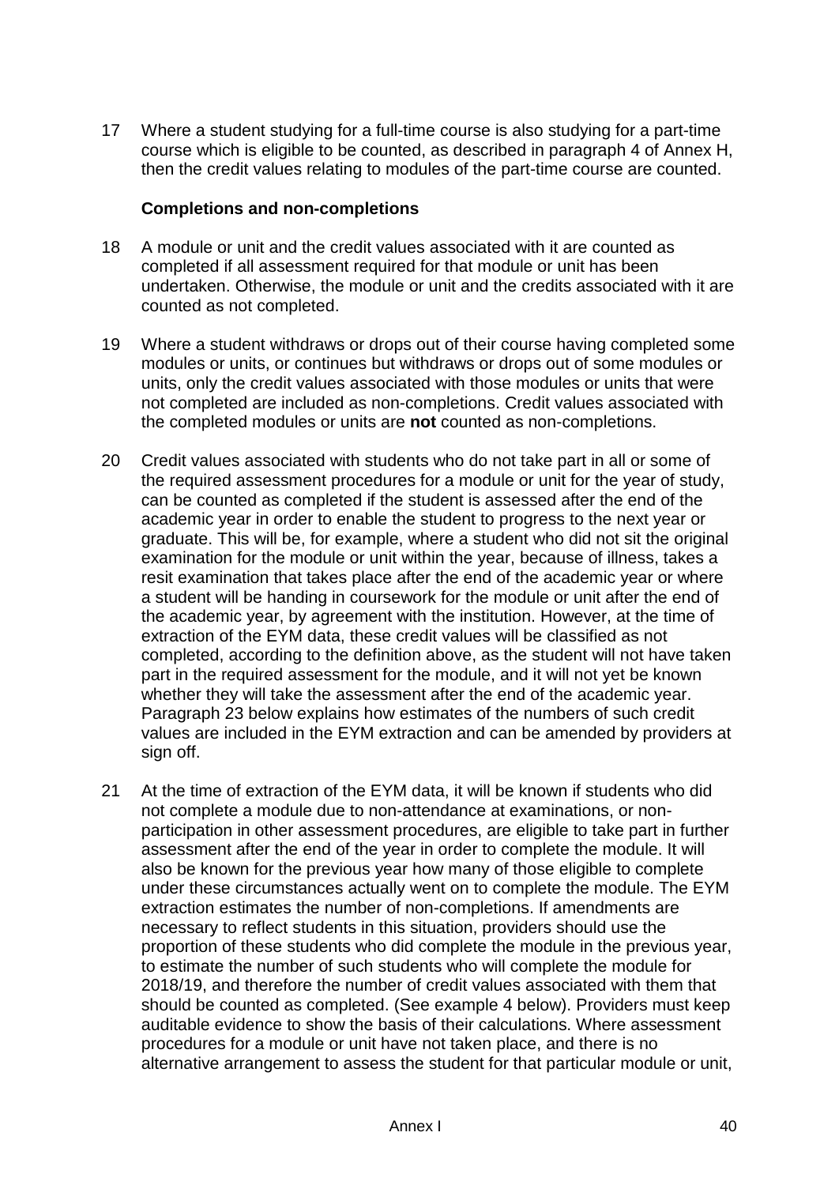17 Where a student studying for a full-time course is also studying for a part-time course which is eligible to be counted, as described in paragraph 4 of Annex H, then the credit values relating to modules of the part-time course are counted.

### Completions and non-completions

18 A module or unit and the credit values associated with it are counted as completed if all assessment required for that module or unit has been undertaken. Otherwise, the module or unit and the credits associated with it are counted as not completed.

19 Where a student withdraws or drops out of their course having completed some modules or units, or continues but withdraws or drops out of some modules or units, only the credit values associated with those modules or units that were not completed are included as non-completions. Credit values associated with the completed modules or units are **not** counted as non-completions.

20 Credit values associated with students who do not take part in all or some of the required assessment procedures for a module or unit for the year of study, can be counted as completed if the student is assessed after the end of the academic year in order to enable the student to progress to the next year or graduate. This will be, for example, where a student who did not sit the original examination for the module or unit within the year, because of illness, takes a resit examination that takes place after the end of the academic year or where a student will be handing in coursework for the module or unit after the end of the academic year, by agreement with the institution. However, at the time of extraction of the EYM data, these credit values will be classified as not completed, according to the definition above, as the student will not have taken part in the required assessment for the module, and it will not yet be known whether they will take the assessment after the end of the academic year. Paragraph 23 below explains how estimates of the numbers of such credit values are included in the EYM extraction and can be amended by providers at sign off.

21 At the time of extraction of the EYM data, it will be known if students who did not complete a module due to non-attendance at examinations, or non-participation in other assessment procedures, are eligible to take part in further assessment after the end of the year in order to complete the module. It will also be known for the previous year how many of those eligible to complete under these circumstances actually went on to complete the module. The EYM extraction estimates the number of non-completions. If amendments are necessary to reflect students in this situation, providers should use the proportion of these students who did complete the module in the previous year, to estimate the number of such students who will complete the module for 2018/19, and therefore the number of credit values associated with them that should be counted as completed. (See example 4 below). Providers must keep auditable evidence to show the basis of their calculations. Where assessment procedures for a module or unit have not taken place, and there is no alternative arrangement to assess the student for that particular module or unit,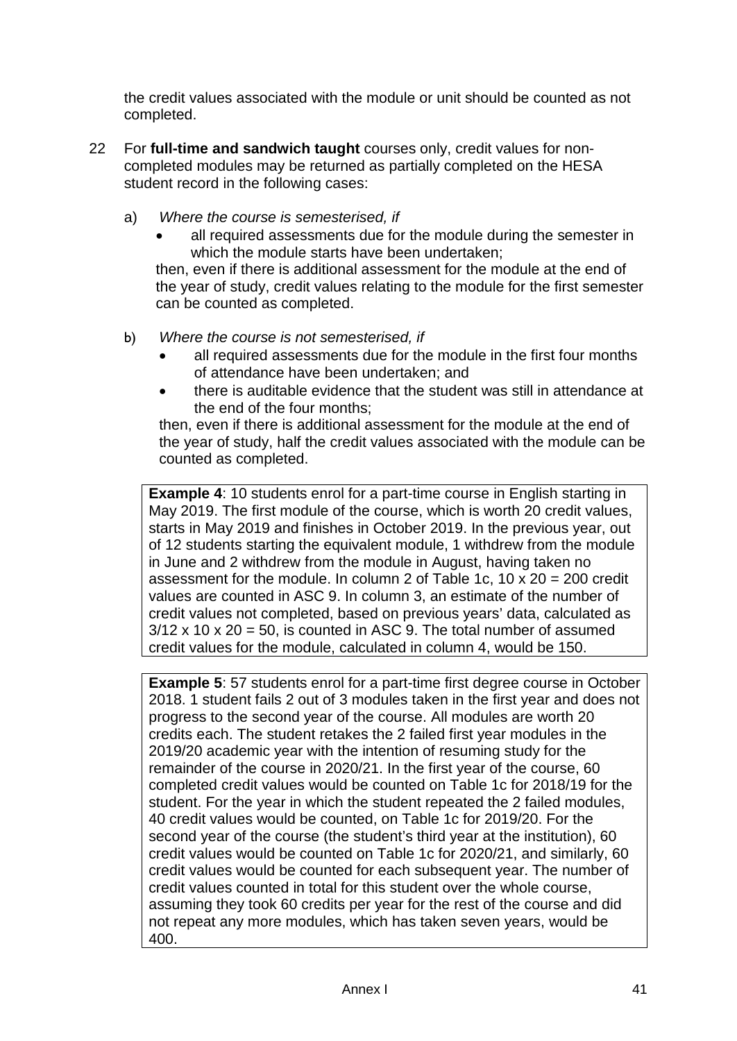the credit values associated with the module or unit should be counted as not completed.

22 For **full-time and sandwich taught** courses only, credit values for non-completed modules may be returned as partially completed on the HESA student record in the following cases:

a) *Where the course is semesterised, if*

- all required assessments due for the module during the semester in which the module starts have been undertaken;

then, even if there is additional assessment for the module at the end of the year of study, credit values relating to the module for the first semester can be counted as completed.

b) *Where the course is not semesterised, if*

- all required assessments due for the module in the first four months of attendance have been undertaken; and
- there is auditable evidence that the student was still in attendance at the end of the four months;

then, even if there is additional assessment for the module at the end of the year of study, half the credit values associated with the module can be counted as completed.

> **Example 4**: 10 students enrol for a part-time course in English starting in May 2019. The first module of the course, which is worth 20 credit values, starts in May 2019 and finishes in October 2019. In the previous year, out of 12 students starting the equivalent module, 1 withdrew from the module in June and 2 withdrew from the module in August, having taken no assessment for the module. In column 2 of Table 1c, 10 x 20 = 200 credit values are counted in ASC 9. In column 3, an estimate of the number of credit values not completed, based on previous years' data, calculated as 3/12 x 10 x 20 = 50, is counted in ASC 9. The total number of assumed credit values for the module, calculated in column 4, would be 150.

> **Example 5**: 57 students enrol for a part-time first degree course in October 2018. 1 student fails 2 out of 3 modules taken in the first year and does not progress to the second year of the course. All modules are worth 20 credits each. The student retakes the 2 failed first year modules in the 2019/20 academic year with the intention of resuming study for the remainder of the course in 2020/21. In the first year of the course, 60 completed credit values would be counted on Table 1c for 2018/19 for the student. For the year in which the student repeated the 2 failed modules, 40 credit values would be counted, on Table 1c for 2019/20. For the second year of the course (the student's third year at the institution), 60 credit values would be counted on Table 1c for 2020/21, and similarly, 60 credit values would be counted for each subsequent year. The number of credit values counted in total for this student over the whole course, assuming they took 60 credits per year for the rest of the course and did not repeat any more modules, which has taken seven years, would be 400.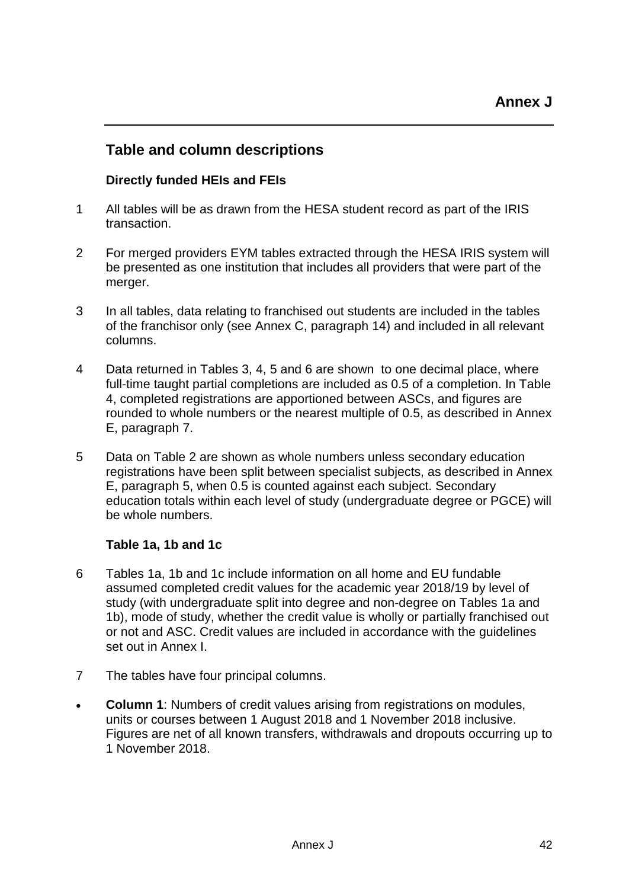# Annex J

## Table and column descriptions

### Directly funded HEIs and FEIs

1 All tables will be as drawn from the HESA student record as part of the IRIS transaction.

2 For merged providers EYM tables extracted through the HESA IRIS system will be presented as one institution that includes all providers that were part of the merger.

3 In all tables, data relating to franchised out students are included in the tables of the franchisor only (see Annex C, paragraph 14) and included in all relevant columns.

4 Data returned in Tables 3, 4, 5 and 6 are shown to one decimal place, where full-time taught partial completions are included as 0.5 of a completion. In Table 4, completed registrations are apportioned between ASCs, and figures are rounded to whole numbers or the nearest multiple of 0.5, as described in Annex E, paragraph 7.

5 Data on Table 2 are shown as whole numbers unless secondary education registrations have been split between specialist subjects, as described in Annex E, paragraph 5, when 0.5 is counted against each subject. Secondary education totals within each level of study (undergraduate degree or PGCE) will be whole numbers.

### Table 1a, 1b and 1c

6 Tables 1a, 1b and 1c include information on all home and EU fundable assumed completed credit values for the academic year 2018/19 by level of study (with undergraduate split into degree and non-degree on Tables 1a and 1b), mode of study, whether the credit value is wholly or partially franchised out or not and ASC. Credit values are included in accordance with the guidelines set out in Annex I.

7 The tables have four principal columns.

- **Column 1**: Numbers of credit values arising from registrations on modules, units or courses between 1 August 2018 and 1 November 2018 inclusive. Figures are net of all known transfers, withdrawals and dropouts occurring up to 1 November 2018.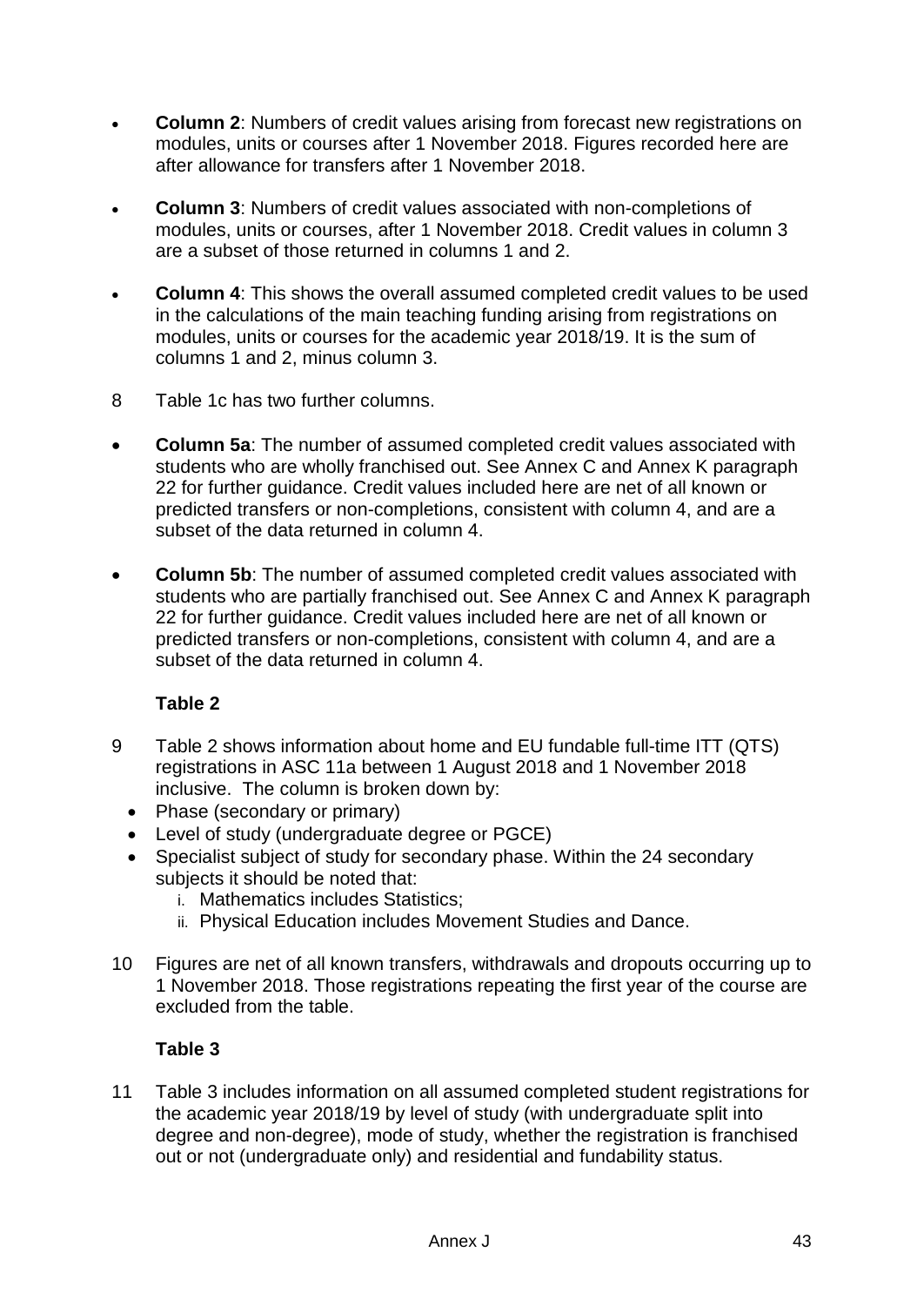- **Column 2**: Numbers of credit values arising from forecast new registrations on modules, units or courses after 1 November 2018. Figures recorded here are after allowance for transfers after 1 November 2018.

- **Column 3**: Numbers of credit values associated with non-completions of modules, units or courses, after 1 November 2018. Credit values in column 3 are a subset of those returned in columns 1 and 2.

- **Column 4**: This shows the overall assumed completed credit values to be used in the calculations of the main teaching funding arising from registrations on modules, units or courses for the academic year 2018/19. It is the sum of columns 1 and 2, minus column 3.

8 Table 1c has two further columns.

- **Column 5a**: The number of assumed completed credit values associated with students who are wholly franchised out. See Annex C and Annex K paragraph 22 for further guidance. Credit values included here are net of all known or predicted transfers or non-completions, consistent with column 4, and are a subset of the data returned in column 4.

- **Column 5b**: The number of assumed completed credit values associated with students who are partially franchised out. See Annex C and Annex K paragraph 22 for further guidance. Credit values included here are net of all known or predicted transfers or non-completions, consistent with column 4, and are a subset of the data returned in column 4.

### Table 2

9 Table 2 shows information about home and EU fundable full-time ITT (QTS) registrations in ASC 11a between 1 August 2018 and 1 November 2018 inclusive. The column is broken down by:

- Phase (secondary or primary)
- Level of study (undergraduate degree or PGCE)
- Specialist subject of study for secondary phase. Within the 24 secondary subjects it should be noted that:
  1. Mathematics includes Statistics;
  2. Physical Education includes Movement Studies and Dance.

10 Figures are net of all known transfers, withdrawals and dropouts occurring up to 1 November 2018. Those registrations repeating the first year of the course are excluded from the table.

### Table 3

11 Table 3 includes information on all assumed completed student registrations for the academic year 2018/19 by level of study (with undergraduate split into degree and non-degree), mode of study, whether the registration is franchised out or not (undergraduate only) and residential and fundability status.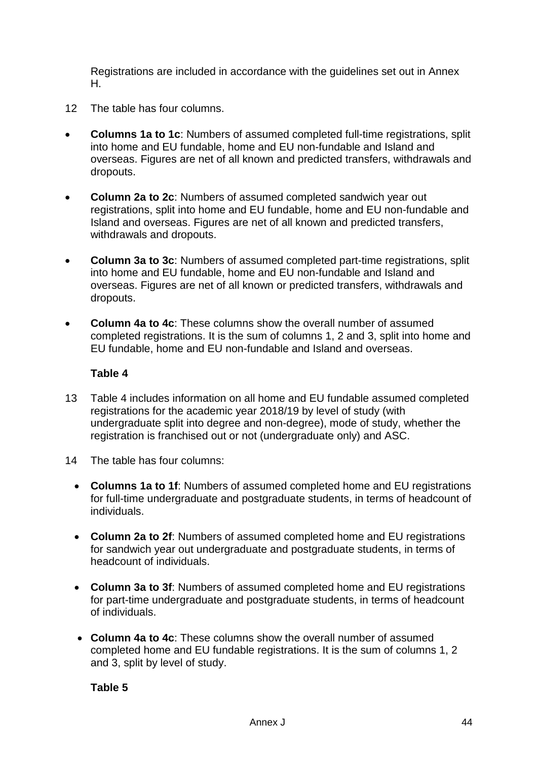Registrations are included in accordance with the guidelines set out in Annex H.

12 The table has four columns.

- **Columns 1a to 1c**: Numbers of assumed completed full-time registrations, split into home and EU fundable, home and EU non-fundable and Island and overseas. Figures are net of all known and predicted transfers, withdrawals and dropouts.
- **Column 2a to 2c**: Numbers of assumed completed sandwich year out registrations, split into home and EU fundable, home and EU non-fundable and Island and overseas. Figures are net of all known and predicted transfers, withdrawals and dropouts.
- **Column 3a to 3c**: Numbers of assumed completed part-time registrations, split into home and EU fundable, home and EU non-fundable and Island and overseas. Figures are net of all known or predicted transfers, withdrawals and dropouts.
- **Column 4a to 4c**: These columns show the overall number of assumed completed registrations. It is the sum of columns 1, 2 and 3, split into home and EU fundable, home and EU non-fundable and Island and overseas.

### Table 4

13 Table 4 includes information on all home and EU fundable assumed completed registrations for the academic year 2018/19 by level of study (with undergraduate split into degree and non-degree), mode of study, whether the registration is franchised out or not (undergraduate only) and ASC.

14 The table has four columns:

- **Columns 1a to 1f**: Numbers of assumed completed home and EU registrations for full-time undergraduate and postgraduate students, in terms of headcount of individuals.
- **Column 2a to 2f**: Numbers of assumed completed home and EU registrations for sandwich year out undergraduate and postgraduate students, in terms of headcount of individuals.
- **Column 3a to 3f**: Numbers of assumed completed home and EU registrations for part-time undergraduate and postgraduate students, in terms of headcount of individuals.
- **Column 4a to 4c**: These columns show the overall number of assumed completed home and EU fundable registrations. It is the sum of columns 1, 2 and 3, split by level of study.

### Table 5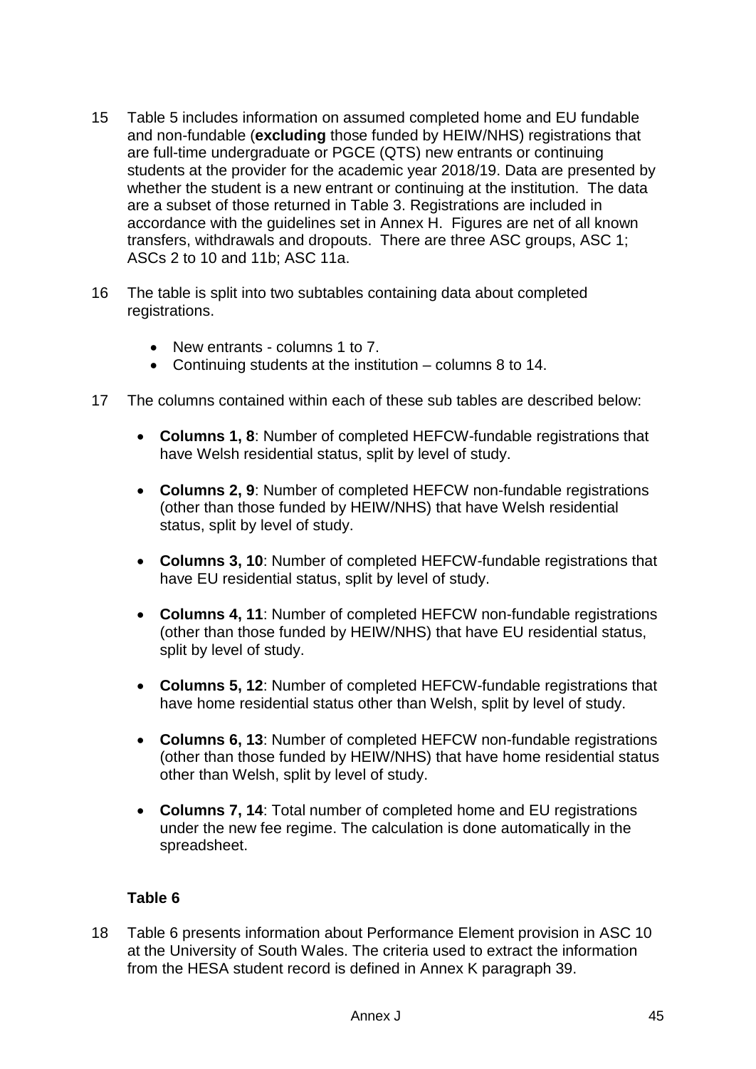15 Table 5 includes information on assumed completed home and EU fundable and non-fundable (**excluding** those funded by HEIW/NHS) registrations that are full-time undergraduate or PGCE (QTS) new entrants or continuing students at the provider for the academic year 2018/19. Data are presented by whether the student is a new entrant or continuing at the institution. The data are a subset of those returned in Table 3. Registrations are included in accordance with the guidelines set in Annex H. Figures are net of all known transfers, withdrawals and dropouts. There are three ASC groups, ASC 1; ASCs 2 to 10 and 11b; ASC 11a.

16 The table is split into two subtables containing data about completed registrations.

- New entrants - columns 1 to 7.
- Continuing students at the institution – columns 8 to 14.

17 The columns contained within each of these sub tables are described below:

- **Columns 1, 8**: Number of completed HEFCW-fundable registrations that have Welsh residential status, split by level of study.
- **Columns 2, 9**: Number of completed HEFCW non-fundable registrations (other than those funded by HEIW/NHS) that have Welsh residential status, split by level of study.
- **Columns 3, 10**: Number of completed HEFCW-fundable registrations that have EU residential status, split by level of study.
- **Columns 4, 11**: Number of completed HEFCW non-fundable registrations (other than those funded by HEIW/NHS) that have EU residential status, split by level of study.
- **Columns 5, 12**: Number of completed HEFCW-fundable registrations that have home residential status other than Welsh, split by level of study.
- **Columns 6, 13**: Number of completed HEFCW non-fundable registrations (other than those funded by HEIW/NHS) that have home residential status other than Welsh, split by level of study.
- **Columns 7, 14**: Total number of completed home and EU registrations under the new fee regime. The calculation is done automatically in the spreadsheet.

### Table 6

18 Table 6 presents information about Performance Element provision in ASC 10 at the University of South Wales. The criteria used to extract the information from the HESA student record is defined in Annex K paragraph 39.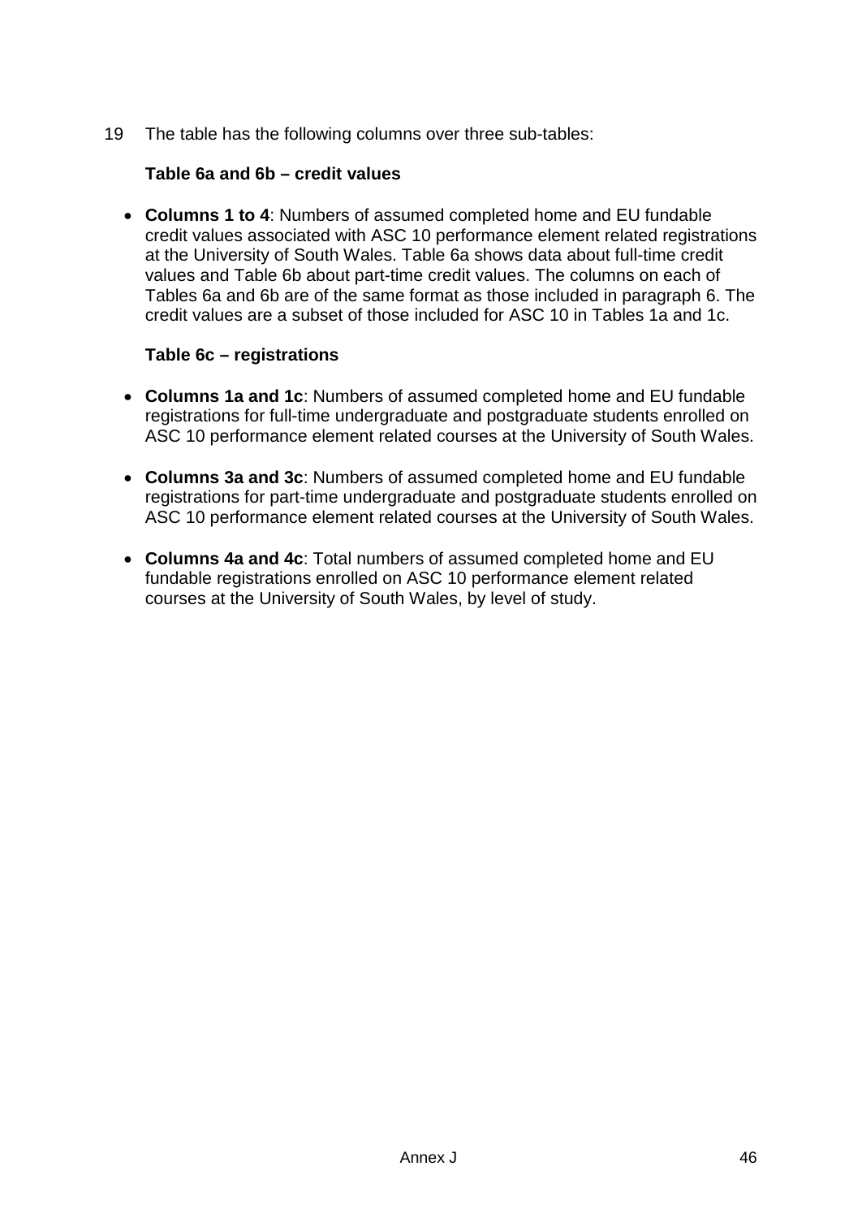19 The table has the following columns over three sub-tables:

**Table 6a and 6b – credit values**

- **Columns 1 to 4**: Numbers of assumed completed home and EU fundable credit values associated with ASC 10 performance element related registrations at the University of South Wales. Table 6a shows data about full-time credit values and Table 6b about part-time credit values. The columns on each of Tables 6a and 6b are of the same format as those included in paragraph 6. The credit values are a subset of those included for ASC 10 in Tables 1a and 1c.

**Table 6c – registrations**

- **Columns 1a and 1c**: Numbers of assumed completed home and EU fundable registrations for full-time undergraduate and postgraduate students enrolled on ASC 10 performance element related courses at the University of South Wales.

- **Columns 3a and 3c**: Numbers of assumed completed home and EU fundable registrations for part-time undergraduate and postgraduate students enrolled on ASC 10 performance element related courses at the University of South Wales.

- **Columns 4a and 4c**: Total numbers of assumed completed home and EU fundable registrations enrolled on ASC 10 performance element related courses at the University of South Wales, by level of study.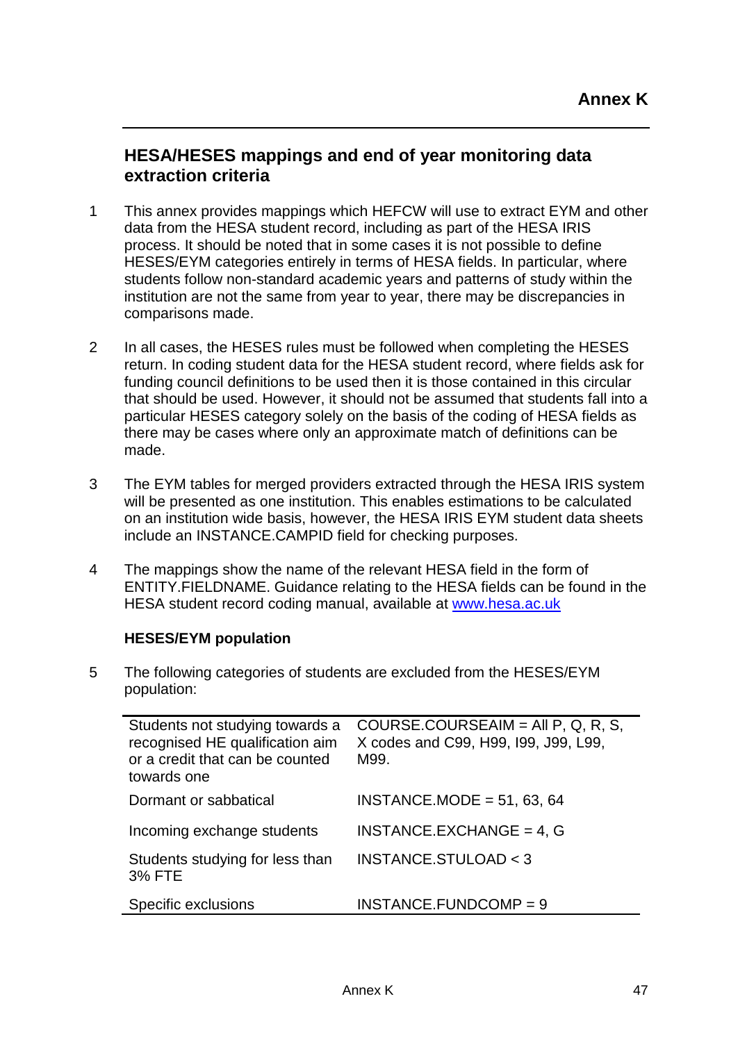# Annex K

## HESA/HESES mappings and end of year monitoring data extraction criteria

1 This annex provides mappings which HEFCW will use to extract EYM and other data from the HESA student record, including as part of the HESA IRIS process. It should be noted that in some cases it is not possible to define HESES/EYM categories entirely in terms of HESA fields. In particular, where students follow non-standard academic years and patterns of study within the institution are not the same from year to year, there may be discrepancies in comparisons made.

2 In all cases, the HESES rules must be followed when completing the HESES return. In coding student data for the HESA student record, where fields ask for funding council definitions to be used then it is those contained in this circular that should be used. However, it should not be assumed that students fall into a particular HESES category solely on the basis of the coding of HESA fields as there may be cases where only an approximate match of definitions can be made.

3 The EYM tables for merged providers extracted through the HESA IRIS system will be presented as one institution. This enables estimations to be calculated on an institution wide basis, however, the HESA IRIS EYM student data sheets include an INSTANCE.CAMPID field for checking purposes.

4 The mappings show the name of the relevant HESA field in the form of ENTITY.FIELDNAME. Guidance relating to the HESA fields can be found in the HESA student record coding manual, available at [www.hesa.ac.uk](http://www.hesa.ac.uk)

### HESES/EYM population

5 The following categories of students are excluded from the HESES/EYM population:

| | |
|---|---|
| Students not studying towards a recognised HE qualification aim or a credit that can be counted towards one | COURSE.COURSEAIM = All P, Q, R, S, X codes and C99, H99, I99, J99, L99, M99. |
| Dormant or sabbatical | INSTANCE.MODE = 51, 63, 64 |
| Incoming exchange students | INSTANCE.EXCHANGE = 4, G |
| Students studying for less than 3% FTE | INSTANCE.STULOAD < 3 |
| Specific exclusions | INSTANCE.FUNDCOMP = 9 |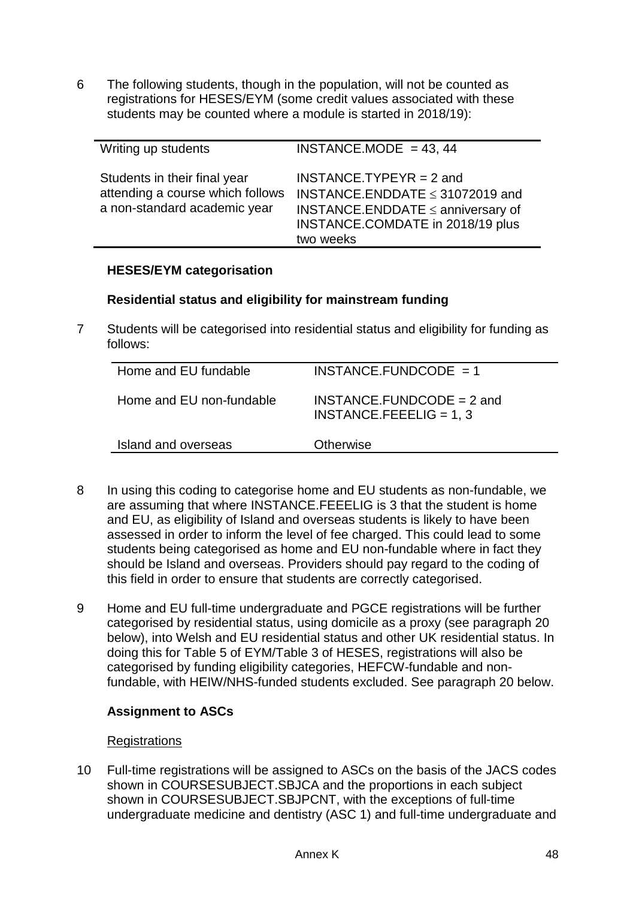6 The following students, though in the population, will not be counted as registrations for HESES/EYM (some credit values associated with these students may be counted where a module is started in 2018/19):

| | |
|---|---|
| Writing up students | INSTANCE.MODE = 43, 44 |
| Students in their final year attending a course which follows a non-standard academic year | INSTANCE.TYPEYR = 2 and INSTANCE.ENDDATE ≤ 31072019 and INSTANCE.ENDDATE ≤ anniversary of INSTANCE.COMDATE in 2018/19 plus two weeks |

**HESES/EYM categorisation**

**Residential status and eligibility for mainstream funding**

7 Students will be categorised into residential status and eligibility for funding as follows:

| | |
|---|---|
| Home and EU fundable | INSTANCE.FUNDCODE = 1 |
| Home and EU non-fundable | INSTANCE.FUNDCODE = 2 and INSTANCE.FEEELIG = 1, 3 |
| Island and overseas | Otherwise |

8 In using this coding to categorise home and EU students as non-fundable, we are assuming that where INSTANCE.FEEELIG is 3 that the student is home and EU, as eligibility of Island and overseas students is likely to have been assessed in order to inform the level of fee charged. This could lead to some students being categorised as home and EU non-fundable where in fact they should be Island and overseas. Providers should pay regard to the coding of this field in order to ensure that students are correctly categorised.

9 Home and EU full-time undergraduate and PGCE registrations will be further categorised by residential status, using domicile as a proxy (see paragraph 20 below), into Welsh and EU residential status and other UK residential status. In doing this for Table 5 of EYM/Table 3 of HESES, registrations will also be categorised by funding eligibility categories, HEFCW-fundable and non-fundable, with HEIW/NHS-funded students excluded. See paragraph 20 below.

**Assignment to ASCs**

Registrations

10 Full-time registrations will be assigned to ASCs on the basis of the JACS codes shown in COURSESUBJECT.SBJCA and the proportions in each subject shown in COURSESUBJECT.SBJPCNT, with the exceptions of full-time undergraduate medicine and dentistry (ASC 1) and full-time undergraduate and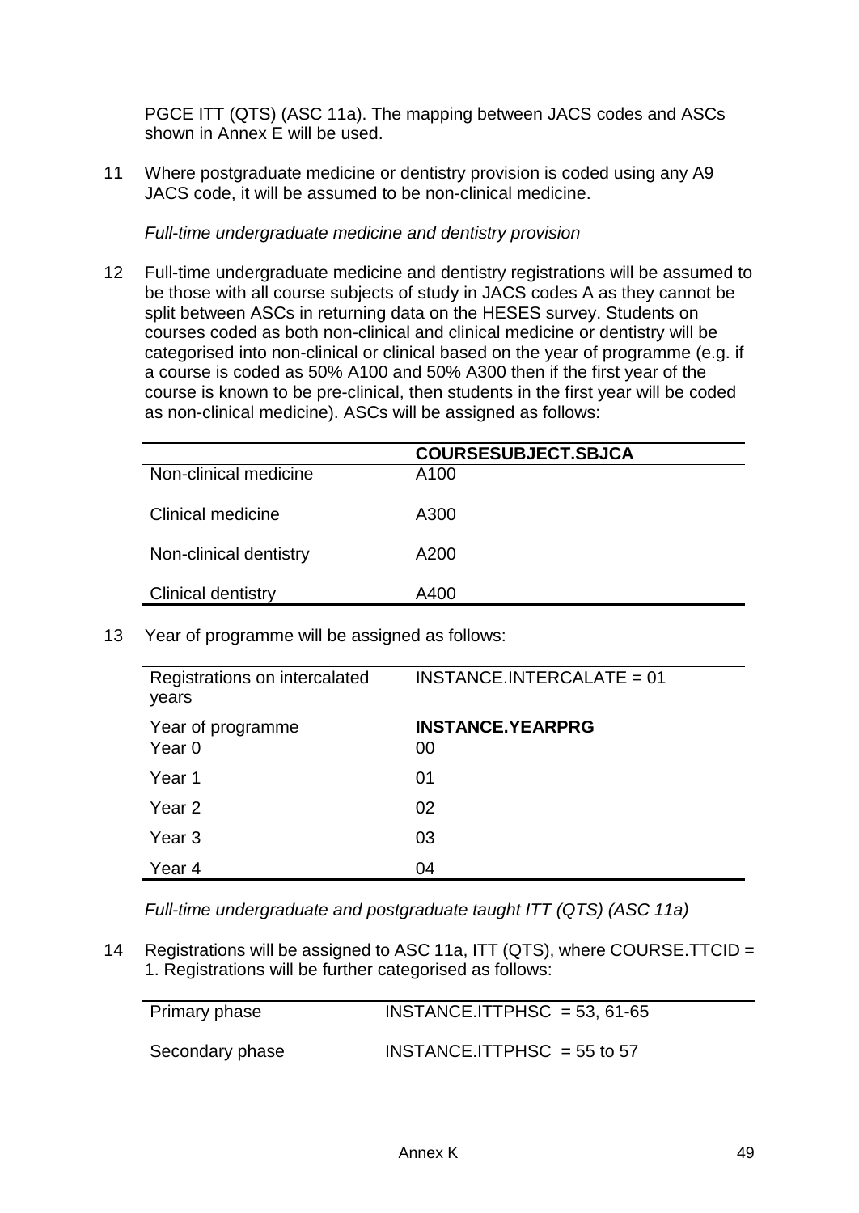PGCE ITT (QTS) (ASC 11a). The mapping between JACS codes and ASCs shown in Annex E will be used.

11 Where postgraduate medicine or dentistry provision is coded using any A9 JACS code, it will be assumed to be non-clinical medicine.

*Full-time undergraduate medicine and dentistry provision*

12 Full-time undergraduate medicine and dentistry registrations will be assumed to be those with all course subjects of study in JACS codes A as they cannot be split between ASCs in returning data on the HESES survey. Students on courses coded as both non-clinical and clinical medicine or dentistry will be categorised into non-clinical or clinical based on the year of programme (e.g. if a course is coded as 50% A100 and 50% A300 then if the first year of the course is known to be pre-clinical, then students in the first year will be coded as non-clinical medicine). ASCs will be assigned as follows:

| | **COURSESUBJECT.SBJCA** |
|---|---|
| Non-clinical medicine | A100 |
| Clinical medicine | A300 |
| Non-clinical dentistry | A200 |
| Clinical dentistry | A400 |

13 Year of programme will be assigned as follows:

| Registrations on intercalated years | INSTANCE.INTERCALATE = 01 |
|---|---|
| Year of programme | **INSTANCE.YEARPRG** |
| Year 0 | 00 |
| Year 1 | 01 |
| Year 2 | 02 |
| Year 3 | 03 |
| Year 4 | 04 |

*Full-time undergraduate and postgraduate taught ITT (QTS) (ASC 11a)*

14 Registrations will be assigned to ASC 11a, ITT (QTS), where COURSE.TTCID = 1. Registrations will be further categorised as follows:

| | |
|---|---|
| Primary phase | INSTANCE.ITTPHSC = 53, 61-65 |
| Secondary phase | INSTANCE.ITTPHSC = 55 to 57 |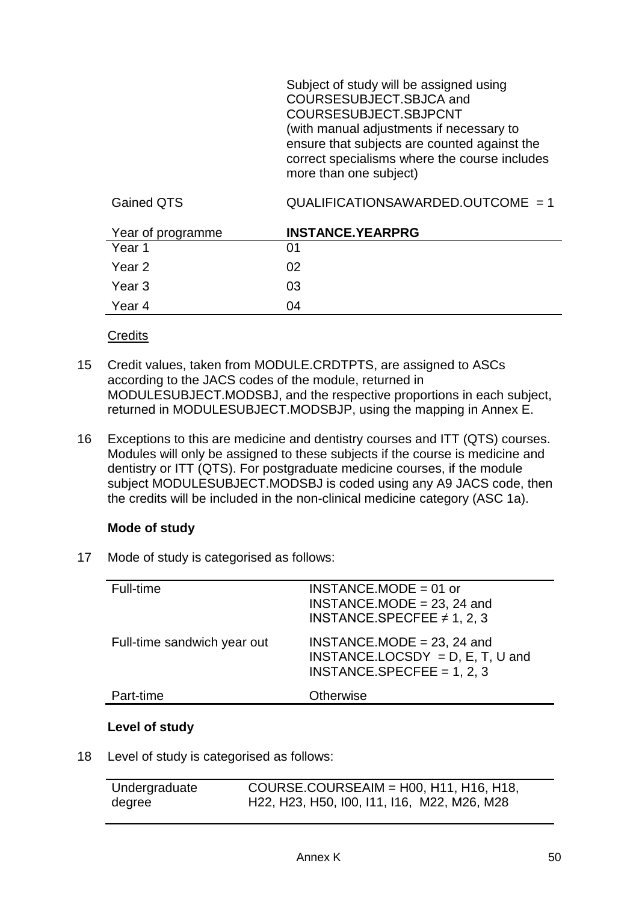| | |
|---|---|
| | Subject of study will be assigned using COURSESUBJECT.SBJCA and COURSESUBJECT.SBJPCNT (with manual adjustments if necessary to ensure that subjects are counted against the correct specialisms where the course includes more than one subject) |
| Gained QTS | QUALIFICATIONSAWARDED.OUTCOME = 1 |

| Year of programme | **INSTANCE.YEARPRG** |
|---|---|
| Year 1 | 01 |
| Year 2 | 02 |
| Year 3 | 03 |
| Year 4 | 04 |

Credits

15 Credit values, taken from MODULE.CRDTPTS, are assigned to ASCs according to the JACS codes of the module, returned in MODULESUBJECT.MODSBJ, and the respective proportions in each subject, returned in MODULESUBJECT.MODSBJP, using the mapping in Annex E.

16 Exceptions to this are medicine and dentistry courses and ITT (QTS) courses. Modules will only be assigned to these subjects if the course is medicine and dentistry or ITT (QTS). For postgraduate medicine courses, if the module subject MODULESUBJECT.MODSBJ is coded using any A9 JACS code, then the credits will be included in the non-clinical medicine category (ASC 1a).

**Mode of study**

17 Mode of study is categorised as follows:

| | |
|---|---|
| Full-time | INSTANCE.MODE = 01 or INSTANCE.MODE = 23, 24 and INSTANCE.SPECFEE ≠ 1, 2, 3 |
| Full-time sandwich year out | INSTANCE.MODE = 23, 24 and INSTANCE.LOCSDY = D, E, T, U and INSTANCE.SPECFEE = 1, 2, 3 |
| Part-time | Otherwise |

**Level of study**

18 Level of study is categorised as follows:

| | |
|---|---|
| Undergraduate degree | COURSE.COURSEAIM = H00, H11, H16, H18, H22, H23, H50, I00, I11, I16, M22, M26, M28 |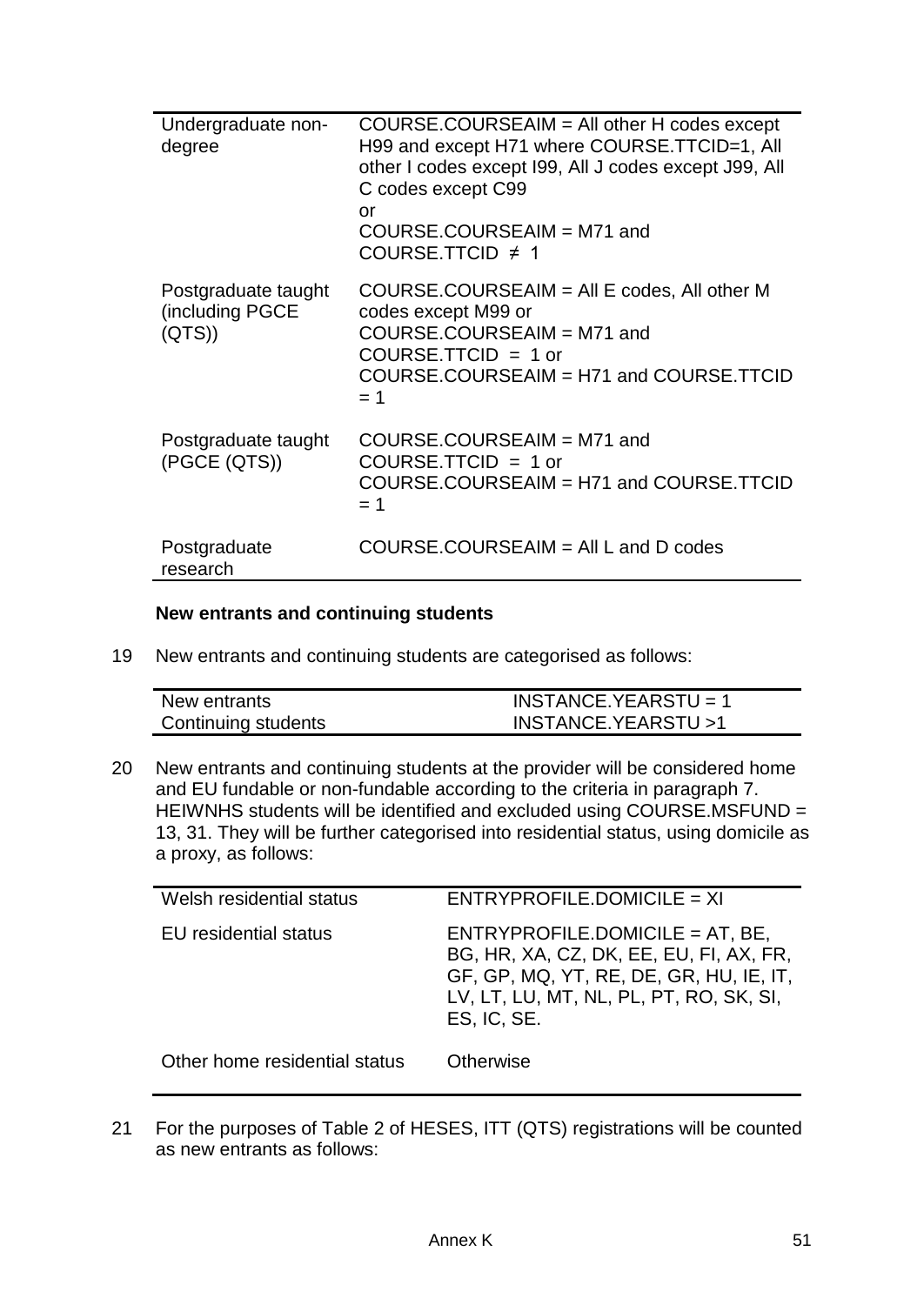| | |
|---|---|
| Undergraduate non-degree | COURSE.COURSEAIM = All other H codes except H99 and except H71 where COURSE.TTCID=1, All other I codes except I99, All J codes except J99, All C codes except C99<br>or<br>COURSE.COURSEAIM = M71 and COURSE.TTCID ≠ 1 |
| Postgraduate taught (including PGCE (QTS)) | COURSE.COURSEAIM = All E codes, All other M codes except M99 or<br>COURSE.COURSEAIM = M71 and COURSE.TTCID = 1 or<br>COURSE.COURSEAIM = H71 and COURSE.TTCID = 1 |
| Postgraduate taught (PGCE (QTS)) | COURSE.COURSEAIM = M71 and COURSE.TTCID = 1 or<br>COURSE.COURSEAIM = H71 and COURSE.TTCID = 1 |
| Postgraduate research | COURSE.COURSEAIM = All L and D codes |

**New entrants and continuing students**

19 New entrants and continuing students are categorised as follows:

| | |
|---|---|
| New entrants | INSTANCE.YEARSTU = 1 |
| Continuing students | INSTANCE.YEARSTU >1 |

20 New entrants and continuing students at the provider will be considered home and EU fundable or non-fundable according to the criteria in paragraph 7. HEIWNHS students will be identified and excluded using COURSE.MSFUND = 13, 31. They will be further categorised into residential status, using domicile as a proxy, as follows:

| | |
|---|---|
| Welsh residential status | ENTRYPROFILE.DOMICILE = XI |
| EU residential status | ENTRYPROFILE.DOMICILE = AT, BE, BG, HR, XA, CZ, DK, EE, EU, FI, AX, FR, GF, GP, MQ, YT, RE, DE, GR, HU, IE, IT, LV, LT, LU, MT, NL, PL, PT, RO, SK, SI, ES, IC, SE. |
| Other home residential status | Otherwise |

21 For the purposes of Table 2 of HESES, ITT (QTS) registrations will be counted as new entrants as follows: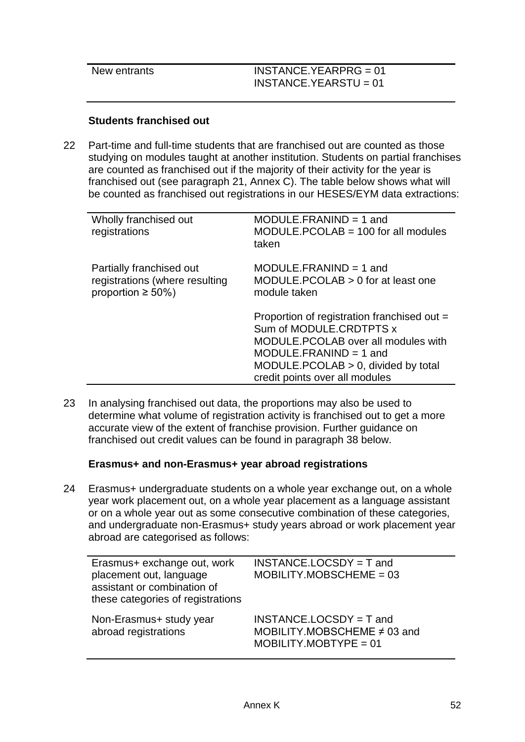| New entrants | INSTANCE.YEARPRG = 01<br>INSTANCE.YEARSTU = 01 |
|---|---|

**Students franchised out**

22 Part-time and full-time students that are franchised out are counted as those studying on modules taught at another institution. Students on partial franchises are counted as franchised out if the majority of their activity for the year is franchised out (see paragraph 21, Annex C). The table below shows what will be counted as franchised out registrations in our HESES/EYM data extractions:

| | |
|---|---|
| Wholly franchised out registrations | MODULE.FRANIND = 1 and MODULE.PCOLAB = 100 for all modules taken |
| Partially franchised out registrations (where resulting proportion ≥ 50%) | MODULE.FRANIND = 1 and MODULE.PCOLAB > 0 for at least one module taken<br><br>Proportion of registration franchised out = Sum of MODULE.CRDTPTS x MODULE.PCOLAB over all modules with MODULE.FRANIND = 1 and MODULE.PCOLAB > 0, divided by total credit points over all modules |

23 In analysing franchised out data, the proportions may also be used to determine what volume of registration activity is franchised out to get a more accurate view of the extent of franchise provision. Further guidance on franchised out credit values can be found in paragraph 38 below.

**Erasmus+ and non-Erasmus+ year abroad registrations**

24 Erasmus+ undergraduate students on a whole year exchange out, on a whole year work placement out, on a whole year placement as a language assistant or on a whole year out as some consecutive combination of these categories, and undergraduate non-Erasmus+ study years abroad or work placement year abroad are categorised as follows:

| | |
|---|---|
| Erasmus+ exchange out, work placement out, language assistant or combination of these categories of registrations | INSTANCE.LOCSDY = T and MOBILITY.MOBSCHEME = 03 |
| Non-Erasmus+ study year abroad registrations | INSTANCE.LOCSDY = T and MOBILITY.MOBSCHEME ≠ 03 and MOBILITY.MOBTYPE = 01 |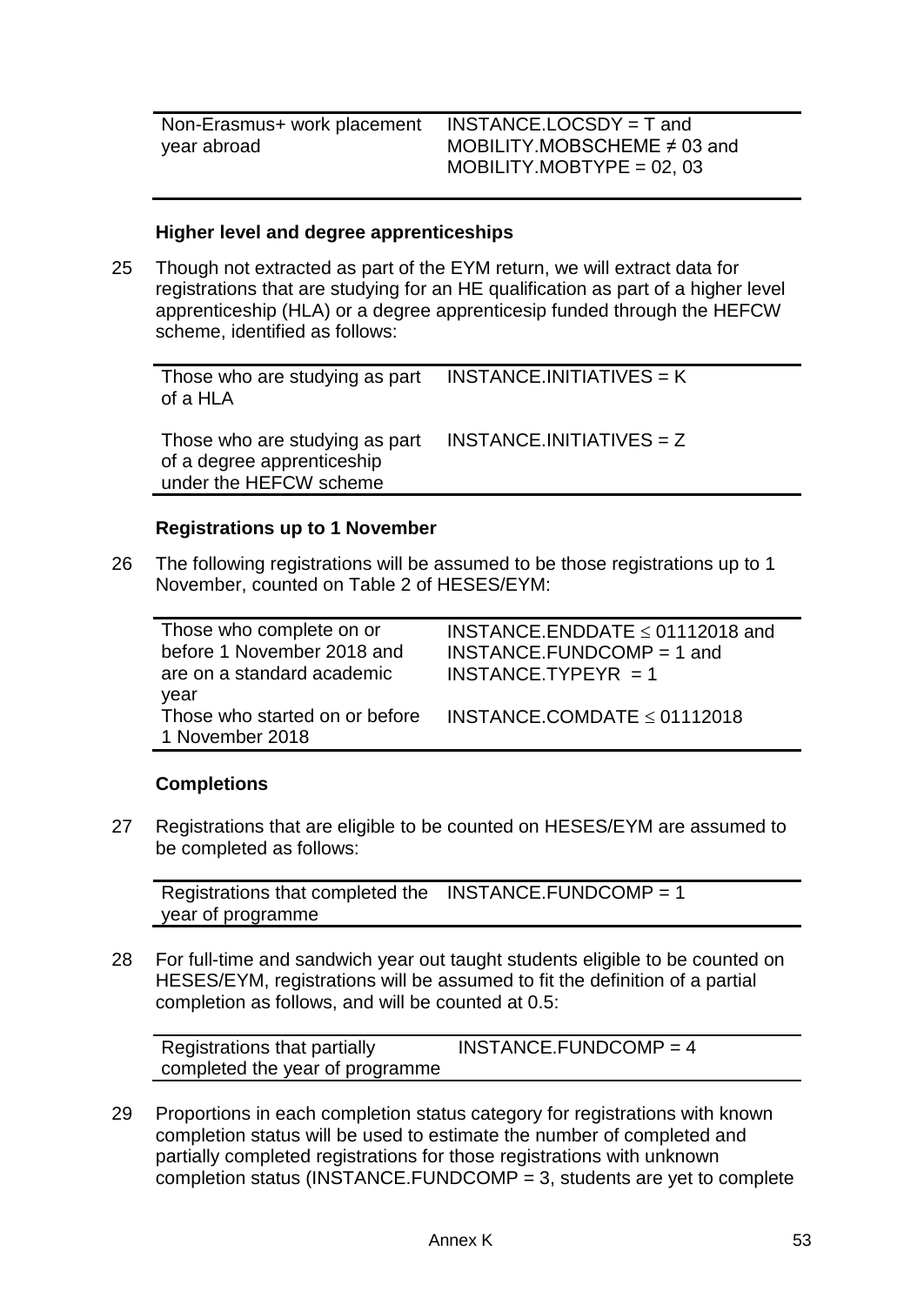| Non-Erasmus+ work placement year abroad | INSTANCE.LOCSDY = T and MOBILITY.MOBSCHEME ≠ 03 and MOBILITY.MOBTYPE = 02, 03 |
|---|---|

### Higher level and degree apprenticeships

25 Though not extracted as part of the EYM return, we will extract data for registrations that are studying for an HE qualification as part of a higher level apprenticeship (HLA) or a degree apprenticesip funded through the HEFCW scheme, identified as follows:

| Those who are studying as part of a HLA | INSTANCE.INITIATIVES = K |
|---|---|
| Those who are studying as part of a degree apprenticeship under the HEFCW scheme | INSTANCE.INITIATIVES = Z |

### Registrations up to 1 November

26 The following registrations will be assumed to be those registrations up to 1 November, counted on Table 2 of HESES/EYM:

| Those who complete on or before 1 November 2018 and are on a standard academic year | INSTANCE.ENDDATE ≤ 01112018 and INSTANCE.FUNDCOMP = 1 and INSTANCE.TYPEYR = 1 |
|---|---|
| Those who started on or before 1 November 2018 | INSTANCE.COMDATE ≤ 01112018 |

### Completions

27 Registrations that are eligible to be counted on HESES/EYM are assumed to be completed as follows:

| Registrations that completed the year of programme | INSTANCE.FUNDCOMP = 1 |
|---|---|

28 For full-time and sandwich year out taught students eligible to be counted on HESES/EYM, registrations will be assumed to fit the definition of a partial completion as follows, and will be counted at 0.5:

| Registrations that partially completed the year of programme | INSTANCE.FUNDCOMP = 4 |
|---|---|

29 Proportions in each completion status category for registrations with known completion status will be used to estimate the number of completed and partially completed registrations for those registrations with unknown completion status (INSTANCE.FUNDCOMP = 3, students are yet to complete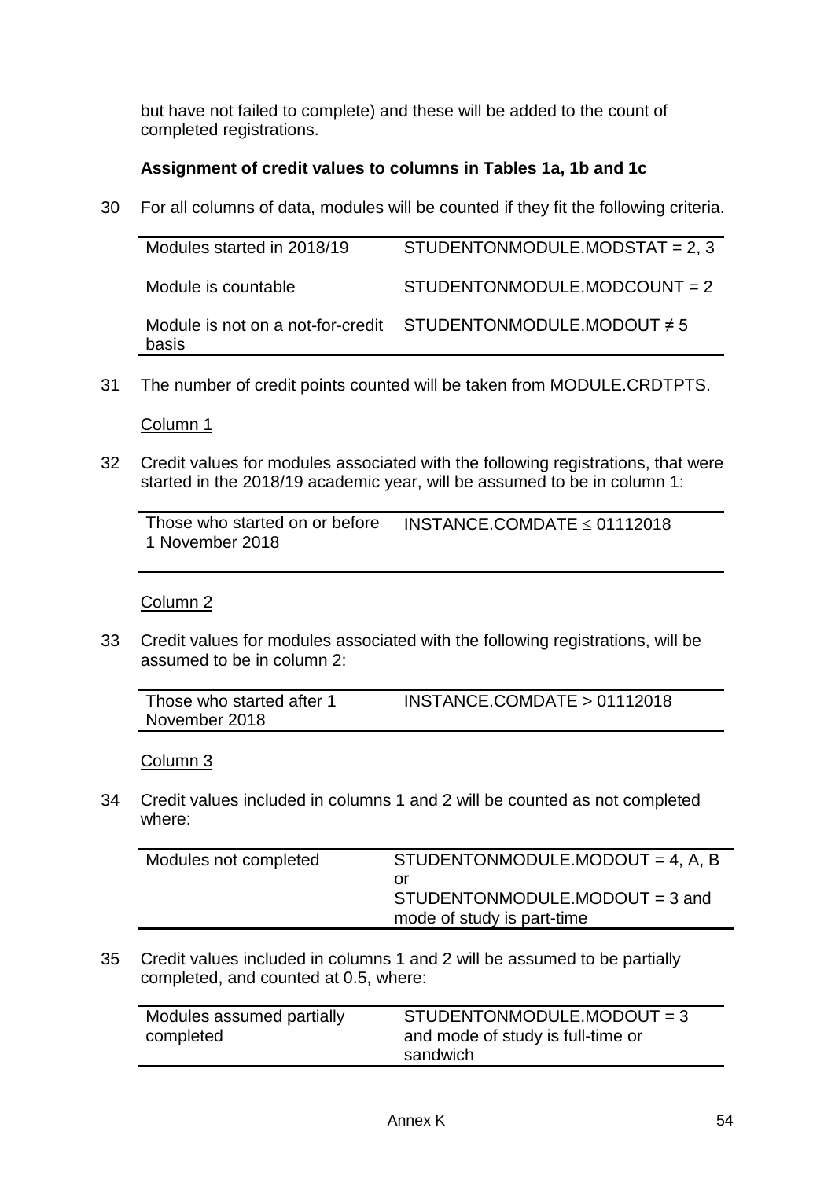but have not failed to complete) and these will be added to the count of completed registrations.

**Assignment of credit values to columns in Tables 1a, 1b and 1c**

30 For all columns of data, modules will be counted if they fit the following criteria.

| | |
|---|---|
| Modules started in 2018/19 | STUDENTONMODULE.MODSTAT = 2, 3 |
| Module is countable | STUDENTONMODULE.MODCOUNT = 2 |
| Module is not on a not-for-credit basis | STUDENTONMODULE.MODOUT ≠ 5 |

31 The number of credit points counted will be taken from MODULE.CRDTPTS.

Column 1

32 Credit values for modules associated with the following registrations, that were started in the 2018/19 academic year, will be assumed to be in column 1:

| | |
|---|---|
| Those who started on or before 1 November 2018 | INSTANCE.COMDATE ≤ 01112018 |

Column 2

33 Credit values for modules associated with the following registrations, will be assumed to be in column 2:

| | |
|---|---|
| Those who started after 1 November 2018 | INSTANCE.COMDATE > 01112018 |

Column 3

34 Credit values included in columns 1 and 2 will be counted as not completed where:

| | |
|---|---|
| Modules not completed | STUDENTONMODULE.MODOUT = 4, A, B or STUDENTONMODULE.MODOUT = 3 and mode of study is part-time |

35 Credit values included in columns 1 and 2 will be assumed to be partially completed, and counted at 0.5, where:

| | |
|---|---|
| Modules assumed partially completed | STUDENTONMODULE.MODOUT = 3 and mode of study is full-time or sandwich |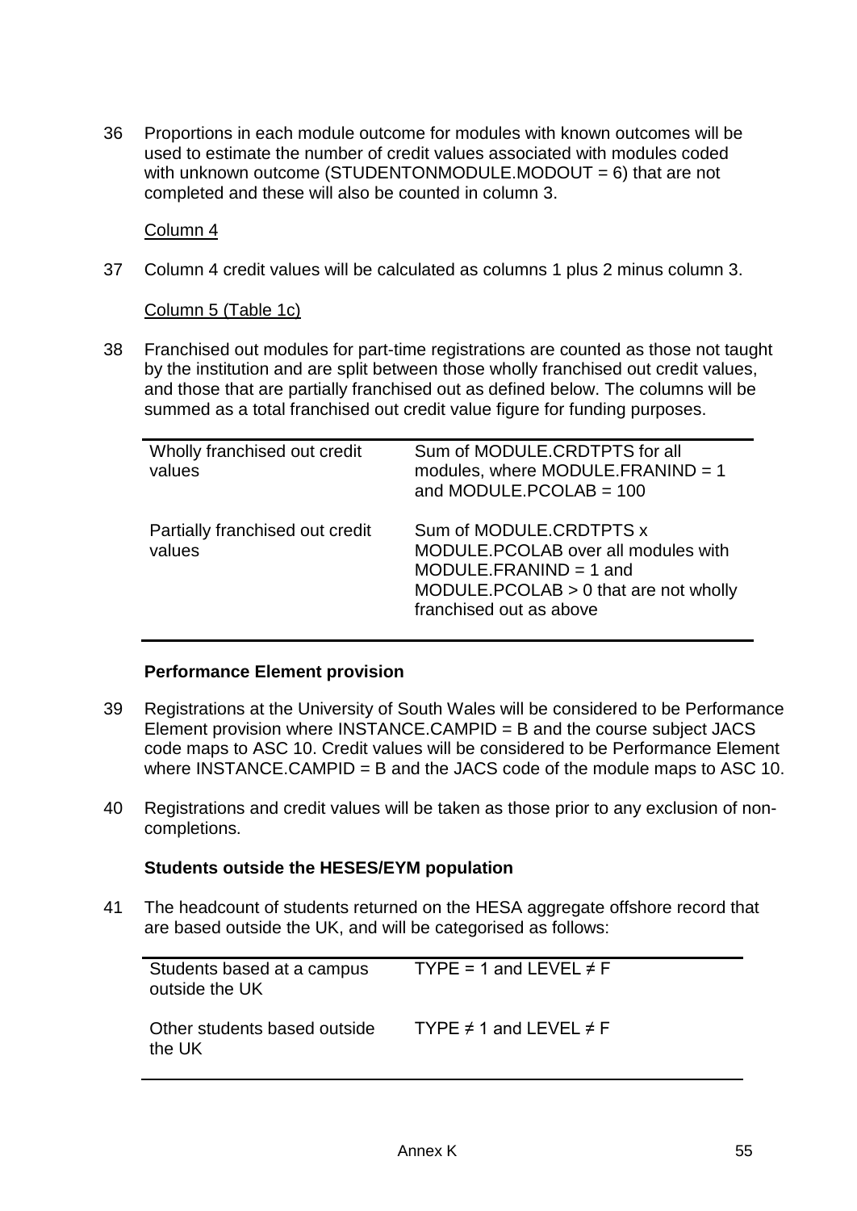36 Proportions in each module outcome for modules with known outcomes will be used to estimate the number of credit values associated with modules coded with unknown outcome (STUDENTONMODULE.MODOUT = 6) that are not completed and these will also be counted in column 3.

Column 4

37 Column 4 credit values will be calculated as columns 1 plus 2 minus column 3.

Column 5 (Table 1c)

38 Franchised out modules for part-time registrations are counted as those not taught by the institution and are split between those wholly franchised out credit values, and those that are partially franchised out as defined below. The columns will be summed as a total franchised out credit value figure for funding purposes.

| | |
|---|---|
| Wholly franchised out credit values | Sum of MODULE.CRDTPTS for all modules, where MODULE.FRANIND = 1 and MODULE.PCOLAB = 100 |
| Partially franchised out credit values | Sum of MODULE.CRDTPTS x MODULE.PCOLAB over all modules with MODULE.FRANIND = 1 and MODULE.PCOLAB > 0 that are not wholly franchised out as above |

**Performance Element provision**

39 Registrations at the University of South Wales will be considered to be Performance Element provision where INSTANCE.CAMPID = B and the course subject JACS code maps to ASC 10. Credit values will be considered to be Performance Element where INSTANCE.CAMPID = B and the JACS code of the module maps to ASC 10.

40 Registrations and credit values will be taken as those prior to any exclusion of non-completions.

**Students outside the HESES/EYM population**

41 The headcount of students returned on the HESA aggregate offshore record that are based outside the UK, and will be categorised as follows:

| | |
|---|---|
| Students based at a campus outside the UK | TYPE = 1 and LEVEL ≠ F |
| Other students based outside the UK | TYPE ≠ 1 and LEVEL ≠ F |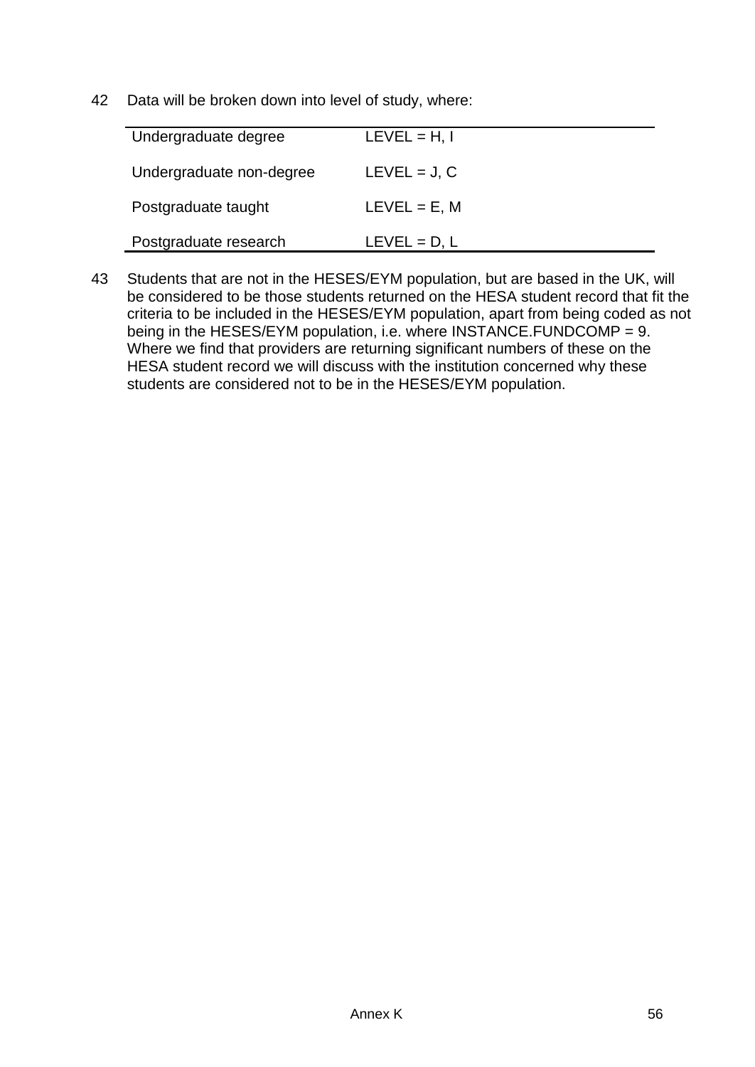42 Data will be broken down into level of study, where:

| | |
|---|---|
| Undergraduate degree | LEVEL = H, I |
| Undergraduate non-degree | LEVEL = J, C |
| Postgraduate taught | LEVEL = E, M |
| Postgraduate research | LEVEL = D, L |

43 Students that are not in the HESES/EYM population, but are based in the UK, will be considered to be those students returned on the HESA student record that fit the criteria to be included in the HESES/EYM population, apart from being coded as not being in the HESES/EYM population, i.e. where INSTANCE.FUNDCOMP = 9. Where we find that providers are returning significant numbers of these on the HESA student record we will discuss with the institution concerned why these students are considered not to be in the HESES/EYM population.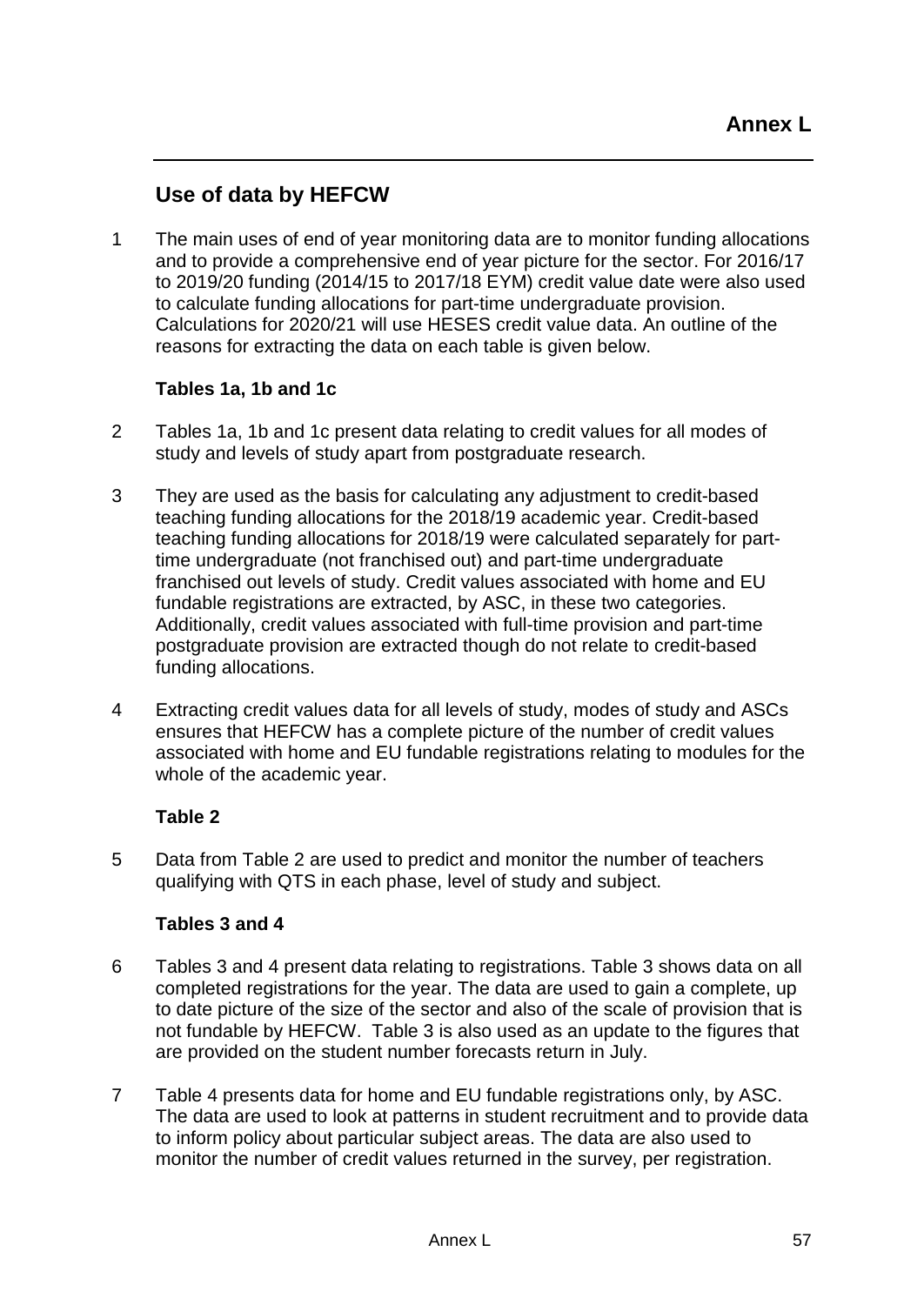# Annex L

## Use of data by HEFCW

1 The main uses of end of year monitoring data are to monitor funding allocations and to provide a comprehensive end of year picture for the sector. For 2016/17 to 2019/20 funding (2014/15 to 2017/18 EYM) credit value date were also used to calculate funding allocations for part-time undergraduate provision. Calculations for 2020/21 will use HESES credit value data. An outline of the reasons for extracting the data on each table is given below.

### Tables 1a, 1b and 1c

2 Tables 1a, 1b and 1c present data relating to credit values for all modes of study and levels of study apart from postgraduate research.

3 They are used as the basis for calculating any adjustment to credit-based teaching funding allocations for the 2018/19 academic year. Credit-based teaching funding allocations for 2018/19 were calculated separately for part-time undergraduate (not franchised out) and part-time undergraduate franchised out levels of study. Credit values associated with home and EU fundable registrations are extracted, by ASC, in these two categories. Additionally, credit values associated with full-time provision and part-time postgraduate provision are extracted though do not relate to credit-based funding allocations.

4 Extracting credit values data for all levels of study, modes of study and ASCs ensures that HEFCW has a complete picture of the number of credit values associated with home and EU fundable registrations relating to modules for the whole of the academic year.

### Table 2

5 Data from Table 2 are used to predict and monitor the number of teachers qualifying with QTS in each phase, level of study and subject.

### Tables 3 and 4

6 Tables 3 and 4 present data relating to registrations. Table 3 shows data on all completed registrations for the year. The data are used to gain a complete, up to date picture of the size of the sector and also of the scale of provision that is not fundable by HEFCW. Table 3 is also used as an update to the figures that are provided on the student number forecasts return in July.

7 Table 4 presents data for home and EU fundable registrations only, by ASC. The data are used to look at patterns in student recruitment and to provide data to inform policy about particular subject areas. The data are also used to monitor the number of credit values returned in the survey, per registration.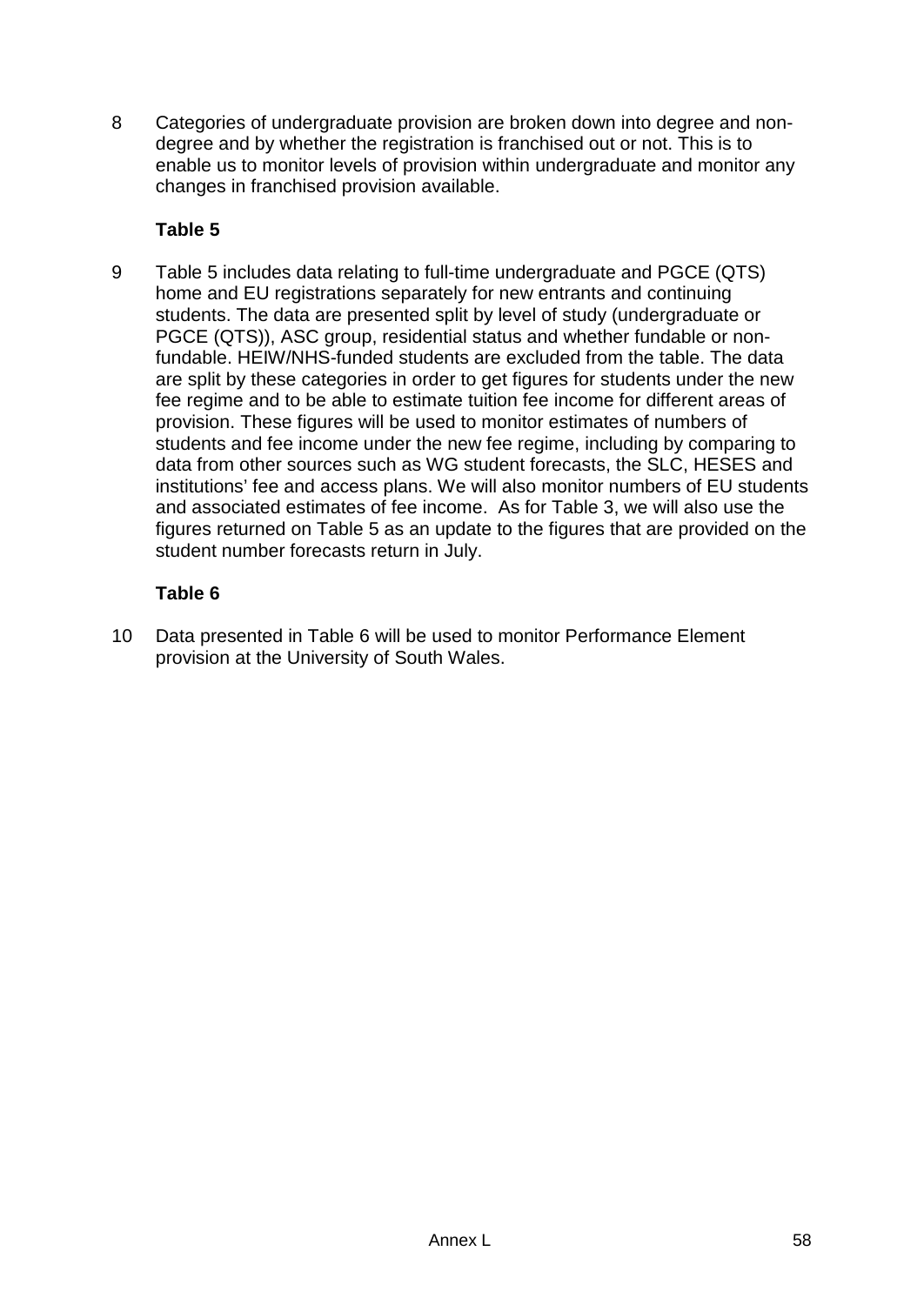8 Categories of undergraduate provision are broken down into degree and non-degree and by whether the registration is franchised out or not. This is to enable us to monitor levels of provision within undergraduate and monitor any changes in franchised provision available.

**Table 5**

9 Table 5 includes data relating to full-time undergraduate and PGCE (QTS) home and EU registrations separately for new entrants and continuing students. The data are presented split by level of study (undergraduate or PGCE (QTS)), ASC group, residential status and whether fundable or non-fundable. HEIW/NHS-funded students are excluded from the table. The data are split by these categories in order to get figures for students under the new fee regime and to be able to estimate tuition fee income for different areas of provision. These figures will be used to monitor estimates of numbers of students and fee income under the new fee regime, including by comparing to data from other sources such as WG student forecasts, the SLC, HESES and institutions' fee and access plans. We will also monitor numbers of EU students and associated estimates of fee income. As for Table 3, we will also use the figures returned on Table 5 as an update to the figures that are provided on the student number forecasts return in July.

**Table 6**

10 Data presented in Table 6 will be used to monitor Performance Element provision at the University of South Wales.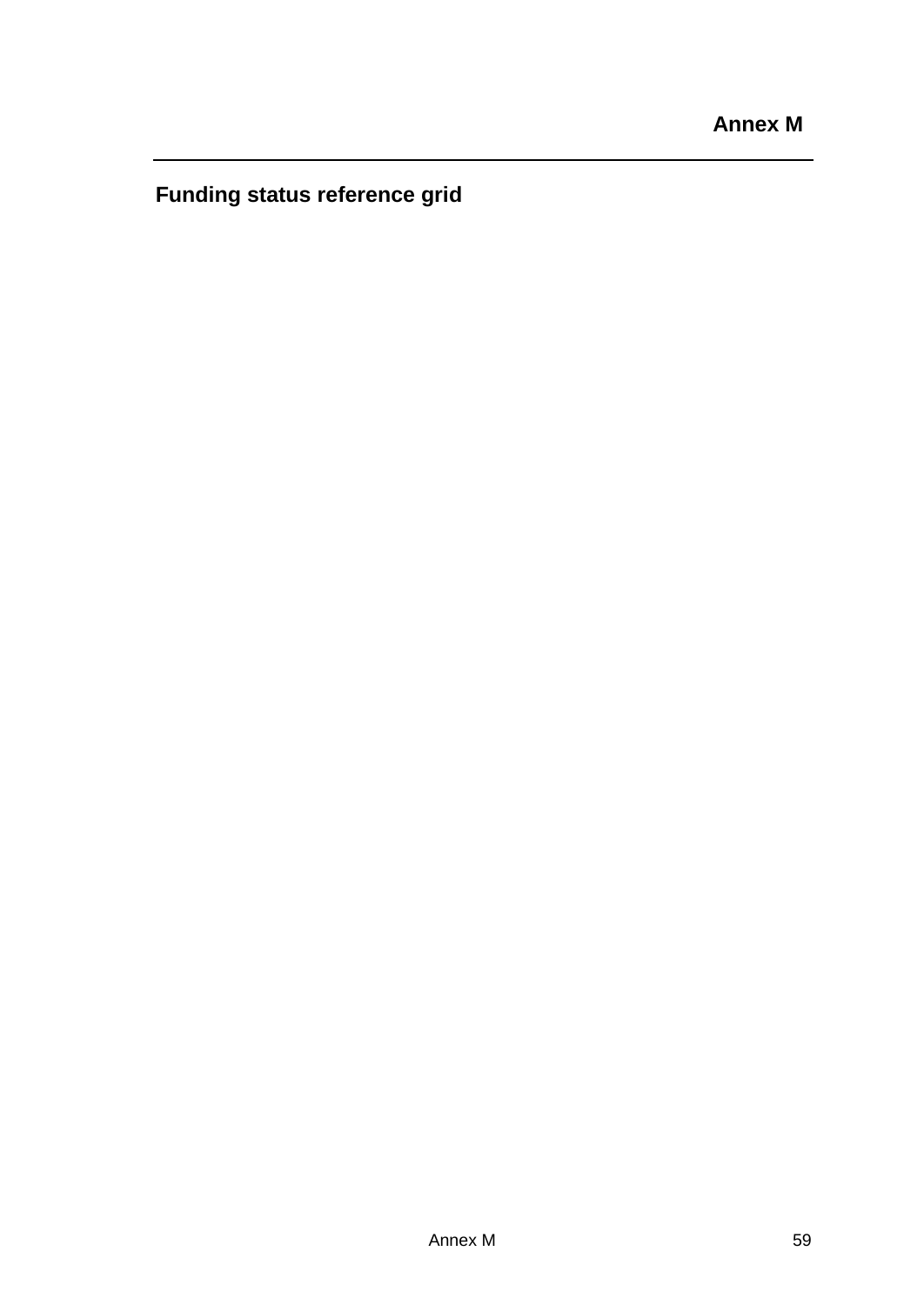# Annex M

## Funding status reference grid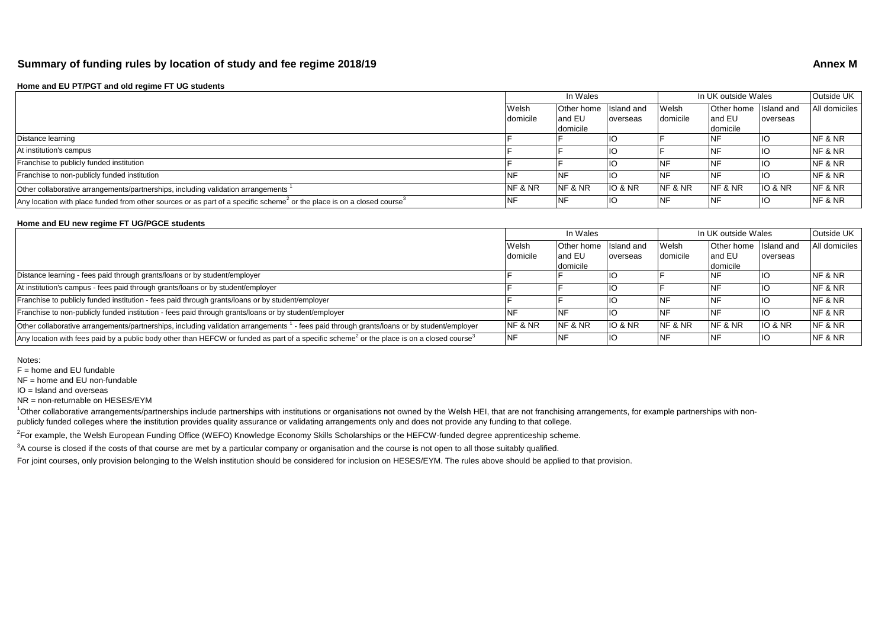## Summary of funding rules by location of study and fee regime 2018/19

**Annex M**

**Home and EU PT/PGT and old regime FT UG students**

| | In Wales | | | In UK outside Wales | | | Outside UK |
|---|---|---|---|---|---|---|---|
| | Welsh domicile | Other home and EU domicile | Island and overseas | Welsh domicile | Other home and EU domicile | Island and overseas | All domiciles |
| Distance learning | F | F | IO | F | NF | IO | NF & NR |
| At institution's campus | F | F | IO | F | NF | IO | NF & NR |
| Franchise to publicly funded institution | F | F | IO | NF | NF | IO | NF & NR |
| Franchise to non-publicly funded institution | NF | NF | IO | NF | NF | IO | NF & NR |
| Other collaborative arrangements/partnerships, including validation arrangements [1] | NF & NR | NF & NR | IO & NR | NF & NR | NF & NR | IO & NR | NF & NR |
| Any location with place funded from other sources or as part of a specific scheme[2] or the place is on a closed course[3] | NF | NF | IO | NF | NF | IO | NF & NR |

**Home and EU new regime FT UG/PGCE students**

| | In Wales | | | In UK outside Wales | | | Outside UK |
|---|---|---|---|---|---|---|---|
| | Welsh domicile | Other home and EU domicile | Island and overseas | Welsh domicile | Other home and EU domicile | Island and overseas | All domiciles |
| Distance learning - fees paid through grants/loans or by student/employer | F | F | IO | F | NF | IO | NF & NR |
| At institution's campus - fees paid through grants/loans or by student/employer | F | F | IO | F | NF | IO | NF & NR |
| Franchise to publicly funded institution - fees paid through grants/loans or by student/employer | F | F | IO | NF | NF | IO | NF & NR |
| Franchise to non-publicly funded institution - fees paid through grants/loans or by student/employer | NF | NF | IO | NF | NF | IO | NF & NR |
| Other collaborative arrangements/partnerships, including validation arrangements [1] - fees paid through grants/loans or by student/employer | NF & NR | NF & NR | IO & NR | NF & NR | NF & NR | IO & NR | NF & NR |
| Any location with fees paid by a public body other than HEFCW or funded as part of a specific scheme[2] or the place is on a closed course[3] | NF | NF | IO | NF | NF | IO | NF & NR |

Notes:

F = home and EU fundable

NF = home and EU non-fundable

IO = Island and overseas

NR = non-returnable on HESES/EYM

[1]Other collaborative arrangements/partnerships include partnerships with institutions or organisations not owned by the Welsh HEI, that are not franchising arrangements, for example partnerships with non-publicly funded colleges where the institution provides quality assurance or validating arrangements only and does not provide any funding to that college.

[2]For example, the Welsh European Funding Office (WEFO) Knowledge Economy Skills Scholarships or the HEFCW-funded degree apprenticeship scheme.

[3]A course is closed if the costs of that course are met by a particular company or organisation and the course is not open to all those suitably qualified.

For joint courses, only provision belonging to the Welsh institution should be considered for inclusion on HESES/EYM. The rules above should be applied to that provision.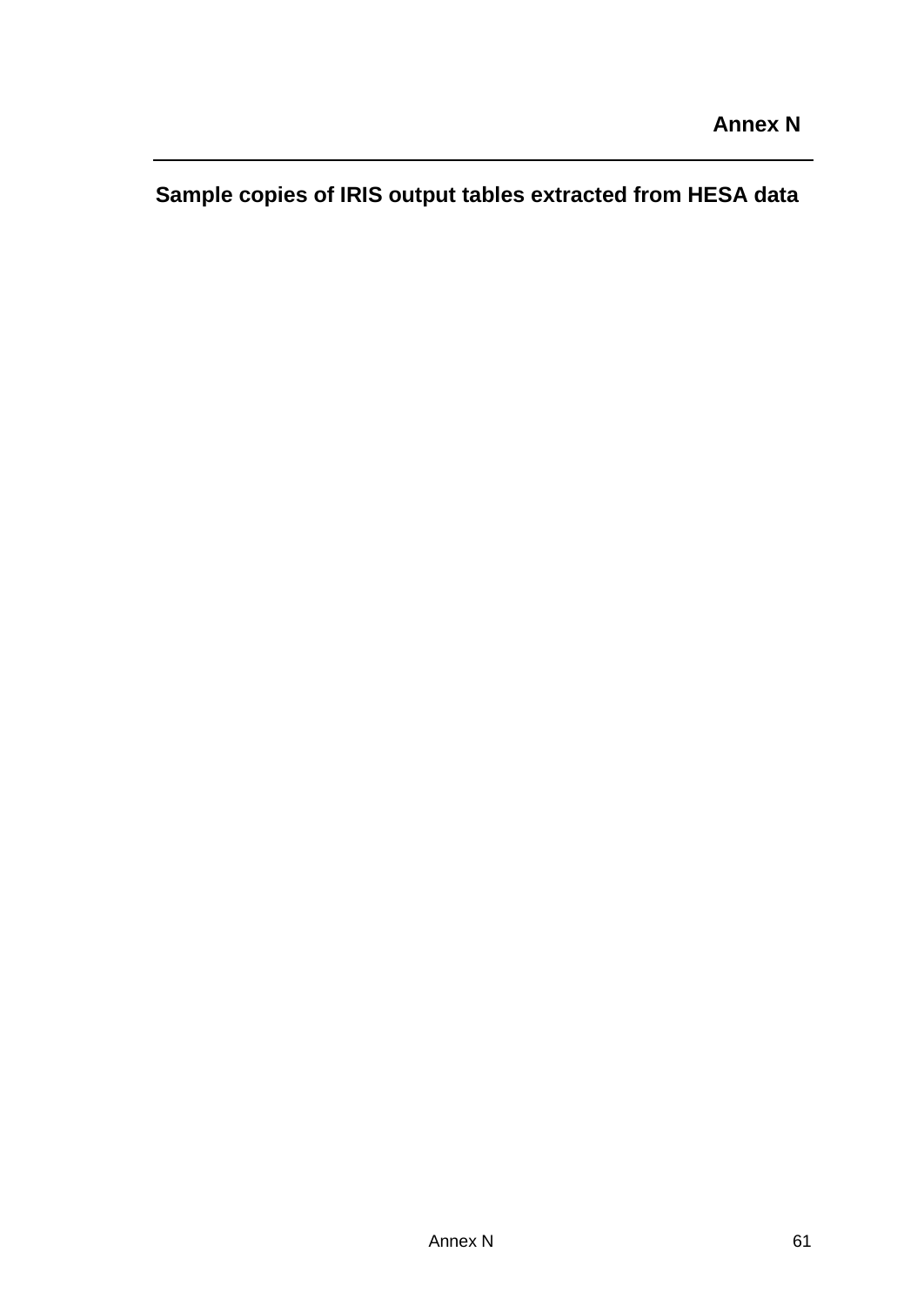# Annex N

## Sample copies of IRIS output tables extracted from HESA data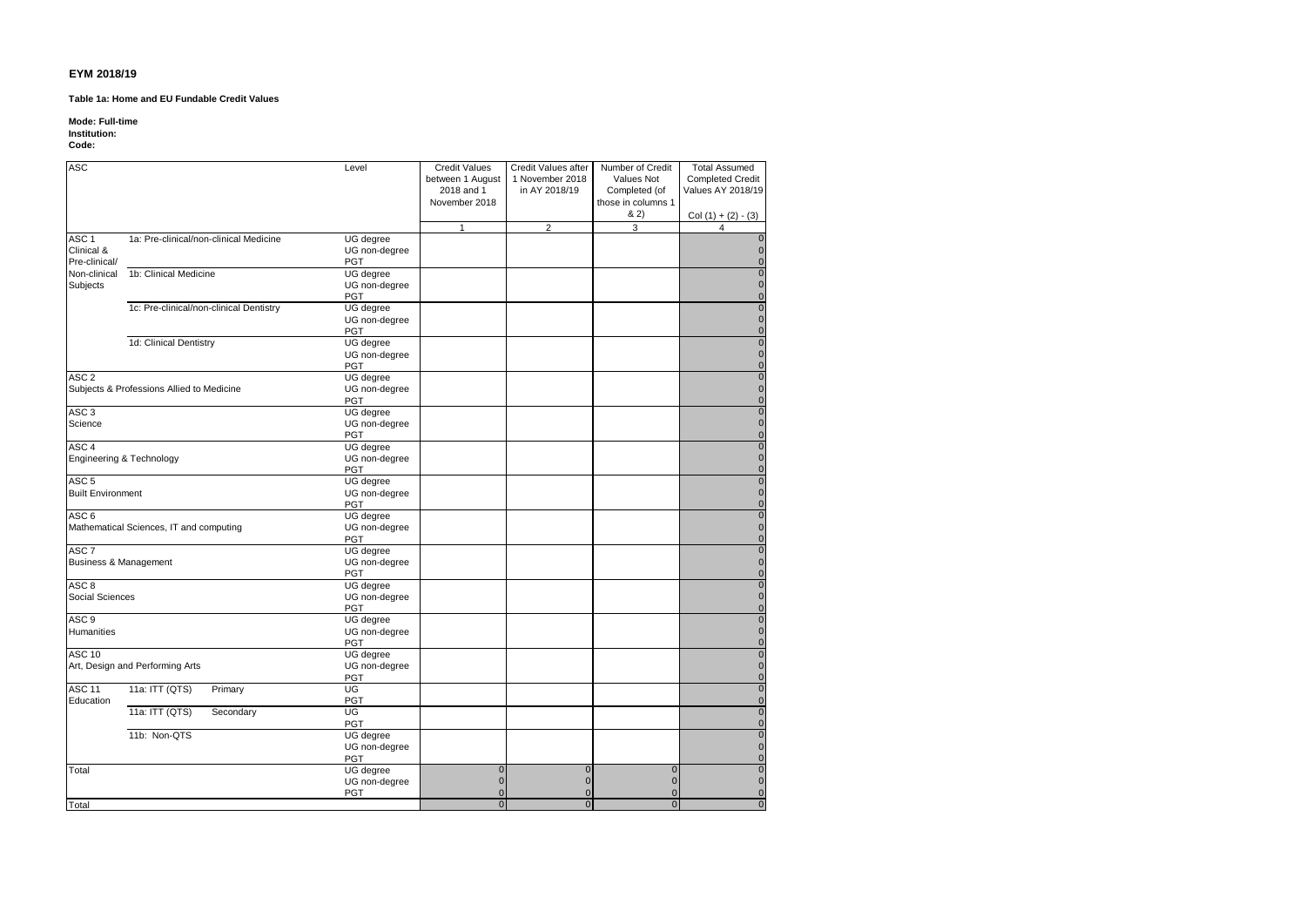# EYM 2018/19

**Table 1a: Home and EU Fundable Credit Values**

**Mode: Full-time**
**Institution:**
**Code:**

| ASC | | | Level | Credit Values between 1 August 2018 and 1 November 2018 | Credit Values after 1 November 2018 in AY 2018/19 | Number of Credit Values Not Completed (of those in columns 1 & 2) | Total Assumed Completed Credit Values AY 2018/19 |
|---|---|---|---|---|---|---|---|
| | | | | | | | Col (1) + (2) - (3) |
| | | | | 1 | 2 | 3 | 4 |
| ASC 1 Clinical & Pre-clinical/ Non-clinical Subjects | 1a: Pre-clinical/non-clinical Medicine | | UG degree | | | | 0 |
| | | | UG non-degree | | | | 0 |
| | | | PGT | | | | 0 |
| | 1b: Clinical Medicine | | UG degree | | | | 0 |
| | | | UG non-degree | | | | 0 |
| | | | PGT | | | | 0 |
| | 1c: Pre-clinical/non-clinical Dentistry | | UG degree | | | | 0 |
| | | | UG non-degree | | | | 0 |
| | | | PGT | | | | 0 |
| | 1d: Clinical Dentistry | | UG degree | | | | 0 |
| | | | UG non-degree | | | | 0 |
| | | | PGT | | | | 0 |
| ASC 2 Subjects & Professions Allied to Medicine | | | UG degree | | | | 0 |
| | | | UG non-degree | | | | 0 |
| | | | PGT | | | | 0 |
| ASC 3 Science | | | UG degree | | | | 0 |
| | | | UG non-degree | | | | 0 |
| | | | PGT | | | | 0 |
| ASC 4 Engineering & Technology | | | UG degree | | | | 0 |
| | | | UG non-degree | | | | 0 |
| | | | PGT | | | | 0 |
| ASC 5 Built Environment | | | UG degree | | | | 0 |
| | | | UG non-degree | | | | 0 |
| | | | PGT | | | | 0 |
| ASC 6 Mathematical Sciences, IT and computing | | | UG degree | | | | 0 |
| | | | UG non-degree | | | | 0 |
| | | | PGT | | | | 0 |
| ASC 7 Business & Management | | | UG degree | | | | 0 |
| | | | UG non-degree | | | | 0 |
| | | | PGT | | | | 0 |
| ASC 8 Social Sciences | | | UG degree | | | | 0 |
| | | | UG non-degree | | | | 0 |
| | | | PGT | | | | 0 |
| ASC 9 Humanities | | | UG degree | | | | 0 |
| | | | UG non-degree | | | | 0 |
| | | | PGT | | | | 0 |
| ASC 10 Art, Design and Performing Arts | | | UG degree | | | | 0 |
| | | | UG non-degree | | | | 0 |
| | | | PGT | | | | 0 |
| ASC 11 Education | 11a: ITT (QTS) | Primary | UG | | | | 0 |
| | | | PGT | | | | 0 |
| | 11a: ITT (QTS) | Secondary | UG | | | | 0 |
| | | | PGT | | | | 0 |
| | 11b: Non-QTS | | UG degree | | | | 0 |
| | | | UG non-degree | | | | 0 |
| | | | PGT | | | | 0 |
| Total | | | UG degree | 0 | 0 | 0 | 0 |
| | | | UG non-degree | 0 | 0 | 0 | 0 |
| | | | PGT | 0 | 0 | 0 | 0 |
| Total | | | | 0 | 0 | 0 | 0 |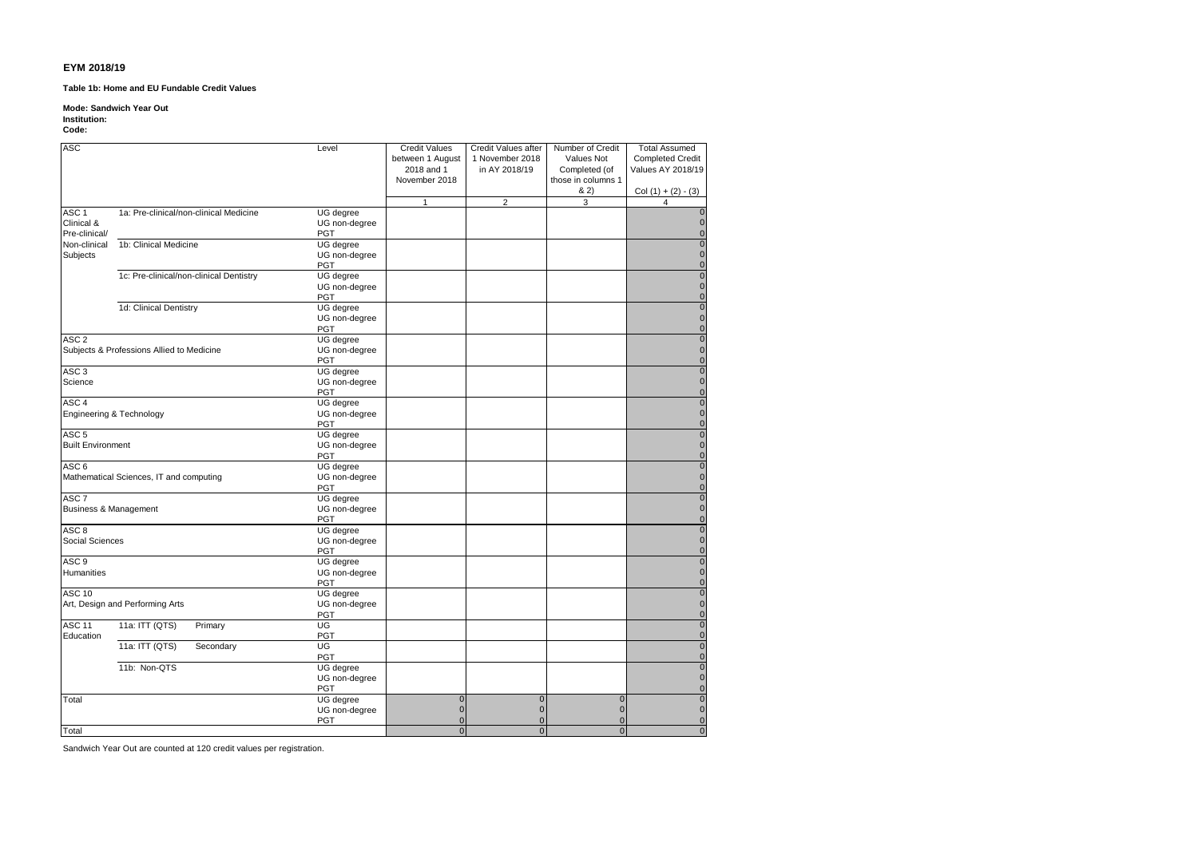**EYM 2018/19**

**Table 1b: Home and EU Fundable Credit Values**

**Mode: Sandwich Year Out**
**Institution:**
**Code:**

| ASC | | | Level | Credit Values between 1 August 2018 and 1 November 2018 | Credit Values after 1 November 2018 in AY 2018/19 | Number of Credit Values Not Completed (of those in columns 1 & 2) | Total Assumed Completed Credit Values AY 2018/19 Col (1) + (2) - (3) |
|---|---|---|---|---|---|---|---|
| | | | | 1 | 2 | 3 | 4 |
| ASC 1 Clinical & Pre-clinical/ Non-clinical Subjects | 1a: Pre-clinical/non-clinical Medicine | | UG degree | | | | 0 |
| | | | UG non-degree | | | | 0 |
| | | | PGT | | | | 0 |
| | 1b: Clinical Medicine | | UG degree | | | | 0 |
| | | | UG non-degree | | | | 0 |
| | | | PGT | | | | 0 |
| | 1c: Pre-clinical/non-clinical Dentistry | | UG degree | | | | 0 |
| | | | UG non-degree | | | | 0 |
| | | | PGT | | | | 0 |
| | 1d: Clinical Dentistry | | UG degree | | | | 0 |
| | | | UG non-degree | | | | 0 |
| | | | PGT | | | | 0 |
| ASC 2 Subjects & Professions Allied to Medicine | | | UG degree | | | | 0 |
| | | | UG non-degree | | | | 0 |
| | | | PGT | | | | 0 |
| ASC 3 Science | | | UG degree | | | | 0 |
| | | | UG non-degree | | | | 0 |
| | | | PGT | | | | 0 |
| ASC 4 Engineering & Technology | | | UG degree | | | | 0 |
| | | | UG non-degree | | | | 0 |
| | | | PGT | | | | 0 |
| ASC 5 Built Environment | | | UG degree | | | | 0 |
| | | | UG non-degree | | | | 0 |
| | | | PGT | | | | 0 |
| ASC 6 Mathematical Sciences, IT and computing | | | UG degree | | | | 0 |
| | | | UG non-degree | | | | 0 |
| | | | PGT | | | | 0 |
| ASC 7 Business & Management | | | UG degree | | | | 0 |
| | | | UG non-degree | | | | 0 |
| | | | PGT | | | | 0 |
| ASC 8 Social Sciences | | | UG degree | | | | 0 |
| | | | UG non-degree | | | | 0 |
| | | | PGT | | | | 0 |
| ASC 9 Humanities | | | UG degree | | | | 0 |
| | | | UG non-degree | | | | 0 |
| | | | PGT | | | | 0 |
| ASC 10 Art, Design and Performing Arts | | | UG degree | | | | 0 |
| | | | UG non-degree | | | | 0 |
| | | | PGT | | | | 0 |
| ASC 11 Education | 11a: ITT (QTS) | Primary | UG | | | | 0 |
| | | | PGT | | | | 0 |
| | 11a: ITT (QTS) | Secondary | UG | | | | 0 |
| | | | PGT | | | | 0 |
| | 11b: Non-QTS | | UG degree | | | | 0 |
| | | | UG non-degree | | | | 0 |
| | | | PGT | | | | 0 |
| Total | | | UG degree | 0 | 0 | 0 | 0 |
| | | | UG non-degree | 0 | 0 | 0 | 0 |
| | | | PGT | 0 | 0 | 0 | 0 |
| Total | | | | 0 | 0 | 0 | 0 |

Sandwich Year Out are counted at 120 credit values per registration.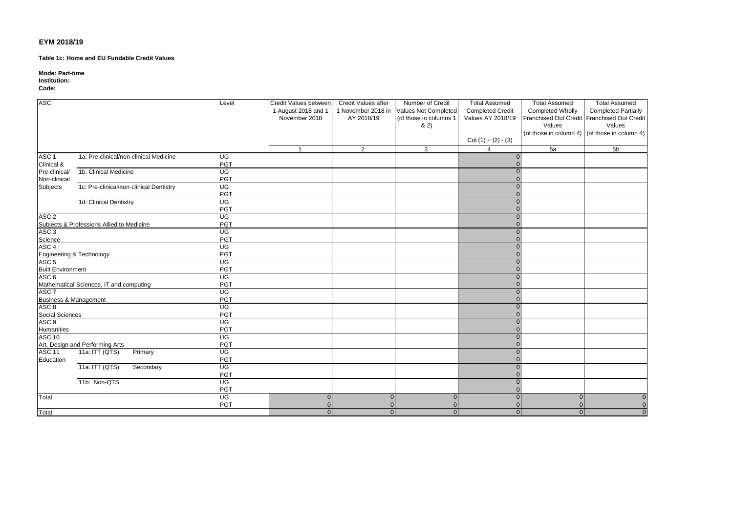**EYM 2018/19**

**Table 1c: Home and EU Fundable Credit Values**

**Mode: Part-time**
**Institution:**
**Code:**

| ASC | | | Level | Credit Values between 1 August 2018 and 1 November 2018 | Credit Values after 1 November 2018 in AY 2018/19 | Number of Credit Values Not Completed (of those in columns 1 & 2) | Total Assumed Completed Credit Values AY 2018/19<br><br>Col (1) + (2) - (3) | Total Assumed Completed Wholly Franchised Out Credit Values (of those in column 4) | Total Assumed Completed Partially Franchised Out Credit Values (of those in column 4) |
|---|---|---|---|---|---|---|---|---|---|
| | | | | 1 | 2 | 3 | 4 | 5a | 5b |
| ASC 1 Clinical & Pre-clinical/ Non-clinical Subjects | 1a: Pre-clinical/non-clinical Medicine | | UG | | | | 0 | | |
| | | | PGT | | | | 0 | | |
| | 1b: Clinical Medicine | | UG | | | | 0 | | |
| | | | PGT | | | | 0 | | |
| | 1c: Pre-clinical/non-clinical Dentistry | | UG | | | | 0 | | |
| | | | PGT | | | | 0 | | |
| | 1d: Clinical Dentistry | | UG | | | | 0 | | |
| | | | PGT | | | | 0 | | |
| ASC 2 Subjects & Professions Allied to Medicine | | | UG | | | | 0 | | |
| | | | PGT | | | | 0 | | |
| ASC 3 Science | | | UG | | | | 0 | | |
| | | | PGT | | | | 0 | | |
| ASC 4 Engineering & Technology | | | UG | | | | 0 | | |
| | | | PGT | | | | 0 | | |
| ASC 5 Built Environment | | | UG | | | | 0 | | |
| | | | PGT | | | | 0 | | |
| ASC 6 Mathematical Sciences, IT and computing | | | UG | | | | 0 | | |
| | | | PGT | | | | 0 | | |
| ASC 7 Business & Management | | | UG | | | | 0 | | |
| | | | PGT | | | | 0 | | |
| ASC 8 Social Sciences | | | UG | | | | 0 | | |
| | | | PGT | | | | 0 | | |
| ASC 9 Humanities | | | UG | | | | 0 | | |
| | | | PGT | | | | 0 | | |
| ASC 10 Art, Design and Performing Arts | | | UG | | | | 0 | | |
| | | | PGT | | | | 0 | | |
| ASC 11 Education | 11a: ITT (QTS) | Primary | UG | | | | 0 | | |
| | | | PGT | | | | 0 | | |
| | 11a: ITT (QTS) | Secondary | UG | | | | 0 | | |
| | | | PGT | | | | 0 | | |
| | 11b: Non-QTS | | UG | | | | 0 | | |
| | | | PGT | | | | 0 | | |
| Total | | | UG | 0 | 0 | 0 | 0 | 0 | 0 |
| | | | PGT | 0 | 0 | 0 | 0 | 0 | 0 |
| Total | | | | 0 | 0 | 0 | 0 | 0 | 0 |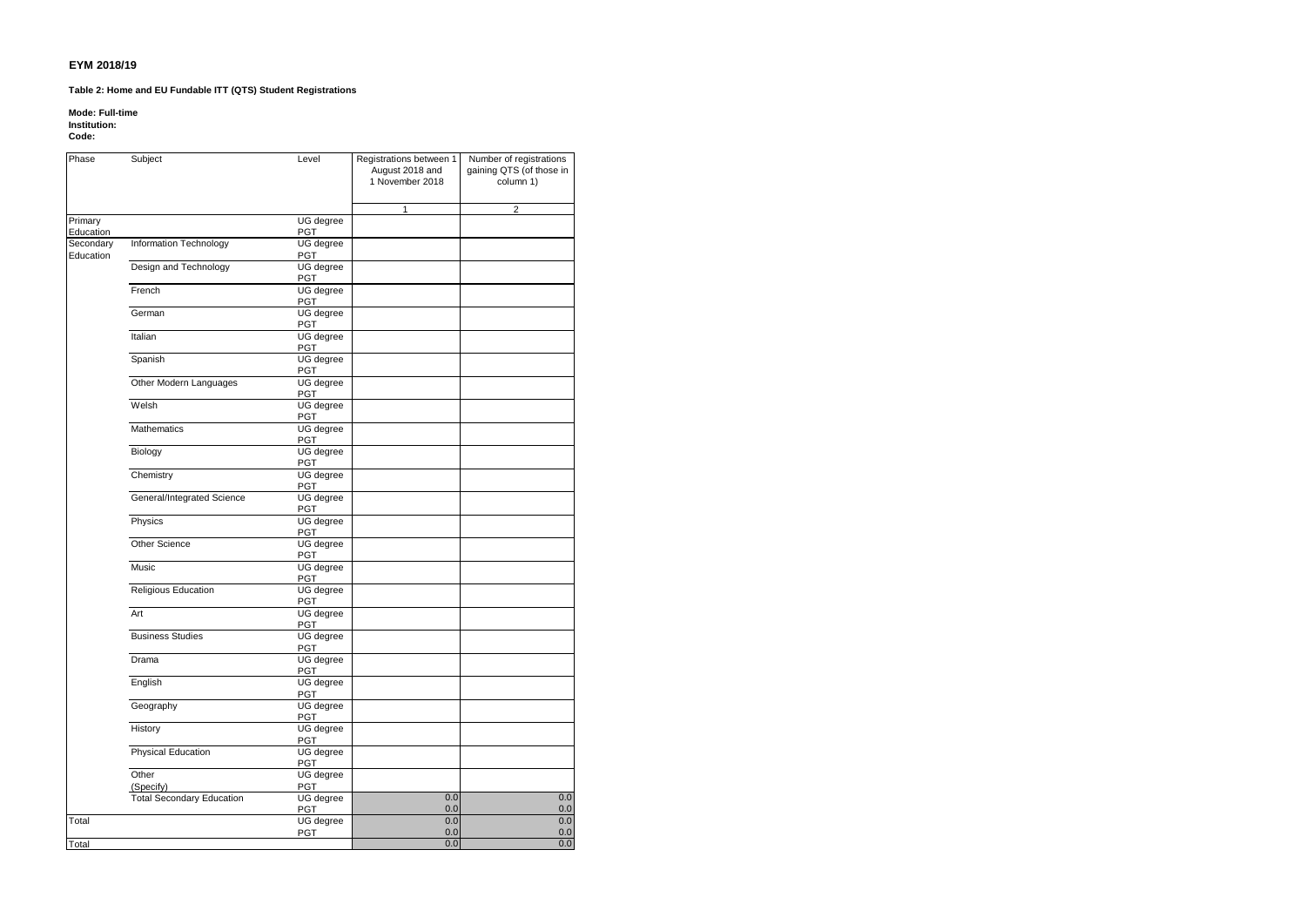**EYM 2018/19**

**Table 2: Home and EU Fundable ITT (QTS) Student Registrations**

**Mode: Full-time**
**Institution:**
**Code:**

| Phase | Subject | Level | Registrations between 1 August 2018 and 1 November 2018 | Number of registrations gaining QTS (of those in column 1) |
|---|---|---|---|---|
| | | | 1 | 2 |
| Primary Education | | UG degree | | |
| | | PGT | | |
| Secondary Education | Information Technology | UG degree | | |
| | | PGT | | |
| | Design and Technology | UG degree | | |
| | | PGT | | |
| | French | UG degree | | |
| | | PGT | | |
| | German | UG degree | | |
| | | PGT | | |
| | Italian | UG degree | | |
| | | PGT | | |
| | Spanish | UG degree | | |
| | | PGT | | |
| | Other Modern Languages | UG degree | | |
| | | PGT | | |
| | Welsh | UG degree | | |
| | | PGT | | |
| | Mathematics | UG degree | | |
| | | PGT | | |
| | Biology | UG degree | | |
| | | PGT | | |
| | Chemistry | UG degree | | |
| | | PGT | | |
| | General/Integrated Science | UG degree | | |
| | | PGT | | |
| | Physics | UG degree | | |
| | | PGT | | |
| | Other Science | UG degree | | |
| | | PGT | | |
| | Music | UG degree | | |
| | | PGT | | |
| | Religious Education | UG degree | | |
| | | PGT | | |
| | Art | UG degree | | |
| | | PGT | | |
| | Business Studies | UG degree | | |
| | | PGT | | |
| | Drama | UG degree | | |
| | | PGT | | |
| | English | UG degree | | |
| | | PGT | | |
| | Geography | UG degree | | |
| | | PGT | | |
| | History | UG degree | | |
| | | PGT | | |
| | Physical Education | UG degree | | |
| | | PGT | | |
| | Other (Specify) | UG degree | | |
| | | PGT | | |
| | Total Secondary Education | UG degree | 0.0 | 0.0 |
| | | PGT | 0.0 | 0.0 |
| Total | | UG degree | 0.0 | 0.0 |
| | | PGT | 0.0 | 0.0 |
| Total | | | 0.0 | 0.0 |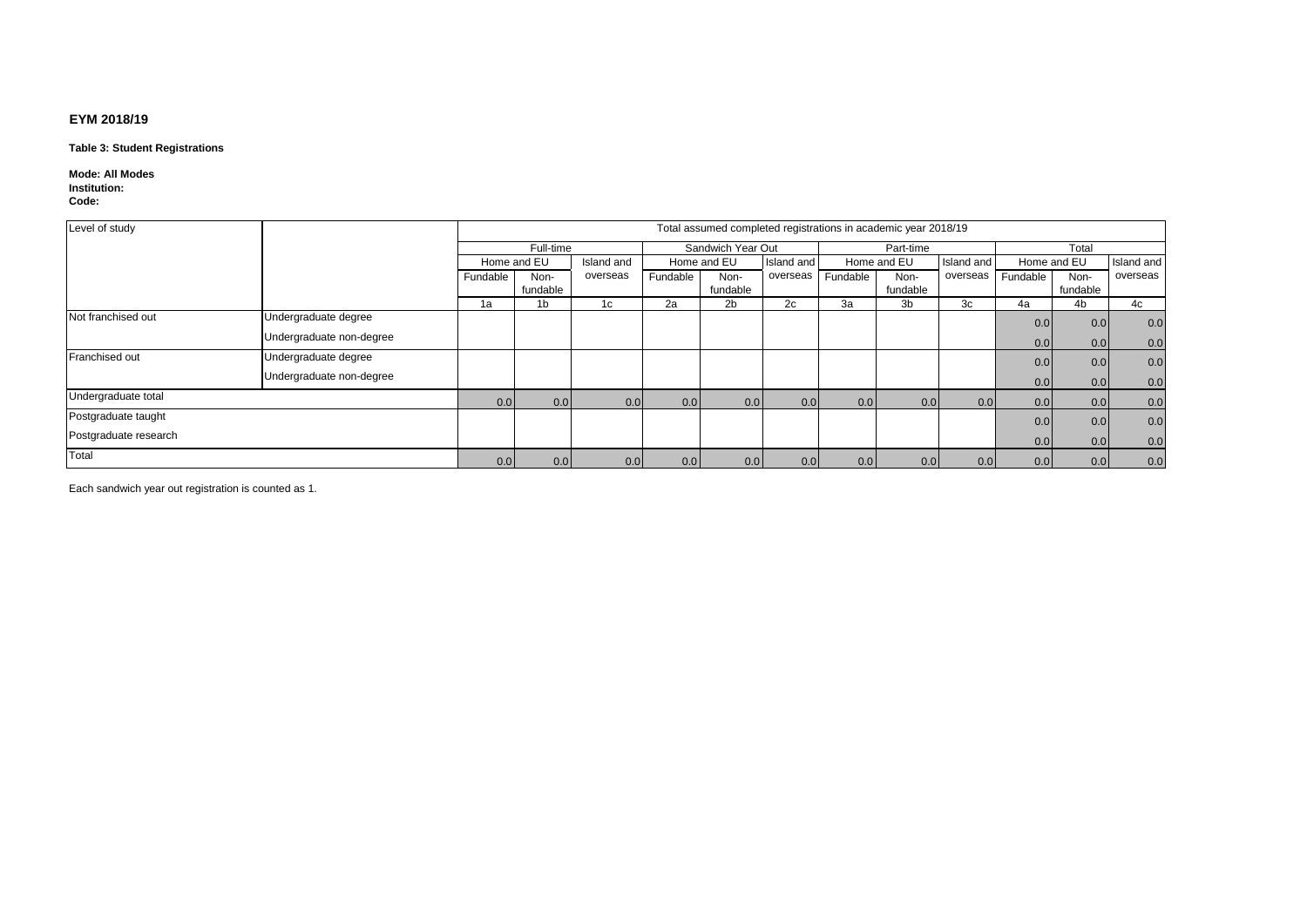**EYM 2018/19**

**Table 3: Student Registrations**

**Mode: All Modes**
**Institution:**
**Code:**

| Level of study | | Total assumed completed registrations in academic year 2018/19 | | | | | | | | | | | |
|---|---|---|---|---|---|---|---|---|---|---|---|---|---|
| | | Full-time | | | Sandwich Year Out | | | Part-time | | | Total | | |
| | | Home and EU | | Island and overseas | Home and EU | | Island and overseas | Home and EU | | Island and overseas | Home and EU | | Island and overseas |
| | | Fundable | Non-fundable | | Fundable | Non-fundable | | Fundable | Non-fundable | | Fundable | Non-fundable | |
| | | 1a | 1b | 1c | 2a | 2b | 2c | 3a | 3b | 3c | 4a | 4b | 4c |
| Not franchised out | Undergraduate degree | | | | | | | | | | 0.0 | 0.0 | 0.0 |
| | Undergraduate non-degree | | | | | | | | | | 0.0 | 0.0 | 0.0 |
| Franchised out | Undergraduate degree | | | | | | | | | | 0.0 | 0.0 | 0.0 |
| | Undergraduate non-degree | | | | | | | | | | 0.0 | 0.0 | 0.0 |
| Undergraduate total | | 0.0 | 0.0 | 0.0 | 0.0 | 0.0 | 0.0 | 0.0 | 0.0 | 0.0 | 0.0 | 0.0 | 0.0 |
| Postgraduate taught | | | | | | | | | | | 0.0 | 0.0 | 0.0 |
| Postgraduate research | | | | | | | | | | | 0.0 | 0.0 | 0.0 |
| Total | | 0.0 | 0.0 | 0.0 | 0.0 | 0.0 | 0.0 | 0.0 | 0.0 | 0.0 | 0.0 | 0.0 | 0.0 |

Each sandwich year out registration is counted as 1.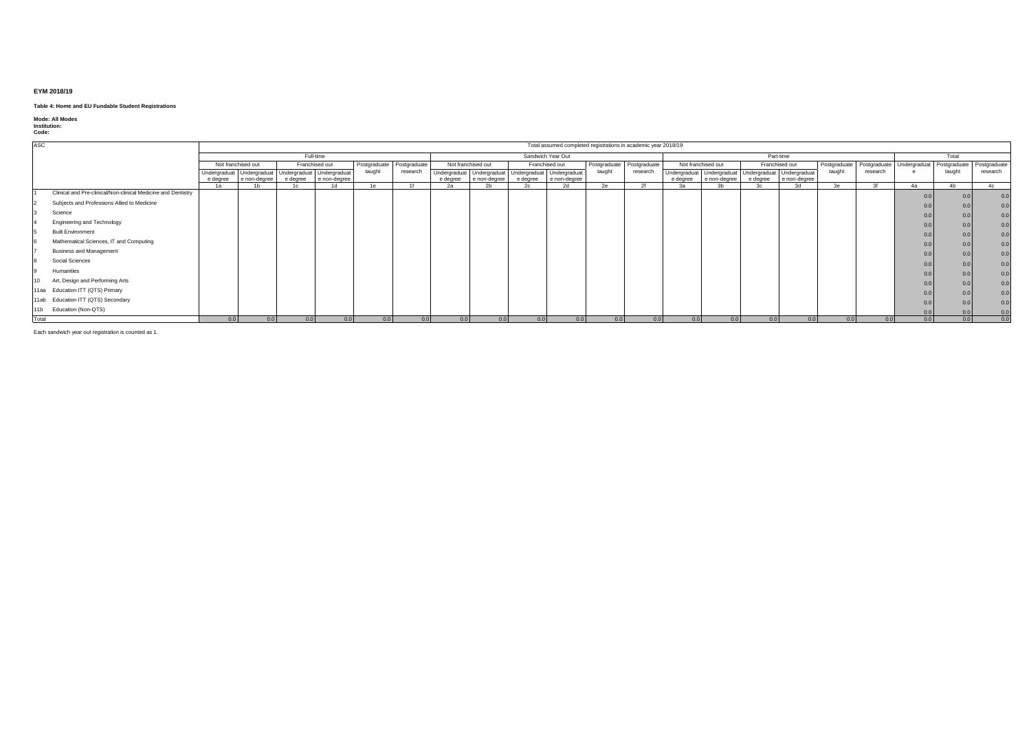**EYM 2018/19**

**Table 4: Home and EU Fundable Student Registrations**

**Mode: All Modes**
**Institution:**
**Code:**

| ASC | | Total assumed completed registrations in academic year 2018/19 | | | | | | | | | | | | | | | | | | | | |
|---|---|---|---|---|---|---|---|---|---|---|---|---|---|---|---|---|---|---|---|---|---|---|
| | | Full-time | | | | | | Sandwich Year Out | | | | | | Part-time | | | | | | Total | | |
| | | Not franchised out | | Franchised out | | Postgraduate taught | Postgraduate research | Not franchised out | | Franchised out | | Postgraduate taught | Postgraduate research | Not franchised out | | Franchised out | | Postgraduate taught | Postgraduate research | Undergraduate | Postgraduate taught | Postgraduate research |
| | | Undergraduate degree | Undergraduate non-degree | Undergraduate degree | Undergraduate non-degree | | | Undergraduate degree | Undergraduate non-degree | Undergraduate degree | Undergraduate non-degree | | | Undergraduate degree | Undergraduate non-degree | Undergraduate degree | Undergraduate non-degree | | | | | |
| | | 1a | 1b | 1c | 1d | 1e | 1f | 2a | 2b | 2c | 2d | 2e | 2f | 3a | 3b | 3c | 3d | 3e | 3f | 4a | 4b | 4c |
| 1 | Clinical and Pre-clinical/Non-clinical Medicine and Dentistry | | | | | | | | | | | | | | | | | | | 0.0 | 0.0 | 0.0 |
| 2 | Subjects and Professions Allied to Medicine | | | | | | | | | | | | | | | | | | | 0.0 | 0.0 | 0.0 |
| 3 | Science | | | | | | | | | | | | | | | | | | | 0.0 | 0.0 | 0.0 |
| 4 | Engineering and Technology | | | | | | | | | | | | | | | | | | | 0.0 | 0.0 | 0.0 |
| 5 | Built Environment | | | | | | | | | | | | | | | | | | | 0.0 | 0.0 | 0.0 |
| 6 | Mathematical Sciences, IT and Computing | | | | | | | | | | | | | | | | | | | 0.0 | 0.0 | 0.0 |
| 7 | Business and Management | | | | | | | | | | | | | | | | | | | 0.0 | 0.0 | 0.0 |
| 8 | Social Sciences | | | | | | | | | | | | | | | | | | | 0.0 | 0.0 | 0.0 |
| 9 | Humanities | | | | | | | | | | | | | | | | | | | 0.0 | 0.0 | 0.0 |
| 10 | Art, Design and Performing Arts | | | | | | | | | | | | | | | | | | | 0.0 | 0.0 | 0.0 |
| 11aa | Education ITT (QTS) Primary | | | | | | | | | | | | | | | | | | | 0.0 | 0.0 | 0.0 |
| 11ab | Education ITT (QTS) Secondary | | | | | | | | | | | | | | | | | | | 0.0 | 0.0 | 0.0 |
| 11b | Education (Non-QTS) | | | | | | | | | | | | | | | | | | | 0.0 | 0.0 | 0.0 |
| Total | | 0.0 | 0.0 | 0.0 | 0.0 | 0.0 | 0.0 | 0.0 | 0.0 | 0.0 | 0.0 | 0.0 | 0.0 | 0.0 | 0.0 | 0.0 | 0.0 | 0.0 | 0.0 | 0.0 | 0.0 | 0.0 |

Each sandwich year out registration is counted as 1.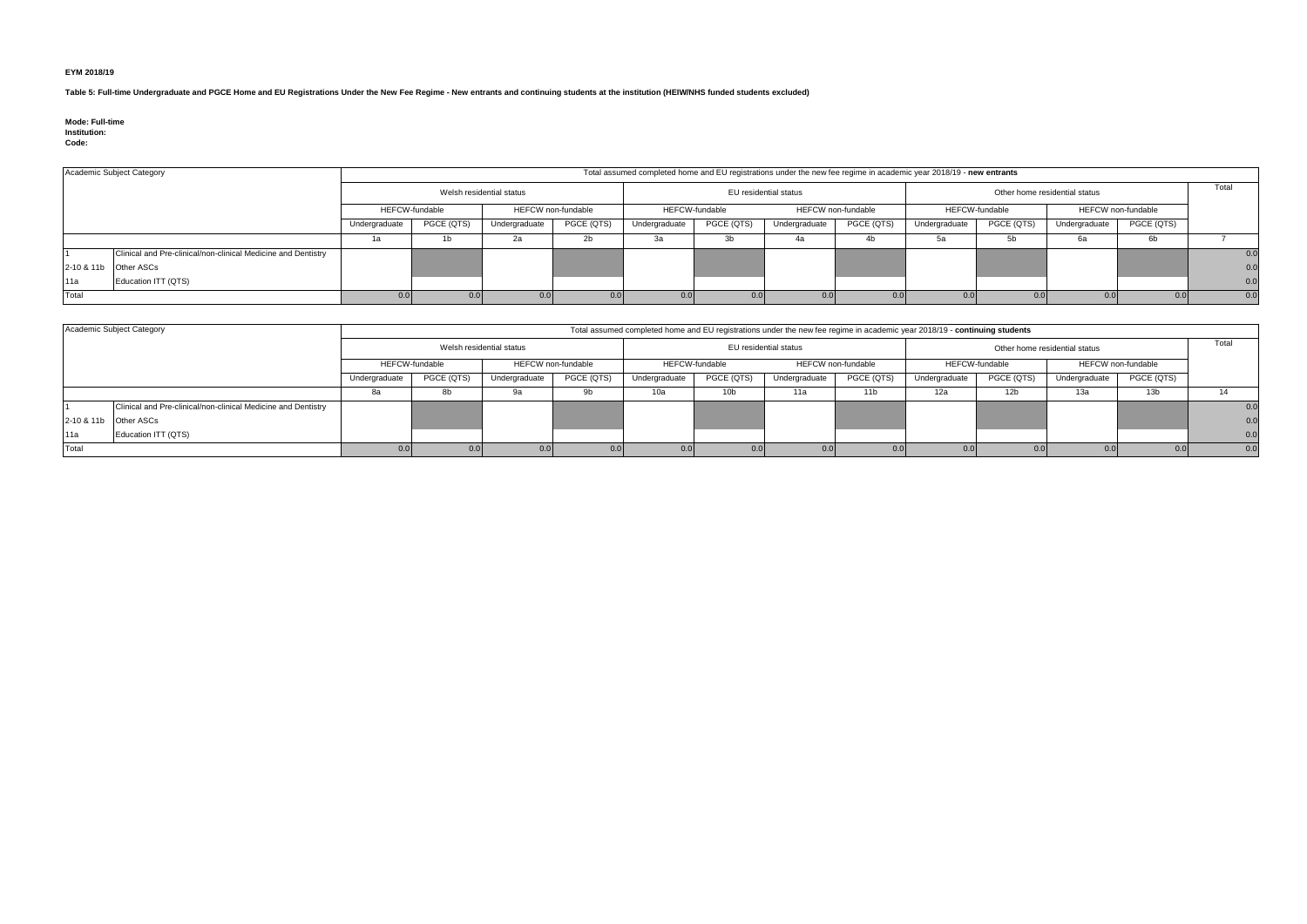**EYM 2018/19**

**Table 5: Full-time Undergraduate and PGCE Home and EU Registrations Under the New Fee Regime - New entrants and continuing students at the institution (HEIW/NHS funded students excluded)**

**Mode: Full-time**
**Institution:**
**Code:**

| Academic Subject Category | | Total assumed completed home and EU registrations under the new fee regime in academic year 2018/19 - **new entrants** | | | | | | | | | | | | |
|---|---|---|---|---|---|---|---|---|---|---|---|---|---|---|
| | | Welsh residential status | | | | EU residential status | | | | Other home residential status | | | | Total |
| | | HEFCW-fundable | | HEFCW non-fundable | | HEFCW-fundable | | HEFCW non-fundable | | HEFCW-fundable | | HEFCW non-fundable | | |
| | | Undergraduate | PGCE (QTS) | Undergraduate | PGCE (QTS) | Undergraduate | PGCE (QTS) | Undergraduate | PGCE (QTS) | Undergraduate | PGCE (QTS) | Undergraduate | PGCE (QTS) | |
| | | 1a | 1b | 2a | 2b | 3a | 3b | 4a | 4b | 5a | 5b | 6a | 6b | 7 |
| 1 | Clinical and Pre-clinical/non-clinical Medicine and Dentistry | | | | | | | | | | | | | 0.0 |
| 2-10 & 11b | Other ASCs | | | | | | | | | | | | | 0.0 |
| 11a | Education ITT (QTS) | | | | | | | | | | | | | 0.0 |
| Total | | 0.0 | 0.0 | 0.0 | 0.0 | 0.0 | 0.0 | 0.0 | 0.0 | 0.0 | 0.0 | 0.0 | 0.0 | 0.0 |

| Academic Subject Category | | Total assumed completed home and EU registrations under the new fee regime in academic year 2018/19 - **continuing students** | | | | | | | | | | | | |
|---|---|---|---|---|---|---|---|---|---|---|---|---|---|---|
| | | Welsh residential status | | | | EU residential status | | | | Other home residential status | | | | Total |
| | | HEFCW-fundable | | HEFCW non-fundable | | HEFCW-fundable | | HEFCW non-fundable | | HEFCW-fundable | | HEFCW non-fundable | | |
| | | Undergraduate | PGCE (QTS) | Undergraduate | PGCE (QTS) | Undergraduate | PGCE (QTS) | Undergraduate | PGCE (QTS) | Undergraduate | PGCE (QTS) | Undergraduate | PGCE (QTS) | |
| | | 8a | 8b | 9a | 9b | 10a | 10b | 11a | 11b | 12a | 12b | 13a | 13b | 14 |
| 1 | Clinical and Pre-clinical/non-clinical Medicine and Dentistry | | | | | | | | | | | | | 0.0 |
| 2-10 & 11b | Other ASCs | | | | | | | | | | | | | 0.0 |
| 11a | Education ITT (QTS) | | | | | | | | | | | | | 0.0 |
| Total | | 0.0 | 0.0 | 0.0 | 0.0 | 0.0 | 0.0 | 0.0 | 0.0 | 0.0 | 0.0 | 0.0 | 0.0 | 0.0 |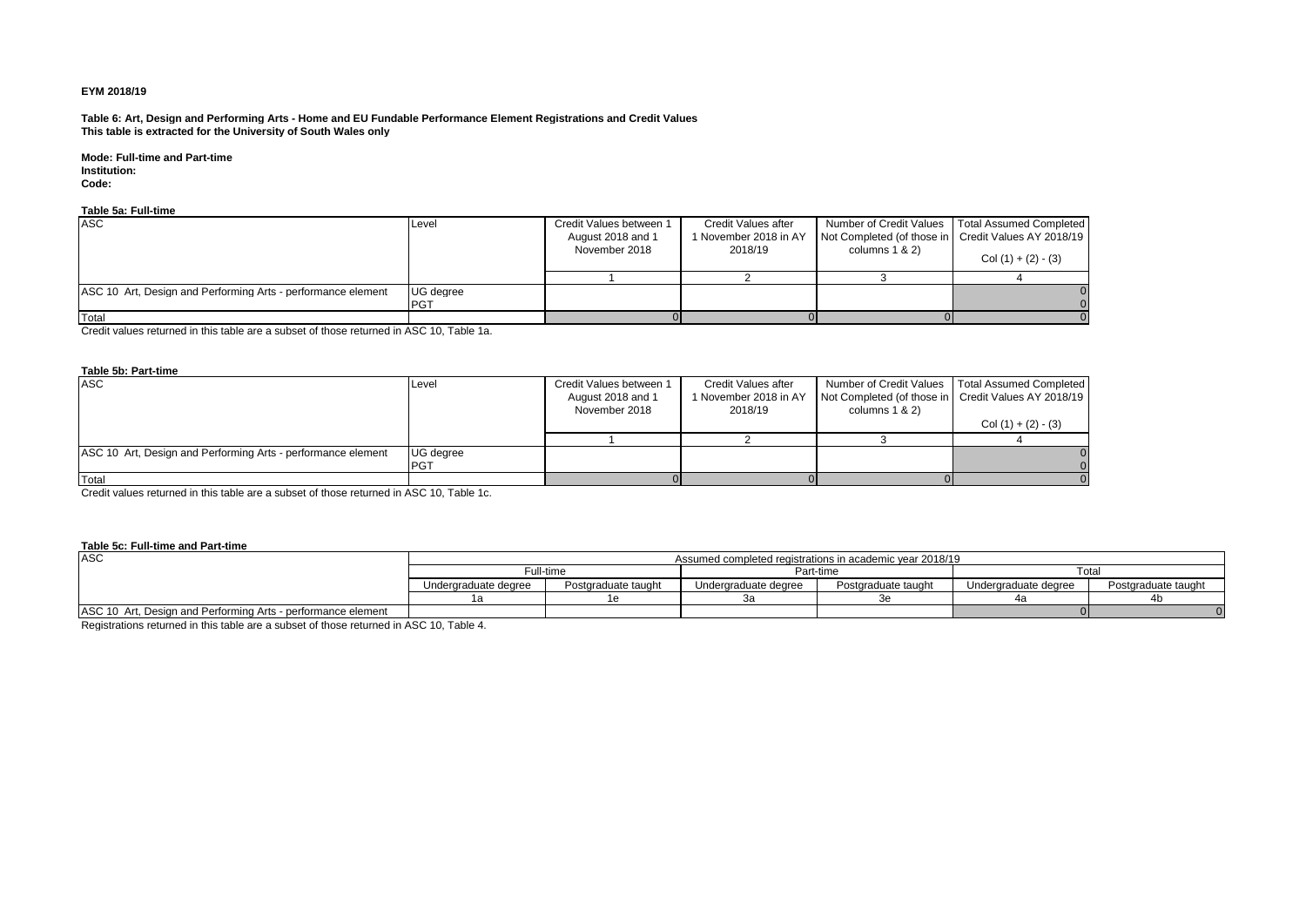**EYM 2018/19**

**Table 6: Art, Design and Performing Arts - Home and EU Fundable Performance Element Registrations and Credit Values**
**This table is extracted for the University of South Wales only**

**Mode: Full-time and Part-time**
**Institution:**
**Code:**

**Table 5a: Full-time**

| ASC | Level | Credit Values between 1 August 2018 and 1 November 2018 | Credit Values after 1 November 2018 in AY 2018/19 | Number of Credit Values Not Completed (of those in columns 1 & 2) | Total Assumed Completed Credit Values AY 2018/19 Col (1) + (2) - (3) |
|---|---|---|---|---|---|
| | | 1 | 2 | 3 | 4 |
| ASC 10 Art, Design and Performing Arts - performance element | UG degree | | | | 0 |
| | PGT | | | | 0 |
| Total | | 0 | 0 | 0 | 0 |

Credit values returned in this table are a subset of those returned in ASC 10, Table 1a.

**Table 5b: Part-time**

| ASC | Level | Credit Values between 1 August 2018 and 1 November 2018 | Credit Values after 1 November 2018 in AY 2018/19 | Number of Credit Values Not Completed (of those in columns 1 & 2) | Total Assumed Completed Credit Values AY 2018/19 Col (1) + (2) - (3) |
|---|---|---|---|---|---|
| | | 1 | 2 | 3 | 4 |
| ASC 10 Art, Design and Performing Arts - performance element | UG degree | | | | 0 |
| | PGT | | | | 0 |
| Total | | 0 | 0 | 0 | 0 |

Credit values returned in this table are a subset of those returned in ASC 10, Table 1c.

**Table 5c: Full-time and Part-time**

| ASC | Assumed completed registrations in academic year 2018/19 | | | | | |
|---|---|---|---|---|---|---|
| | Full-time | | Part-time | | Total | |
| | Undergraduate degree | Postgraduate taught | Undergraduate degree | Postgraduate taught | Undergraduate degree | Postgraduate taught |
| | 1a | 1e | 3a | 3e | 4a | 4b |
| ASC 10 Art, Design and Performing Arts - performance element | | | | | 0 | 0 |

Registrations returned in this table are a subset of those returned in ASC 10, Table 4.